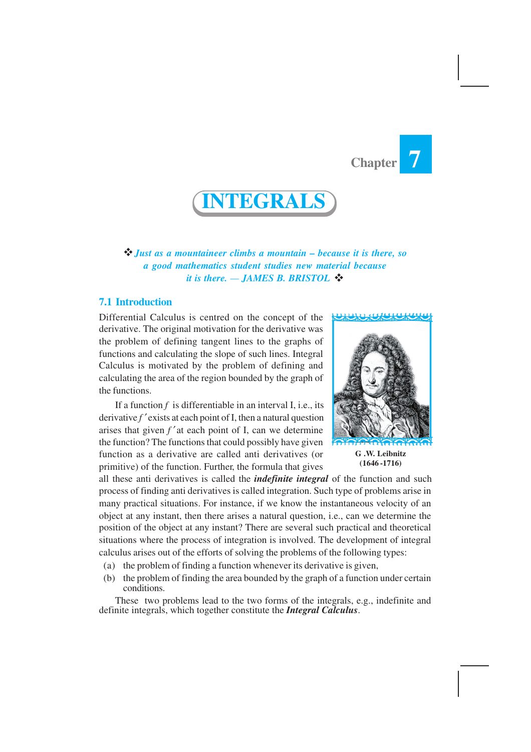Chapter 7

# INTEGRALS

❖ *Just as a mountaineer climbs a mountain – because it is there, so a good mathematics student studies new material because it is there. — JAMES B. BRISTOL* ❖

## 7.1 Introduction

Differential Calculus is centred on the concept of the derivative. The original motivation for the derivative was the problem of defining tangent lines to the graphs of functions and calculating the slope of such lines. Integral Calculus is motivated by the problem of defining and calculating the area of the region bounded by the graph of the functions.

G .W. Leibnitz (1646 -1716)

If a function $f$ is differentiable in an interval I, i.e., its derivative $f'$ exists at each point of I, then a natural question arises that given $f'$ at each point of I, can we determine the function? The functions that could possibly have given function as a derivative are called anti derivatives (or primitive) of the function. Further, the formula that gives all these anti derivatives is called the ***indefinite integral*** of the function and such process of finding anti derivatives is called integration. Such type of problems arise in many practical situations. For instance, if we know the instantaneous velocity of an object at any instant, then there arises a natural question, i.e., can we determine the position of the object at any instant? There are several such practical and theoretical situations where the process of integration is involved. The development of integral calculus arises out of the efforts of solving the problems of the following types:

(a) the problem of finding a function whenever its derivative is given,

(b) the problem of finding the area bounded by the graph of a function under certain conditions.

These two problems lead to the two forms of the integrals, e.g., indefinite and definite integrals, which together constitute the ***Integral Calculus***.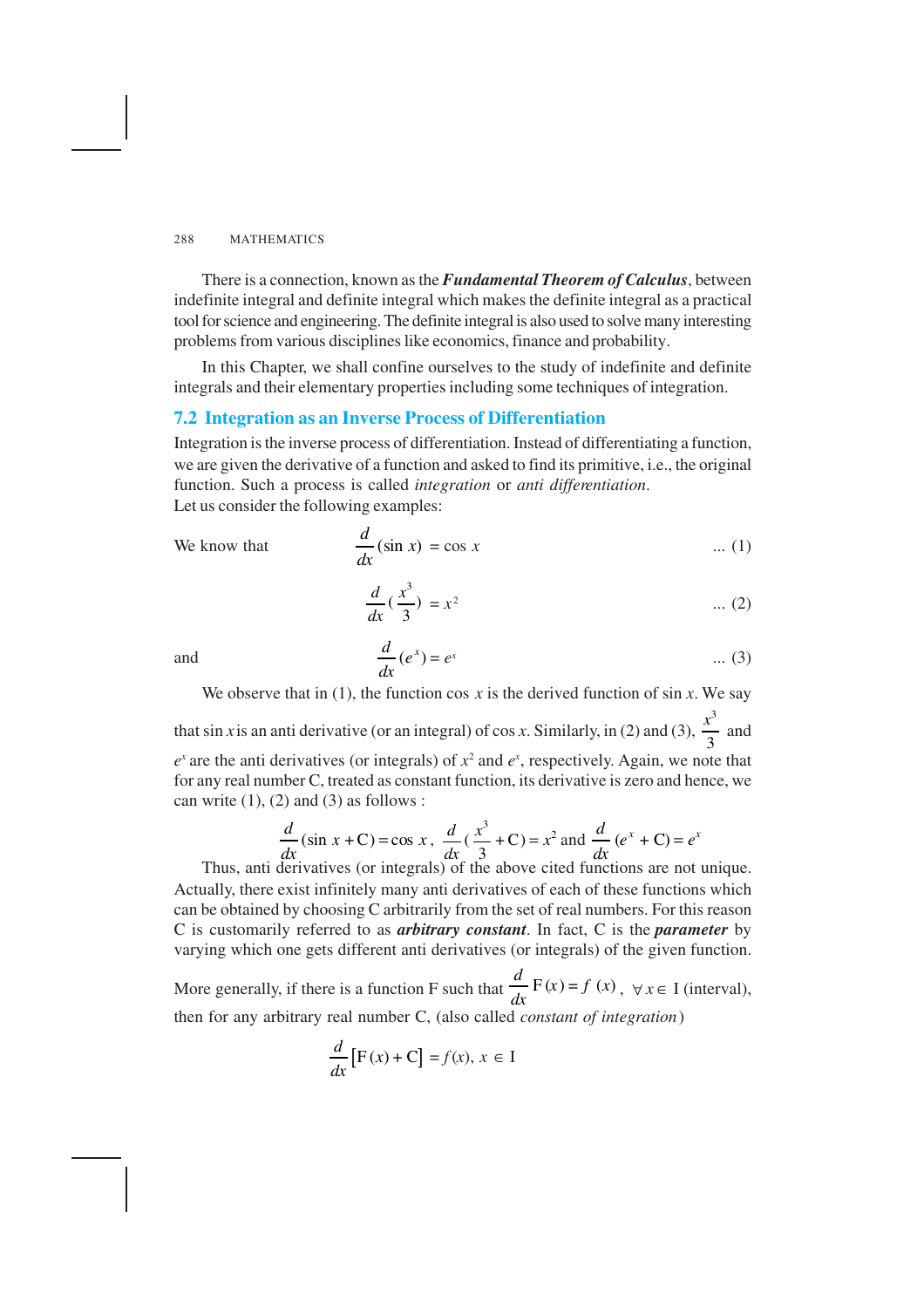There is a connection, known as the ***Fundamental Theorem of Calculus***, between indefinite integral and definite integral which makes the definite integral as a practical tool for science and engineering. The definite integral is also used to solve many interesting problems from various disciplines like economics, finance and probability.

In this Chapter, we shall confine ourselves to the study of indefinite and definite integrals and their elementary properties including some techniques of integration.

## 7.2 Integration as an Inverse Process of Differentiation

Integration is the inverse process of differentiation. Instead of differentiating a function, we are given the derivative of a function and asked to find its primitive, i.e., the original function. Such a process is called *integration* or *anti differentiation*.
Let us consider the following examples:

We know that
$$\frac{d}{dx}(\sin x) = \cos x \qquad \text{... (1)}$$

$$\frac{d}{dx}\left(\frac{x^3}{3}\right) = x^2 \qquad \text{... (2)}$$

and
$$\frac{d}{dx}(e^x) = e^x \qquad \text{... (3)}$$

We observe that in (1), the function $\cos x$ is the derived function of $\sin x$. We say that $\sin x$ is an anti derivative (or an integral) of $\cos x$. Similarly, in (2) and (3), $\frac{x^3}{3}$ and $e^x$ are the anti derivatives (or integrals) of $x^2$ and $e^x$, respectively. Again, we note that for any real number C, treated as constant function, its derivative is zero and hence, we can write (1), (2) and (3) as follows :

$$\frac{d}{dx}(\sin x + \text{C}) = \cos x, \ \frac{d}{dx}\left(\frac{x^3}{3} + \text{C}\right) = x^2 \text{ and } \frac{d}{dx}(e^x + \text{C}) = e^x$$

Thus, anti derivatives (or integrals) of the above cited functions are not unique. Actually, there exist infinitely many anti derivatives of each of these functions which can be obtained by choosing C arbitrarily from the set of real numbers. For this reason C is customarily referred to as ***arbitrary constant***. In fact, C is the ***parameter*** by varying which one gets different anti derivatives (or integrals) of the given function.

More generally, if there is a function F such that $\frac{d}{dx}\text{F}(x) = f(x)$, $\forall x \in$ I (interval), then for any arbitrary real number C, (also called *constant of integration*)

$$\frac{d}{dx}\left[\text{F}(x) + \text{C}\right] = f(x), \ x \in \text{I}$$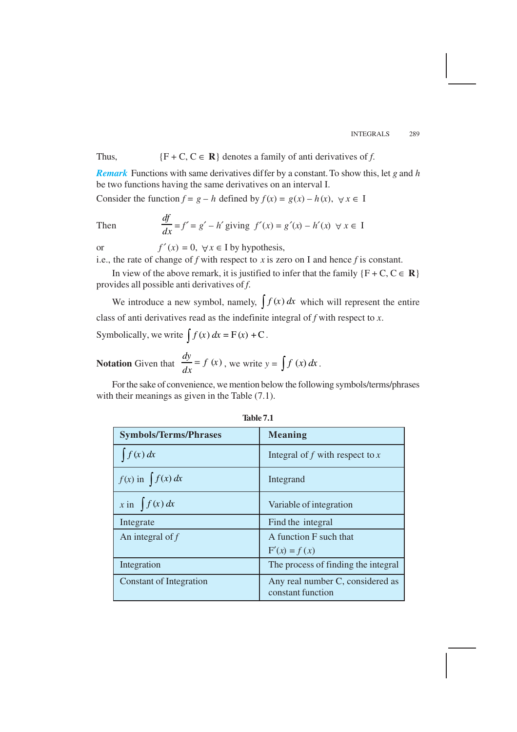Thus, $\{F + C, C \in \mathbf{R}\}$ denotes a family of anti derivatives of $f$.

***Remark*** Functions with same derivatives differ by a constant. To show this, let $g$ and $h$ be two functions having the same derivatives on an interval I.

Consider the function $f = g - h$ defined by $f(x) = g(x) - h(x), \ \forall x \in \mathrm{I}$

Then $\quad \dfrac{df}{dx} = f' = g' - h'$ giving $f'(x) = g'(x) - h'(x) \ \forall x \in \mathrm{I}$

or $\quad f'(x) = 0, \ \forall x \in \mathrm{I}$ by hypothesis,

i.e., the rate of change of $f$ with respect to $x$ is zero on I and hence $f$ is constant.

In view of the above remark, it is justified to infer that the family $\{F + C, C \in \mathbf{R}\}$ provides all possible anti derivatives of $f$.

We introduce a new symbol, namely, $\int f(x)\, dx$ which will represent the entire class of anti derivatives read as the indefinite integral of $f$ with respect to $x$.

Symbolically, we write $\int f(x)\, dx = F(x) + C$.

**Notation** Given that $\dfrac{dy}{dx} = f(x)$, we write $y = \int f(x)\, dx$.

For the sake of convenience, we mention below the following symbols/terms/phrases with their meanings as given in the Table (7.1).

**Table 7.1**

| Symbols/Terms/Phrases | Meaning |
|---|---|
| $\int f(x)\, dx$ | Integral of $f$ with respect to $x$ |
| $f(x)$ in $\int f(x)\, dx$ | Integrand |
| $x$ in $\int f(x)\, dx$ | Variable of integration |
| Integrate | Find the integral |
| An integral of $f$ | A function F such that $F'(x) = f(x)$ |
| Integration | The process of finding the integral |
| Constant of Integration | Any real number C, considered as constant function |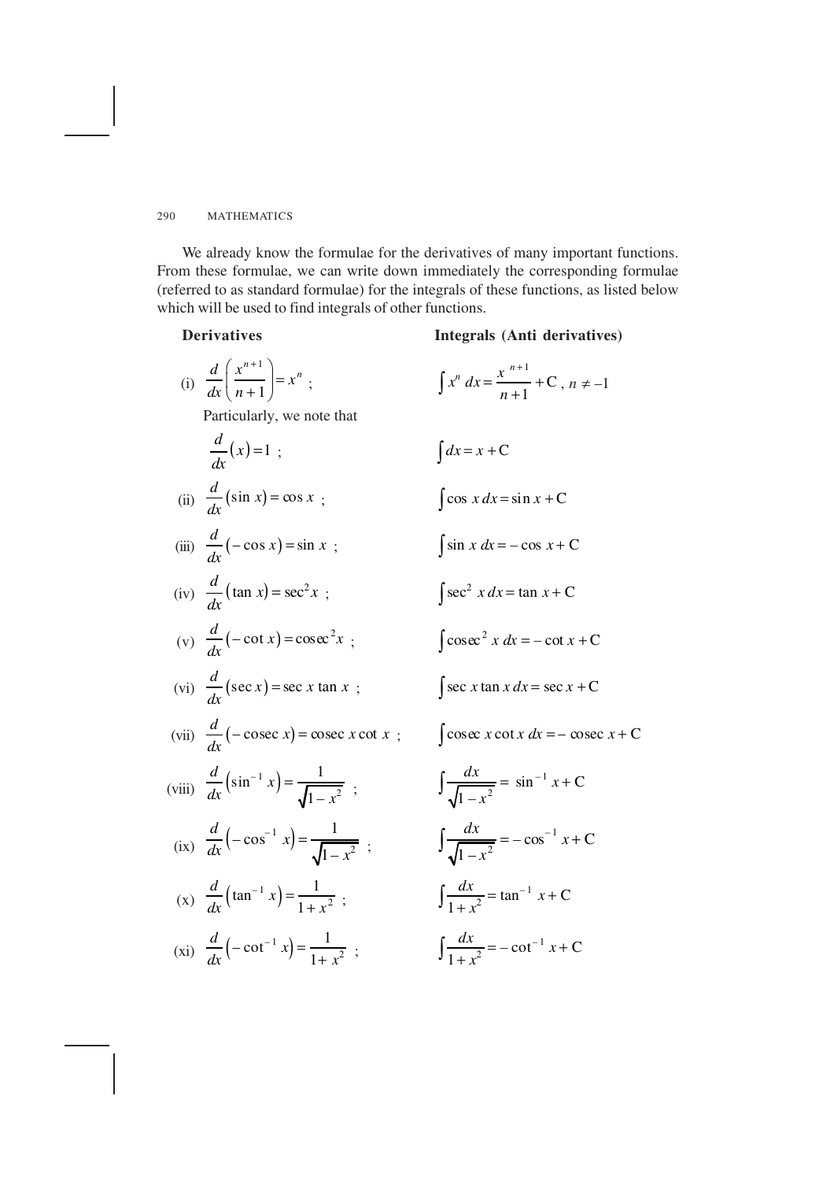We already know the formulae for the derivatives of many important functions. From these formulae, we can write down immediately the corresponding formulae (referred to as standard formulae) for the integrals of these functions, as listed below which will be used to find integrals of other functions.

| **Derivatives** | **Integrals (Anti derivatives)** |
|---|---|
| (i) $\frac{d}{dx}\left(\frac{x^{n+1}}{n+1}\right) = x^n$ ; | $\int x^n \, dx = \frac{x^{n+1}}{n+1} + C$ , $n \neq -1$ |
| Particularly, we note that | |
| $\frac{d}{dx}(x) = 1$ ; | $\int dx = x + C$ |
| (ii) $\frac{d}{dx}(\sin x) = \cos x$ ; | $\int \cos x \, dx = \sin x + C$ |
| (iii) $\frac{d}{dx}(-\cos x) = \sin x$ ; | $\int \sin x \, dx = -\cos x + C$ |
| (iv) $\frac{d}{dx}(\tan x) = \sec^2 x$ ; | $\int \sec^2 x \, dx = \tan x + C$ |
| (v) $\frac{d}{dx}(-\cot x) = \operatorname{cosec}^2 x$ ; | $\int \operatorname{cosec}^2 x \, dx = -\cot x + C$ |
| (vi) $\frac{d}{dx}(\sec x) = \sec x \tan x$ ; | $\int \sec x \tan x \, dx = \sec x + C$ |
| (vii) $\frac{d}{dx}(-\operatorname{cosec} x) = \operatorname{cosec} x \cot x$ ; | $\int \operatorname{cosec} x \cot x \, dx = -\operatorname{cosec} x + C$ |
| (viii) $\frac{d}{dx}\left(\sin^{-1} x\right) = \frac{1}{\sqrt{1-x^2}}$ ; | $\int \frac{dx}{\sqrt{1-x^2}} = \sin^{-1} x + C$ |
| (ix) $\frac{d}{dx}\left(-\cos^{-1} x\right) = \frac{1}{\sqrt{1-x^2}}$ ; | $\int \frac{dx}{\sqrt{1-x^2}} = -\cos^{-1} x + C$ |
| (x) $\frac{d}{dx}\left(\tan^{-1} x\right) = \frac{1}{1+x^2}$ ; | $\int \frac{dx}{1+x^2} = \tan^{-1} x + C$ |
| (xi) $\frac{d}{dx}\left(-\cot^{-1} x\right) = \frac{1}{1+x^2}$ ; | $\int \frac{dx}{1+x^2} = -\cot^{-1} x + C$ |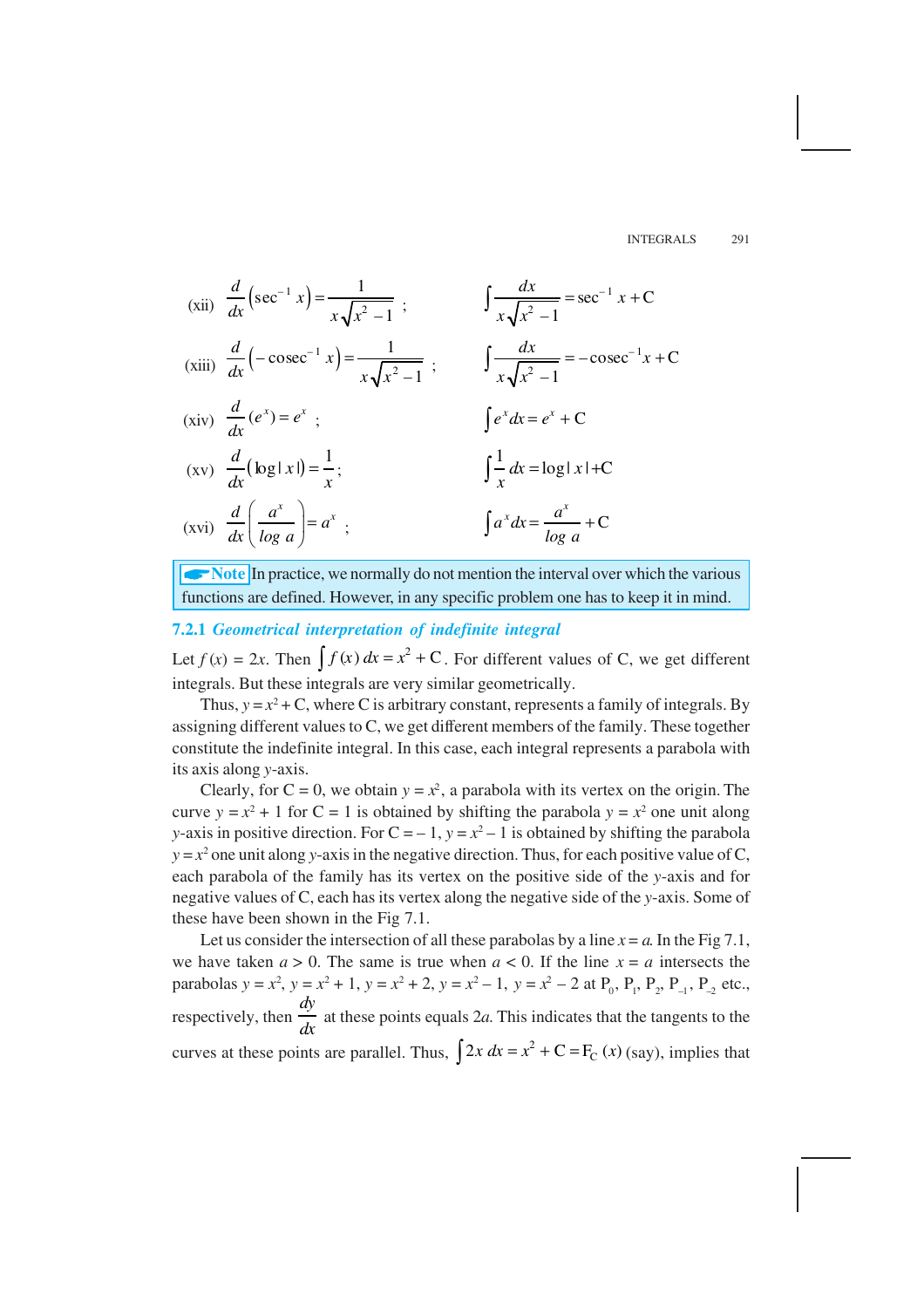(xii) $\frac{d}{dx}\left(\sec^{-1} x\right) = \frac{1}{x\sqrt{x^2 - 1}}$ ; $\int \frac{dx}{x\sqrt{x^2 - 1}} = \sec^{-1} x + C$

(xiii) $\frac{d}{dx}\left(-\text{cosec}^{-1} x\right) = \frac{1}{x\sqrt{x^2 - 1}}$ ; $\int \frac{dx}{x\sqrt{x^2 - 1}} = -\text{cosec}^{-1} x + C$

(xiv) $\frac{d}{dx}(e^x) = e^x$ ; $\int e^x dx = e^x + C$

(xv) $\frac{d}{dx}\left(\log|x|\right) = \frac{1}{x}$; $\int \frac{1}{x} dx = \log|x| + C$

(xvi) $\frac{d}{dx}\left(\frac{a^x}{\log a}\right) = a^x$ ; $\int a^x dx = \frac{a^x}{\log a} + C$

> **Note** In practice, we normally do not mention the interval over which the various functions are defined. However, in any specific problem one has to keep it in mind.

### 7.2.1 *Geometrical interpretation of indefinite integral*

Let $f(x) = 2x$. Then $\int f(x)\, dx = x^2 + C$. For different values of C, we get different integrals. But these integrals are very similar geometrically.

Thus, $y = x^2 + C$, where C is arbitrary constant, represents a family of integrals. By assigning different values to C, we get different members of the family. These together constitute the indefinite integral. In this case, each integral represents a parabola with its axis along $y$-axis.

Clearly, for $C = 0$, we obtain $y = x^2$, a parabola with its vertex on the origin. The curve $y = x^2 + 1$ for $C = 1$ is obtained by shifting the parabola $y = x^2$ one unit along $y$-axis in positive direction. For $C = -1$, $y = x^2 - 1$ is obtained by shifting the parabola $y = x^2$ one unit along $y$-axis in the negative direction. Thus, for each positive value of C, each parabola of the family has its vertex on the positive side of the $y$-axis and for negative values of C, each has its vertex along the negative side of the $y$-axis. Some of these have been shown in the Fig 7.1.

Let us consider the intersection of all these parabolas by a line $x = a$. In the Fig 7.1, we have taken $a > 0$. The same is true when $a < 0$. If the line $x = a$ intersects the parabolas $y = x^2$, $y = x^2 + 1$, $y = x^2 + 2$, $y = x^2 - 1$, $y = x^2 - 2$ at $P_0$, $P_1$, $P_2$, $P_{-1}$, $P_{-2}$ etc., respectively, then $\frac{dy}{dx}$ at these points equals $2a$. This indicates that the tangents to the curves at these points are parallel. Thus, $\int 2x\, dx = x^2 + C = F_C(x)$ (say), implies that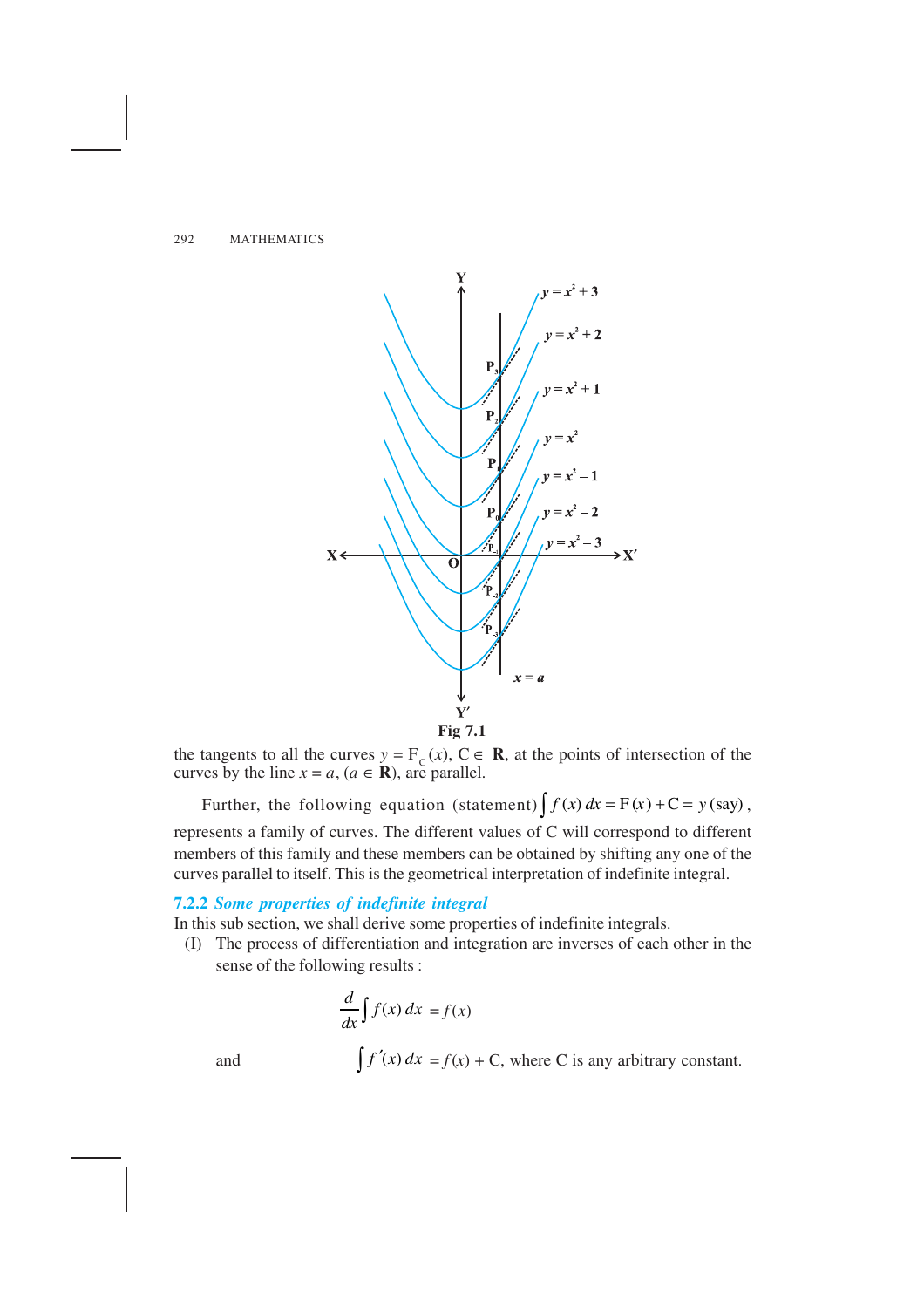Fig 7.1

the tangents to all the curves $y = F_C(x)$, $C \in \mathbf{R}$, at the points of intersection of the curves by the line $x = a$, ($a \in \mathbf{R}$), are parallel.

Further, the following equation (statement) $\int f(x)\,dx = F(x) + C = y$ (say), represents a family of curves. The different values of C will correspond to different members of this family and these members can be obtained by shifting any one of the curves parallel to itself. This is the geometrical interpretation of indefinite integral.

### 7.2.2 *Some properties of indefinite integral*

In this sub section, we shall derive some properties of indefinite integrals.

(I) The process of differentiation and integration are inverses of each other in the sense of the following results :

$$\frac{d}{dx}\int f(x)\,dx = f(x)$$

and $\int f'(x)\,dx = f(x) + C$, where C is any arbitrary constant.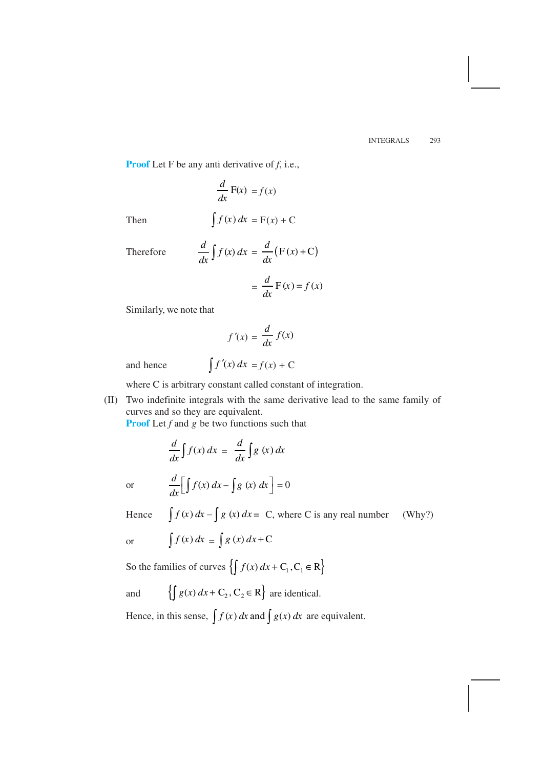**Proof** Let F be any anti derivative of $f$, i.e.,

$$\frac{d}{dx}\text{F}(x) = f(x)$$

Then $$\int f(x)\,dx = \text{F}(x) + \text{C}$$

Therefore $$\frac{d}{dx}\int f(x)\,dx = \frac{d}{dx}(\text{F}(x) + \text{C})$$

$$= \frac{d}{dx}\text{F}(x) = f(x)$$

Similarly, we note that

$$f'(x) = \frac{d}{dx}f(x)$$

and hence $$\int f'(x)\,dx = f(x) + \text{C}$$

where C is arbitrary constant called constant of integration.

(II) Two indefinite integrals with the same derivative lead to the same family of curves and so they are equivalent.

**Proof** Let $f$ and $g$ be two functions such that

$$\frac{d}{dx}\int f(x)\,dx = \frac{d}{dx}\int g(x)\,dx$$

or $$\frac{d}{dx}\left[\int f(x)\,dx - \int g(x)\,dx\right] = 0$$

Hence $\int f(x)\,dx - \int g(x)\,dx =$ C, where C is any real number (Why?)

or $$\int f(x)\,dx = \int g(x)\,dx + \text{C}$$

So the families of curves $\left\{\int f(x)\,dx + \text{C}_1, \text{C}_1 \in \text{R}\right\}$

and $\left\{\int g(x)\,dx + \text{C}_2, \text{C}_2 \in \text{R}\right\}$ are identical.

Hence, in this sense, $\int f(x)\,dx$ and $\int g(x)\,dx$ are equivalent.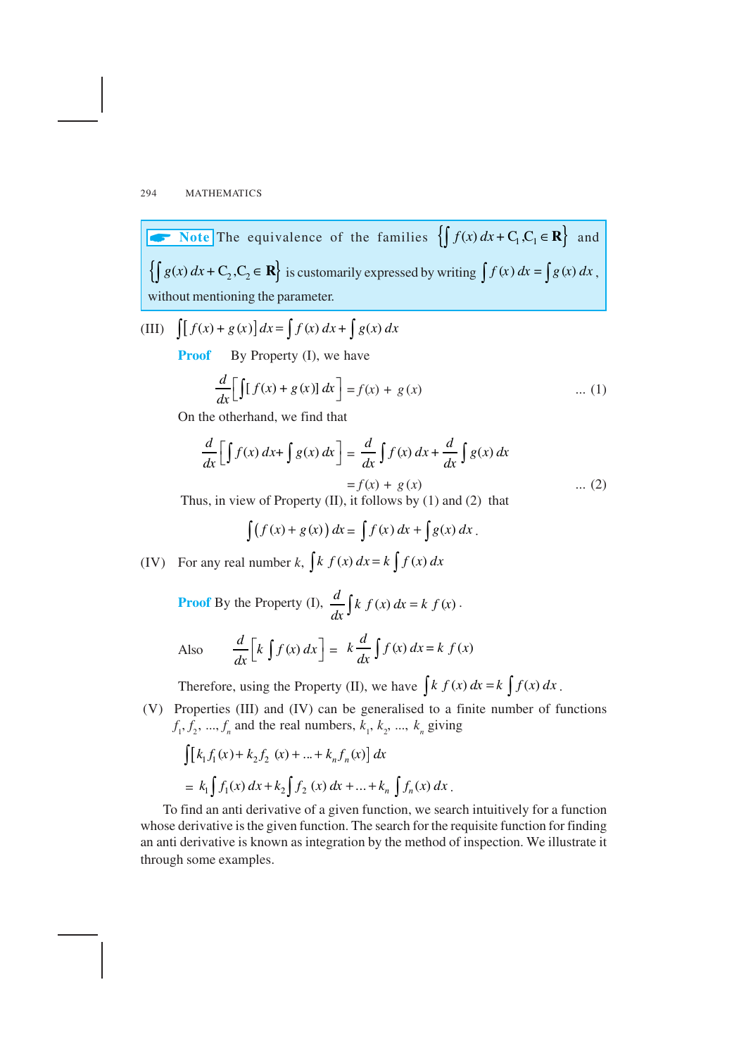> **Note** The equivalence of the families $\left\{\int f(x)\,dx + C_1, C_1 \in \mathbf{R}\right\}$ and $\left\{\int g(x)\,dx + C_2, C_2 \in \mathbf{R}\right\}$ is customarily expressed by writing $\int f(x)\,dx = \int g(x)\,dx$, without mentioning the parameter.

(III) $\int [f(x) + g(x)]\,dx = \int f(x)\,dx + \int g(x)\,dx$

**Proof** By Property (I), we have

$$\frac{d}{dx}\left[\int [f(x) + g(x)]\,dx\right] = f(x) + g(x) \qquad \text{... (1)}$$

On the otherhand, we find that

$$\frac{d}{dx}\left[\int f(x)\,dx + \int g(x)\,dx\right] = \frac{d}{dx}\int f(x)\,dx + \frac{d}{dx}\int g(x)\,dx$$

$$= f(x) + g(x) \qquad \text{... (2)}$$

Thus, in view of Property (II), it follows by (1) and (2) that

$$\int \left(f(x) + g(x)\right) dx = \int f(x)\,dx + \int g(x)\,dx.$$

(IV) For any real number $k$, $\int k\, f(x)\,dx = k \int f(x)\,dx$

**Proof** By the Property (I), $\dfrac{d}{dx}\int k\, f(x)\,dx = k\, f(x)$.

Also $\quad \dfrac{d}{dx}\left[k \int f(x)\,dx\right] = k\dfrac{d}{dx}\int f(x)\,dx = k\, f(x)$

Therefore, using the Property (II), we have $\int k\, f(x)\,dx = k \int f(x)\,dx$.

(V) Properties (III) and (IV) can be generalised to a finite number of functions $f_1, f_2, ..., f_n$ and the real numbers, $k_1, k_2, ..., k_n$ giving

$$\int [k_1 f_1(x) + k_2 f_2(x) + ... + k_n f_n(x)]\,dx$$

$$= k_1 \int f_1(x)\,dx + k_2 \int f_2(x)\,dx + ... + k_n \int f_n(x)\,dx.$$

To find an anti derivative of a given function, we search intuitively for a function whose derivative is the given function. The search for the requisite function for finding an anti derivative is known as integration by the method of inspection. We illustrate it through some examples.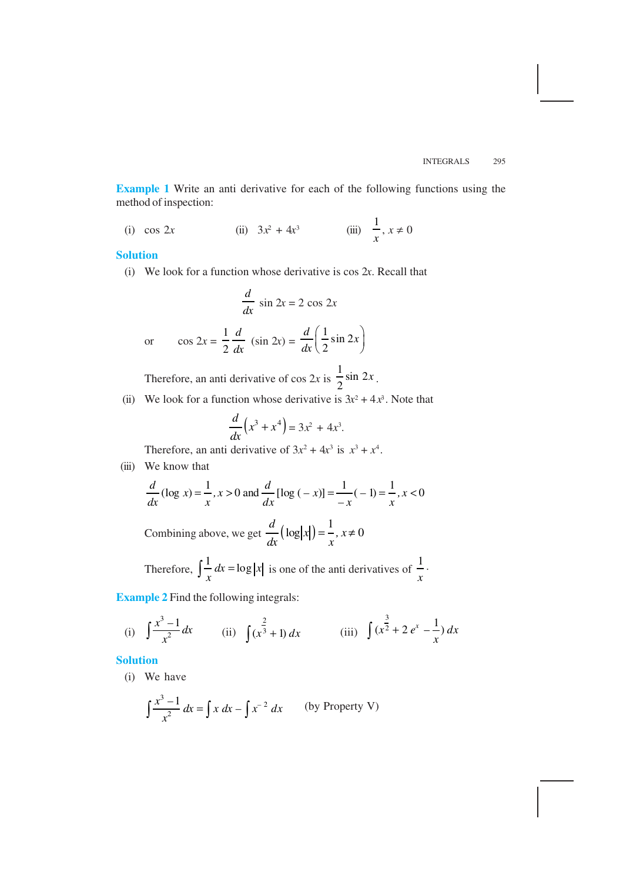**Example 1** Write an anti derivative for each of the following functions using the method of inspection:

(i) $\cos 2x$ (ii) $3x^2 + 4x^3$ (iii) $\frac{1}{x}, x \neq 0$

**Solution**

(i) We look for a function whose derivative is $\cos 2x$. Recall that

$$\frac{d}{dx} \sin 2x = 2 \cos 2x$$

or $$\cos 2x = \frac{1}{2} \frac{d}{dx} (\sin 2x) = \frac{d}{dx}\left(\frac{1}{2}\sin 2x\right)$$

Therefore, an anti derivative of $\cos 2x$ is $\frac{1}{2}\sin 2x$.

(ii) We look for a function whose derivative is $3x^2 + 4x^3$. Note that

$$\frac{d}{dx}\left(x^3 + x^4\right) = 3x^2 + 4x^3.$$

Therefore, an anti derivative of $3x^2 + 4x^3$ is $x^3 + x^4$.

(iii) We know that

$$\frac{d}{dx}(\log x) = \frac{1}{x}, x > 0 \text{ and } \frac{d}{dx}[\log(-x)] = \frac{1}{-x}(-1) = \frac{1}{x}, x < 0$$

Combining above, we get $\frac{d}{dx}\left(\log|x|\right) = \frac{1}{x}, x \neq 0$

Therefore, $\int \frac{1}{x}\, dx = \log|x|$ is one of the anti derivatives of $\frac{1}{x}$.

**Example 2** Find the following integrals:

(i) $\int \frac{x^3 - 1}{x^2} dx$ (ii) $\int (x^{\frac{2}{3}} + 1)\, dx$ (iii) $\int (x^{\frac{3}{2}} + 2\, e^x - \frac{1}{x})\, dx$

**Solution**

(i) We have

$$\int \frac{x^3 - 1}{x^2}\, dx = \int x\, dx - \int x^{-2}\, dx \quad \text{(by Property V)}$$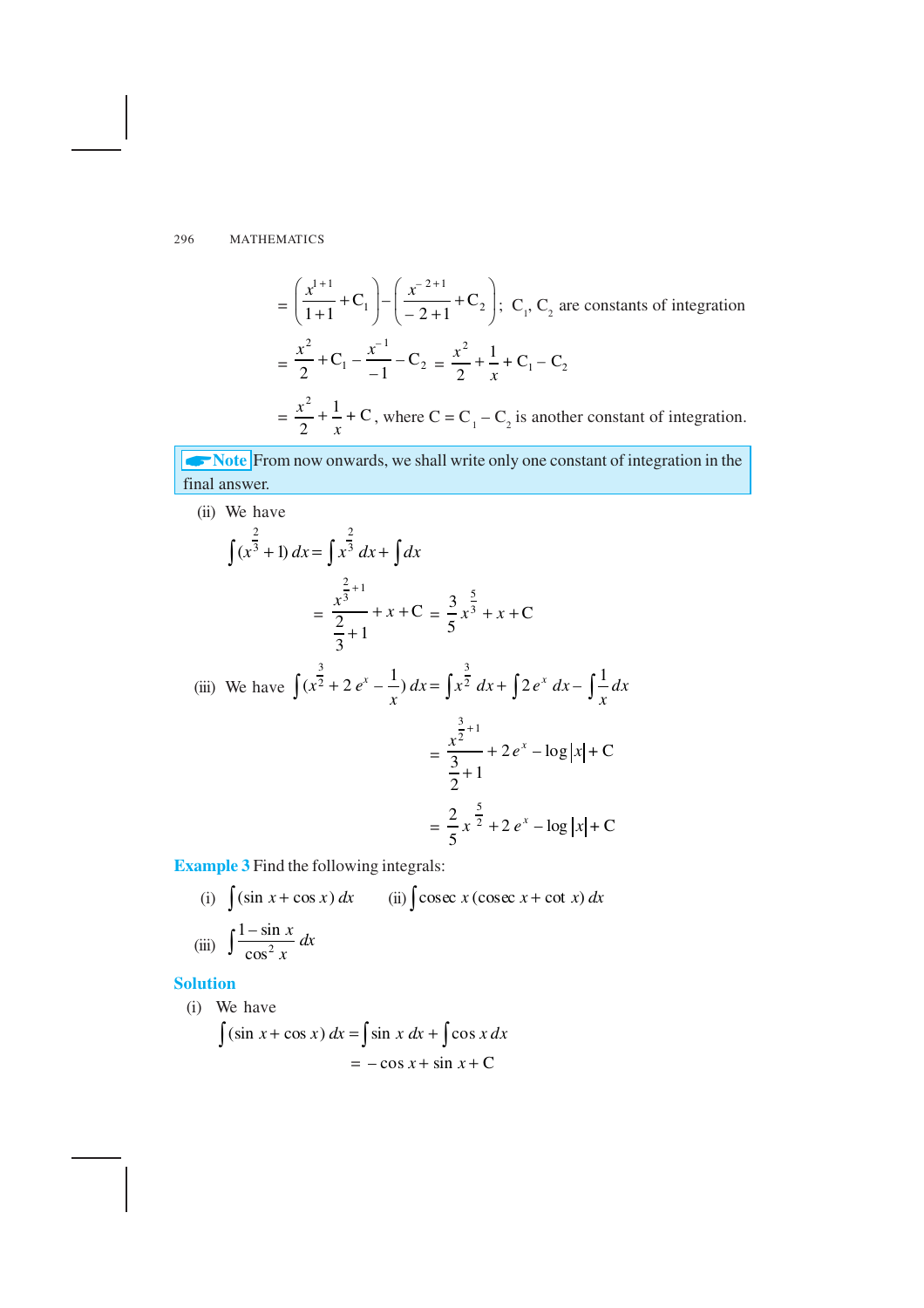$$= \left(\frac{x^{1+1}}{1+1}+C_1\right)-\left(\frac{x^{-2+1}}{-2+1}+C_2\right);\ C_1, C_2 \text{ are constants of integration}$$

$$= \frac{x^2}{2}+C_1-\frac{x^{-1}}{-1}-C_2 = \frac{x^2}{2}+\frac{1}{x}+C_1-C_2$$

$$= \frac{x^2}{2}+\frac{1}{x}+C, \text{ where } C = C_1 - C_2 \text{ is another constant of integration.}$$

**Note** From now onwards, we shall write only one constant of integration in the final answer.

(ii) We have

$$\int (x^{\frac{2}{3}}+1)\,dx = \int x^{\frac{2}{3}}\,dx + \int dx$$

$$= \frac{x^{\frac{2}{3}+1}}{\frac{2}{3}+1}+x+C = \frac{3}{5}x^{\frac{5}{3}}+x+C$$

(iii) We have $\int (x^{\frac{3}{2}}+2\,e^x-\frac{1}{x})\,dx = \int x^{\frac{3}{2}}\,dx + \int 2\,e^x\,dx - \int \frac{1}{x}\,dx$

$$= \frac{x^{\frac{3}{2}+1}}{\frac{3}{2}+1}+2\,e^x-\log|x|+C$$

$$= \frac{2}{5}x^{\frac{5}{2}}+2\,e^x-\log|x|+C$$

**Example 3** Find the following integrals:

(i) $\int (\sin x + \cos x)\,dx$ (ii) $\int \text{cosec}\, x\,(\text{cosec}\, x + \cot x)\,dx$

(iii) $\int \frac{1-\sin x}{\cos^2 x}\,dx$

**Solution**

(i) We have

$$\int (\sin x + \cos x)\,dx = \int \sin x\,dx + \int \cos x\,dx$$

$$= -\cos x + \sin x + C$$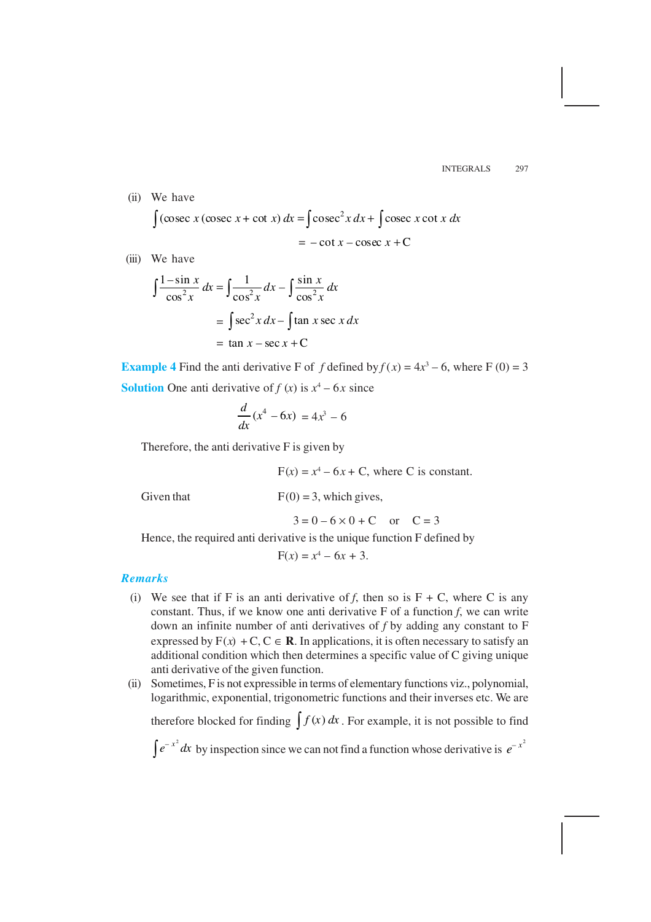(ii) We have

$$\int (\text{cosec } x (\text{cosec } x + \cot x)\, dx = \int \text{cosec}^2 x\, dx + \int \text{cosec } x \cot x\, dx$$

$$= -\cot x - \text{cosec } x + \text{C}$$

(iii) We have

$$\int \frac{1-\sin x}{\cos^2 x}\, dx = \int \frac{1}{\cos^2 x}\, dx - \int \frac{\sin x}{\cos^2 x}\, dx$$

$$= \int \sec^2 x\, dx - \int \tan x \sec x\, dx$$

$$= \tan x - \sec x + \text{C}$$

**Example 4** Find the anti derivative F of $f$ defined by $f(x) = 4x^3 - 6$, where F (0) = 3

**Solution** One anti derivative of $f(x)$ is $x^4 - 6x$ since

$$\frac{d}{dx}(x^4 - 6x) = 4x^3 - 6$$

Therefore, the anti derivative F is given by

$$\text{F}(x) = x^4 - 6x + \text{C}, \text{ where C is constant.}$$

Given that F(0) = 3, which gives,

$$3 = 0 - 6 \times 0 + \text{C} \quad \text{or} \quad \text{C} = 3$$

Hence, the required anti derivative is the unique function F defined by

$$\text{F}(x) = x^4 - 6x + 3.$$

***Remarks***

(i) We see that if F is an anti derivative of $f$, then so is F + C, where C is any constant. Thus, if we know one anti derivative F of a function $f$, we can write down an infinite number of anti derivatives of $f$ by adding any constant to F expressed by $\text{F}(x) + \text{C}, \text{C} \in \mathbf{R}$. In applications, it is often necessary to satisfy an additional condition which then determines a specific value of C giving unique anti derivative of the given function.

(ii) Sometimes, F is not expressible in terms of elementary functions viz., polynomial, logarithmic, exponential, trigonometric functions and their inverses etc. We are therefore blocked for finding $\int f(x)\, dx$. For example, it is not possible to find $\int e^{-x^2}\, dx$ by inspection since we can not find a function whose derivative is $e^{-x^2}$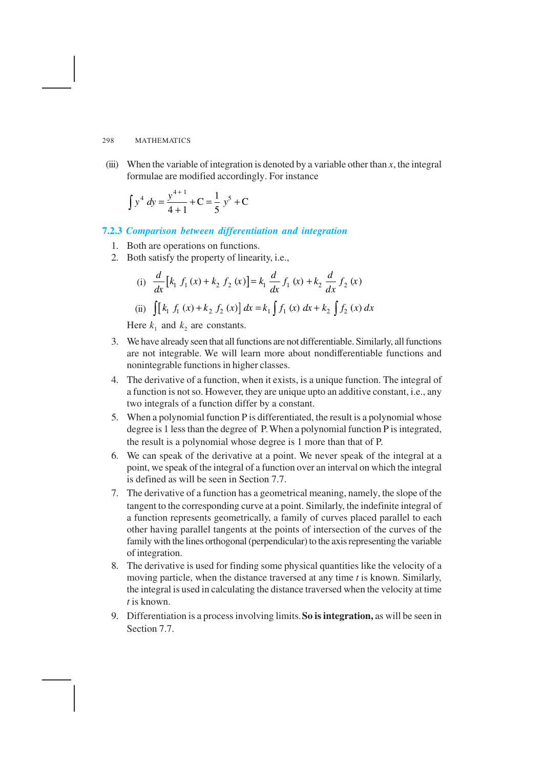(iii) When the variable of integration is denoted by a variable other than $x$, the integral formulae are modified accordingly. For instance

$$\int y^4 \, dy = \frac{y^{4+1}}{4+1} + C = \frac{1}{5} y^5 + C$$

### 7.2.3 *Comparison between differentiation and integration*

1. Both are operations on functions.
2. Both satisfy the property of linearity, i.e.,

   (i) $\frac{d}{dx}\left[k_1 f_1(x) + k_2 f_2(x)\right] = k_1 \frac{d}{dx} f_1(x) + k_2 \frac{d}{dx} f_2(x)$

   (ii) $\int \left[k_1 f_1(x) + k_2 f_2(x)\right] dx = k_1 \int f_1(x) \, dx + k_2 \int f_2(x) \, dx$

   Here $k_1$ and $k_2$ are constants.

3. We have already seen that all functions are not differentiable. Similarly, all functions are not integrable. We will learn more about nondifferentiable functions and nonintegrable functions in higher classes.
4. The derivative of a function, when it exists, is a unique function. The integral of a function is not so. However, they are unique upto an additive constant, i.e., any two integrals of a function differ by a constant.
5. When a polynomial function P is differentiated, the result is a polynomial whose degree is 1 less than the degree of P. When a polynomial function P is integrated, the result is a polynomial whose degree is 1 more than that of P.
6. We can speak of the derivative at a point. We never speak of the integral at a point, we speak of the integral of a function over an interval on which the integral is defined as will be seen in Section 7.7.
7. The derivative of a function has a geometrical meaning, namely, the slope of the tangent to the corresponding curve at a point. Similarly, the indefinite integral of a function represents geometrically, a family of curves placed parallel to each other having parallel tangents at the points of intersection of the curves of the family with the lines orthogonal (perpendicular) to the axis representing the variable of integration.
8. The derivative is used for finding some physical quantities like the velocity of a moving particle, when the distance traversed at any time $t$ is known. Similarly, the integral is used in calculating the distance traversed when the velocity at time $t$ is known.
9. Differentiation is a process involving limits. **So is integration,** as will be seen in Section 7.7.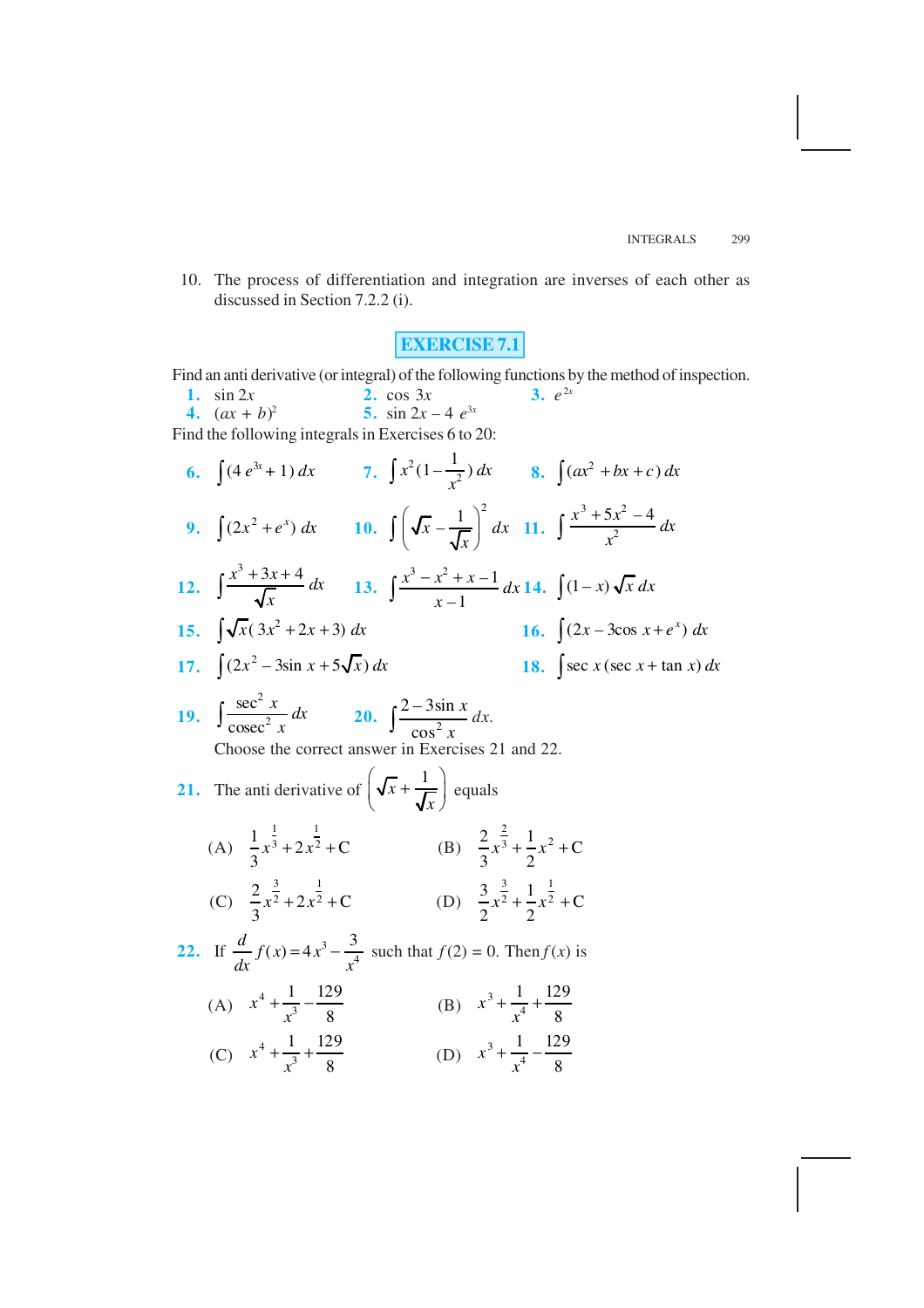10. The process of differentiation and integration are inverses of each other as discussed in Section 7.2.2 (i).

## EXERCISE 7.1

Find an anti derivative (or integral) of the following functions by the method of inspection.

**1.** $\sin 2x$ **2.** $\cos 3x$ **3.** $e^{2x}$

**4.** $(ax + b)^2$ **5.** $\sin 2x - 4\, e^{3x}$

Find the following integrals in Exercises 6 to 20:

**6.** $\int (4\, e^{3x} + 1)\, dx$ **7.** $\int x^2 (1 - \frac{1}{x^2})\, dx$ **8.** $\int (ax^2 + bx + c)\, dx$

**9.** $\int (2x^2 + e^x)\, dx$ **10.** $\int \left(\sqrt{x} - \frac{1}{\sqrt{x}}\right)^2 dx$ **11.** $\int \frac{x^3 + 5x^2 - 4}{x^2}\, dx$

**12.** $\int \frac{x^3 + 3x + 4}{\sqrt{x}}\, dx$ **13.** $\int \frac{x^3 - x^2 + x - 1}{x - 1}\, dx$ **14.** $\int (1 - x)\sqrt{x}\, dx$

**15.** $\int \sqrt{x}(\, 3x^2 + 2x + 3)\, dx$ **16.** $\int (2x - 3\cos x + e^x)\, dx$

**17.** $\int (2x^2 - 3\sin x + 5\sqrt{x})\, dx$ **18.** $\int \sec x\, (\sec x + \tan x)\, dx$

**19.** $\int \frac{\sec^2 x}{\text{cosec}^2\, x}\, dx$ **20.** $\int \frac{2 - 3\sin x}{\cos^2 x}\, dx.$

Choose the correct answer in Exercises 21 and 22.

**21.** The anti derivative of $\left(\sqrt{x} + \frac{1}{\sqrt{x}}\right)$ equals

(A) $\frac{1}{3}x^{\frac{1}{3}} + 2x^{\frac{1}{2}} + C$ (B) $\frac{2}{3}x^{\frac{2}{3}} + \frac{1}{2}x^2 + C$

(C) $\frac{2}{3}x^{\frac{3}{2}} + 2x^{\frac{1}{2}} + C$ (D) $\frac{3}{2}x^{\frac{3}{2}} + \frac{1}{2}x^{\frac{1}{2}} + C$

**22.** If $\frac{d}{dx} f(x) = 4x^3 - \frac{3}{x^4}$ such that $f(2) = 0$. Then $f(x)$ is

(A) $x^4 + \frac{1}{x^3} - \frac{129}{8}$ (B) $x^3 + \frac{1}{x^4} + \frac{129}{8}$

(C) $x^4 + \frac{1}{x^3} + \frac{129}{8}$ (D) $x^3 + \frac{1}{x^4} - \frac{129}{8}$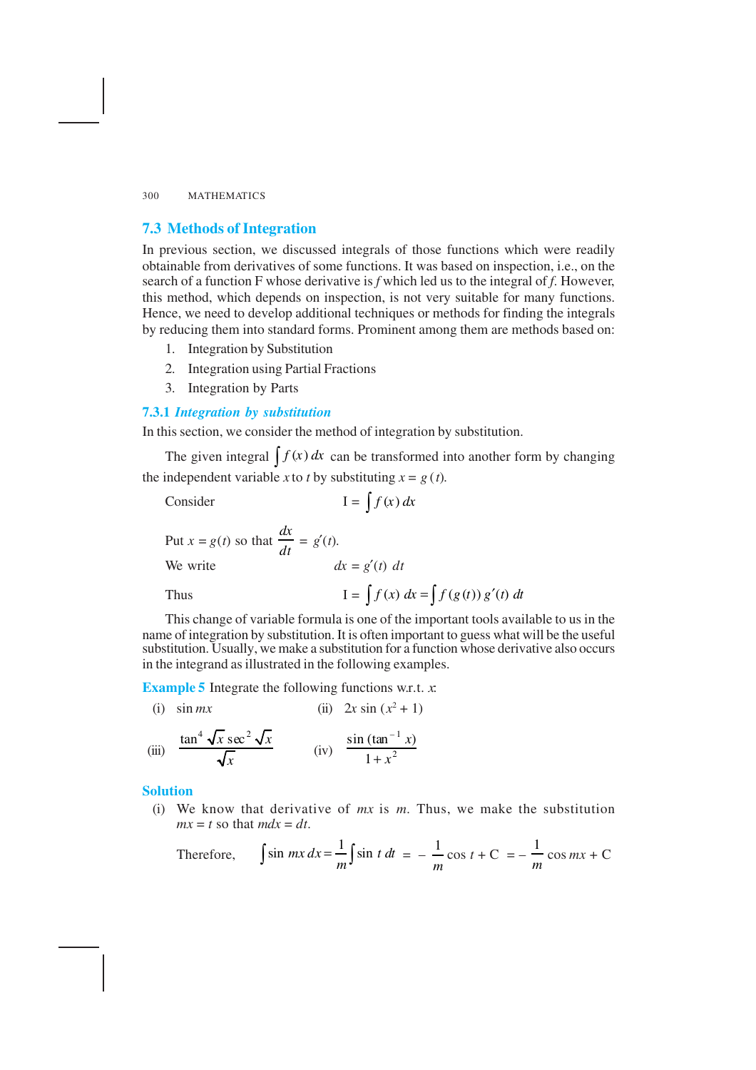## 7.3 Methods of Integration

In previous section, we discussed integrals of those functions which were readily obtainable from derivatives of some functions. It was based on inspection, i.e., on the search of a function F whose derivative is $f$ which led us to the integral of $f$. However, this method, which depends on inspection, is not very suitable for many functions. Hence, we need to develop additional techniques or methods for finding the integrals by reducing them into standard forms. Prominent among them are methods based on:

1. Integration by Substitution
2. Integration using Partial Fractions
3. Integration by Parts

### 7.3.1 *Integration by substitution*

In this section, we consider the method of integration by substitution.

The given integral $\int f(x)\, dx$ can be transformed into another form by changing the independent variable $x$ to $t$ by substituting $x = g(t)$.

Consider $$\text{I} = \int f(x)\, dx$$

Put $x = g(t)$ so that $\dfrac{dx}{dt} = g'(t)$.

We write $$dx = g'(t)\, dt$$

Thus $$\text{I} = \int f(x)\, dx = \int f(g(t))\, g'(t)\, dt$$

This change of variable formula is one of the important tools available to us in the name of integration by substitution. It is often important to guess what will be the useful substitution. Usually, we make a substitution for a function whose derivative also occurs in the integrand as illustrated in the following examples.

**Example 5** Integrate the following functions w.r.t. $x$:

(i) $\sin mx$ (ii) $2x \sin (x^2 + 1)$

(iii) $\dfrac{\tan^4 \sqrt{x} \sec^2 \sqrt{x}}{\sqrt{x}}$ (iv) $\dfrac{\sin(\tan^{-1} x)}{1 + x^2}$

**Solution**

(i) We know that derivative of $mx$ is $m$. Thus, we make the substitution $mx = t$ so that $mdx = dt$.

Therefore, $$\int \sin mx\, dx = \frac{1}{m}\int \sin t\, dt = -\frac{1}{m}\cos t + \text{C} = -\frac{1}{m}\cos mx + \text{C}$$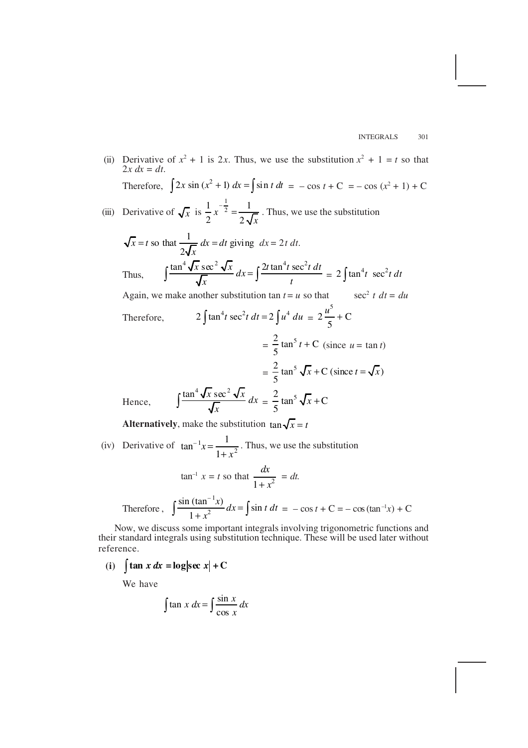(ii) Derivative of $x^2 + 1$ is $2x$. Thus, we use the substitution $x^2 + 1 = t$ so that $2x\, dx = dt$.

Therefore, $\int 2x \sin (x^2 + 1)\, dx = \int \sin t\, dt = -\cos t + C = -\cos (x^2 + 1) + C$

(iii) Derivative of $\sqrt{x}$ is $\frac{1}{2} x^{-\frac{1}{2}} = \frac{1}{2\sqrt{x}}$. Thus, we use the substitution

$\sqrt{x} = t$ so that $\frac{1}{2\sqrt{x}}\, dx = dt$ giving $dx = 2t\, dt$.

Thus, $$\int \frac{\tan^4 \sqrt{x} \sec^2 \sqrt{x}}{\sqrt{x}}\, dx = \int \frac{2t \tan^4 t \sec^2 t\, dt}{t} = 2\int \tan^4 t\ \sec^2 t\, dt$$

Again, we make another substitution $\tan t = u$ so that $\sec^2 t\ dt = du$

Therefore, $$2\int \tan^4 t \sec^2 t\, dt = 2\int u^4\, du = 2\frac{u^5}{5} + C$$

$$= \frac{2}{5} \tan^5 t + C \text{ (since } u = \tan t)$$

$$= \frac{2}{5} \tan^5 \sqrt{x} + C \text{ (since } t = \sqrt{x})$$

Hence, $$\int \frac{\tan^4 \sqrt{x} \sec^2 \sqrt{x}}{\sqrt{x}}\, dx = \frac{2}{5} \tan^5 \sqrt{x} + C$$

**Alternatively**, make the substitution $\tan\sqrt{x} = t$

(iv) Derivative of $\tan^{-1} x = \frac{1}{1+x^2}$. Thus, we use the substitution

$$\tan^{-1} x = t \text{ so that } \frac{dx}{1+x^2} = dt.$$

Therefore, $$\int \frac{\sin (\tan^{-1} x)}{1+x^2}\, dx = \int \sin t\, dt = -\cos t + C = -\cos (\tan^{-1} x) + C$$

Now, we discuss some important integrals involving trigonometric functions and their standard integrals using substitution technique. These will be used later without reference.

**(i)** $\int \tan x\, dx = \log|\sec x| + C$

We have

$$\int \tan x\, dx = \int \frac{\sin x}{\cos x}\, dx$$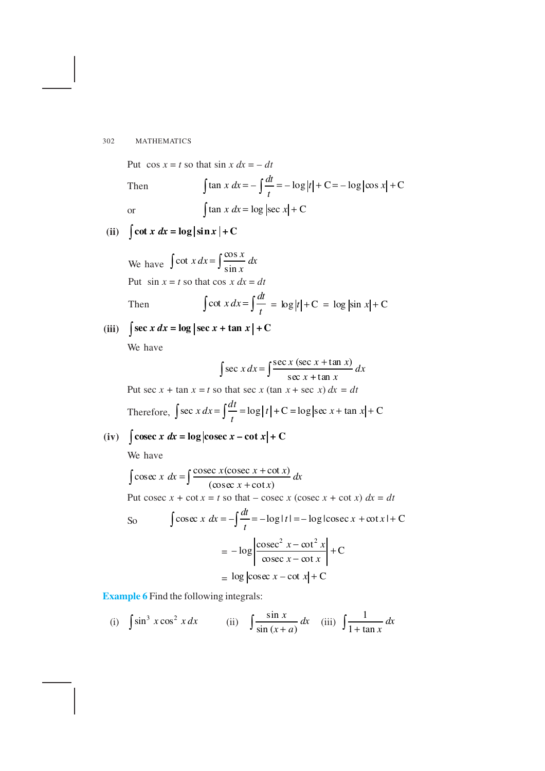Put $\cos x = t$ so that $\sin x \, dx = -dt$

Then $$\int \tan x \, dx = -\int \frac{dt}{t} = -\log|t| + C = -\log|\cos x| + C$$

or $$\int \tan x \, dx = \log|\sec x| + C$$

**(ii)** $\displaystyle\int \cot x \, dx = \log|\sin x| + C$

We have $\displaystyle\int \cot x \, dx = \int \frac{\cos x}{\sin x} \, dx$

Put $\sin x = t$ so that $\cos x \, dx = dt$

Then $$\int \cot x \, dx = \int \frac{dt}{t} = \log|t| + C = \log|\sin x| + C$$

**(iii)** $\displaystyle\int \sec x \, dx = \log|\sec x + \tan x| + C$

We have

$$\int \sec x \, dx = \int \frac{\sec x \, (\sec x + \tan x)}{\sec x + \tan x} \, dx$$

Put $\sec x + \tan x = t$ so that $\sec x \, (\tan x + \sec x) \, dx = dt$

Therefore, $$\int \sec x \, dx = \int \frac{dt}{t} = \log|t| + C = \log|\sec x + \tan x| + C$$

**(iv)** $\displaystyle\int \text{cosec } x \, dx = \log|\text{cosec } x - \cot x| + C$

We have

$$\int \text{cosec } x \, dx = \int \frac{\text{cosec } x(\text{cosec } x + \cot x)}{(\text{cosec } x + \cot x)} \, dx$$

Put $\text{cosec } x + \cot x = t$ so that $-\text{cosec } x \, (\text{cosec } x + \cot x) \, dx = dt$

So $$\int \text{cosec } x \, dx = -\int \frac{dt}{t} = -\log|t| = -\log|\text{cosec } x + \cot x| + C$$

$$= -\log\left|\frac{\text{cosec}^2 x - \cot^2 x}{\text{cosec } x - \cot x}\right| + C$$

$$= \log|\text{cosec } x - \cot x| + C$$

**Example 6** Find the following integrals:

(i) $\displaystyle\int \sin^3 x \cos^2 x \, dx$ (ii) $\displaystyle\int \frac{\sin x}{\sin (x + a)} \, dx$ (iii) $\displaystyle\int \frac{1}{1 + \tan x} \, dx$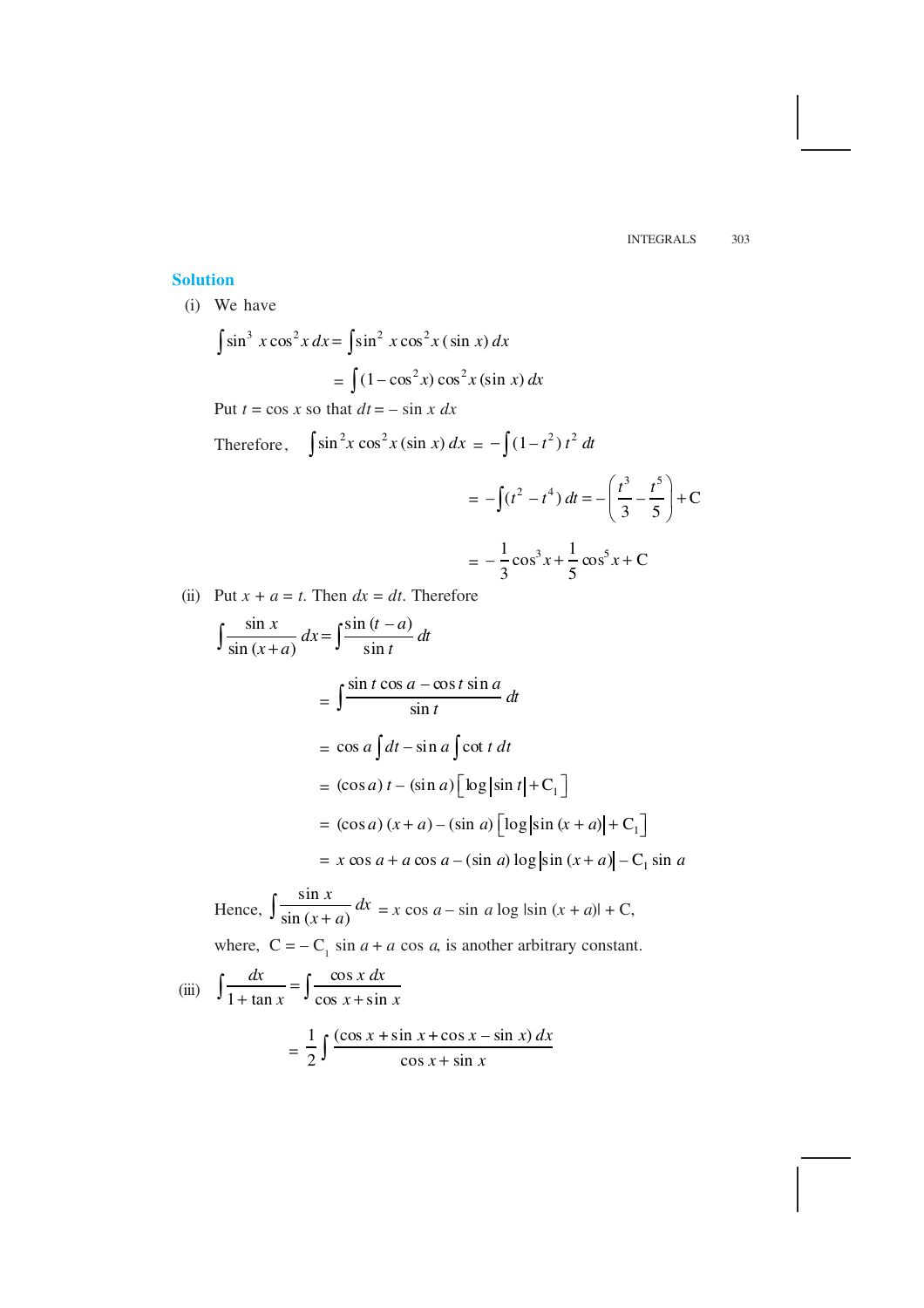**Solution**

(i) We have

$$\int \sin^3 x \cos^2 x \, dx = \int \sin^2 x \cos^2 x (\sin x) \, dx$$

$$= \int (1 - \cos^2 x) \cos^2 x (\sin x) \, dx$$

Put $t = \cos x$ so that $dt = -\sin x \, dx$

Therefore, $\int \sin^2 x \cos^2 x (\sin x) \, dx = -\int (1 - t^2) \, t^2 \, dt$

$$= -\int (t^2 - t^4) \, dt = -\left(\frac{t^3}{3} - \frac{t^5}{5}\right) + \text{C}$$

$$= -\frac{1}{3}\cos^3 x + \frac{1}{5}\cos^5 x + \text{C}$$

(ii) Put $x + a = t$. Then $dx = dt$. Therefore

$$\int \frac{\sin x}{\sin (x + a)} dx = \int \frac{\sin (t - a)}{\sin t} dt$$

$$= \int \frac{\sin t \cos a - \cos t \sin a}{\sin t} dt$$

$$= \cos a \int dt - \sin a \int \cot t \, dt$$

$$= (\cos a) \, t - (\sin a) \left[\log |\sin t| + \text{C}_1\right]$$

$$= (\cos a) \, (x + a) - (\sin a) \left[\log |\sin (x + a)| + \text{C}_1\right]$$

$$= x \cos a + a \cos a - (\sin a) \log |\sin (x + a)| - \text{C}_1 \sin a$$

Hence, $\int \frac{\sin x}{\sin (x + a)} dx = x \cos a - \sin a \log |\sin (x + a)| + \text{C}$,

where, $\text{C} = -\text{C}_1 \sin a + a \cos a$, is another arbitrary constant.

(iii) $$\int \frac{dx}{1 + \tan x} = \int \frac{\cos x \, dx}{\cos x + \sin x}$$

$$= \frac{1}{2} \int \frac{(\cos x + \sin x + \cos x - \sin x) \, dx}{\cos x + \sin x}$$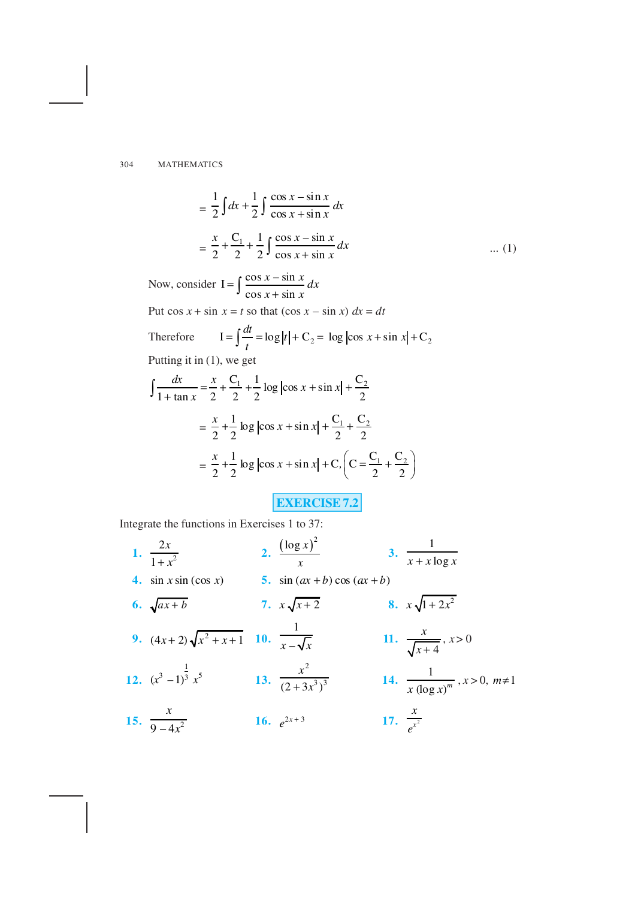$$= \frac{1}{2}\int dx + \frac{1}{2}\int \frac{\cos x - \sin x}{\cos x + \sin x}\,dx$$

$$= \frac{x}{2} + \frac{C_1}{2} + \frac{1}{2}\int \frac{\cos x - \sin x}{\cos x + \sin x}\,dx \qquad \text{... (1)}$$

Now, consider $I = \int \frac{\cos x - \sin x}{\cos x + \sin x}\,dx$

Put $\cos x + \sin x = t$ so that $(\cos x - \sin x)\,dx = dt$

Therefore $\quad I = \int \frac{dt}{t} = \log|t| + C_2 = \log|\cos x + \sin x| + C_2$

Putting it in (1), we get

$$\int \frac{dx}{1+\tan x} = \frac{x}{2} + \frac{C_1}{2} + \frac{1}{2}\log|\cos x + \sin x| + \frac{C_2}{2}$$

$$= \frac{x}{2} + \frac{1}{2}\log|\cos x + \sin x| + \frac{C_1}{2} + \frac{C_2}{2}$$

$$= \frac{x}{2} + \frac{1}{2}\log|\cos x + \sin x| + C, \left(C = \frac{C_1}{2} + \frac{C_2}{2}\right)$$

## EXERCISE 7.2

Integrate the functions in Exercises 1 to 37:

**1.** $\frac{2x}{1+x^2}$ **2.** $\frac{(\log x)^2}{x}$ **3.** $\frac{1}{x + x\log x}$

**4.** $\sin x \sin(\cos x)$ **5.** $\sin(ax+b)\cos(ax+b)$

**6.** $\sqrt{ax+b}$ **7.** $x\sqrt{x+2}$ **8.** $x\sqrt{1+2x^2}$

**9.** $(4x+2)\sqrt{x^2+x+1}$ **10.** $\frac{1}{x-\sqrt{x}}$ **11.** $\frac{x}{\sqrt{x+4}}$, $x > 0$

**12.** $(x^3-1)^{\frac{1}{3}}x^5$ **13.** $\frac{x^2}{(2+3x^3)^3}$ **14.** $\frac{1}{x(\log x)^m}$, $x > 0$, $m \neq 1$

**15.** $\frac{x}{9-4x^2}$ **16.** $e^{2x+3}$ **17.** $\frac{x}{e^{x^2}}$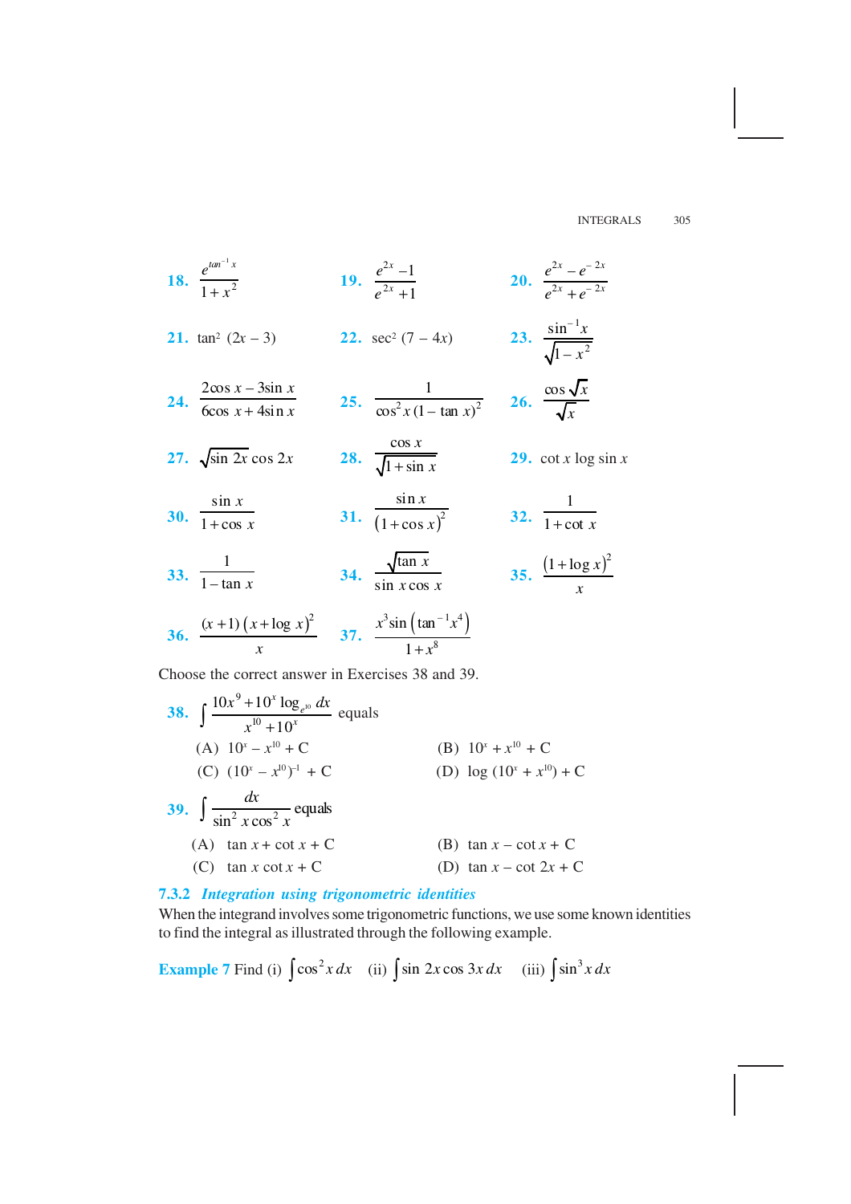**18.** $\dfrac{e^{\tan^{-1} x}}{1+x^2}$ **19.** $\dfrac{e^{2x}-1}{e^{2x}+1}$ **20.** $\dfrac{e^{2x}-e^{-2x}}{e^{2x}+e^{-2x}}$

**21.** $\tan^2(2x-3)$ **22.** $\sec^2(7-4x)$ **23.** $\dfrac{\sin^{-1} x}{\sqrt{1-x^2}}$

**24.** $\dfrac{2\cos x - 3\sin x}{6\cos x + 4\sin x}$ **25.** $\dfrac{1}{\cos^2 x\,(1-\tan x)^2}$ **26.** $\dfrac{\cos\sqrt{x}}{\sqrt{x}}$

**27.** $\sqrt{\sin 2x}\cos 2x$ **28.** $\dfrac{\cos x}{\sqrt{1+\sin x}}$ **29.** $\cot x \log \sin x$

**30.** $\dfrac{\sin x}{1+\cos x}$ **31.** $\dfrac{\sin x}{(1+\cos x)^2}$ **32.** $\dfrac{1}{1+\cot x}$

**33.** $\dfrac{1}{1-\tan x}$ **34.** $\dfrac{\sqrt{\tan x}}{\sin x \cos x}$ **35.** $\dfrac{(1+\log x)^2}{x}$

**36.** $\dfrac{(x+1)(x+\log x)^2}{x}$ **37.** $\dfrac{x^3\sin\left(\tan^{-1} x^4\right)}{1+x^8}$

Choose the correct answer in Exercises 38 and 39.

**38.** $\displaystyle\int \frac{10x^9 + 10^x \log_{e^{10}} dx}{x^{10}+10^x}$ equals

(A) $10^x - x^{10} + C$ (B) $10^x + x^{10} + C$

(C) $(10^x - x^{10})^{-1} + C$ (D) $\log(10^x + x^{10}) + C$

**39.** $\displaystyle\int \frac{dx}{\sin^2 x \cos^2 x}$ equals

(A) $\tan x + \cot x + C$ (B) $\tan x - \cot x + C$

(C) $\tan x \cot x + C$ (D) $\tan x - \cot 2x + C$

### 7.3.2 *Integration using trigonometric identities*

When the integrand involves some trigonometric functions, we use some known identities to find the integral as illustrated through the following example.

**Example 7** Find (i) $\displaystyle\int \cos^2 x\, dx$ (ii) $\displaystyle\int \sin 2x \cos 3x\, dx$ (iii) $\displaystyle\int \sin^3 x\, dx$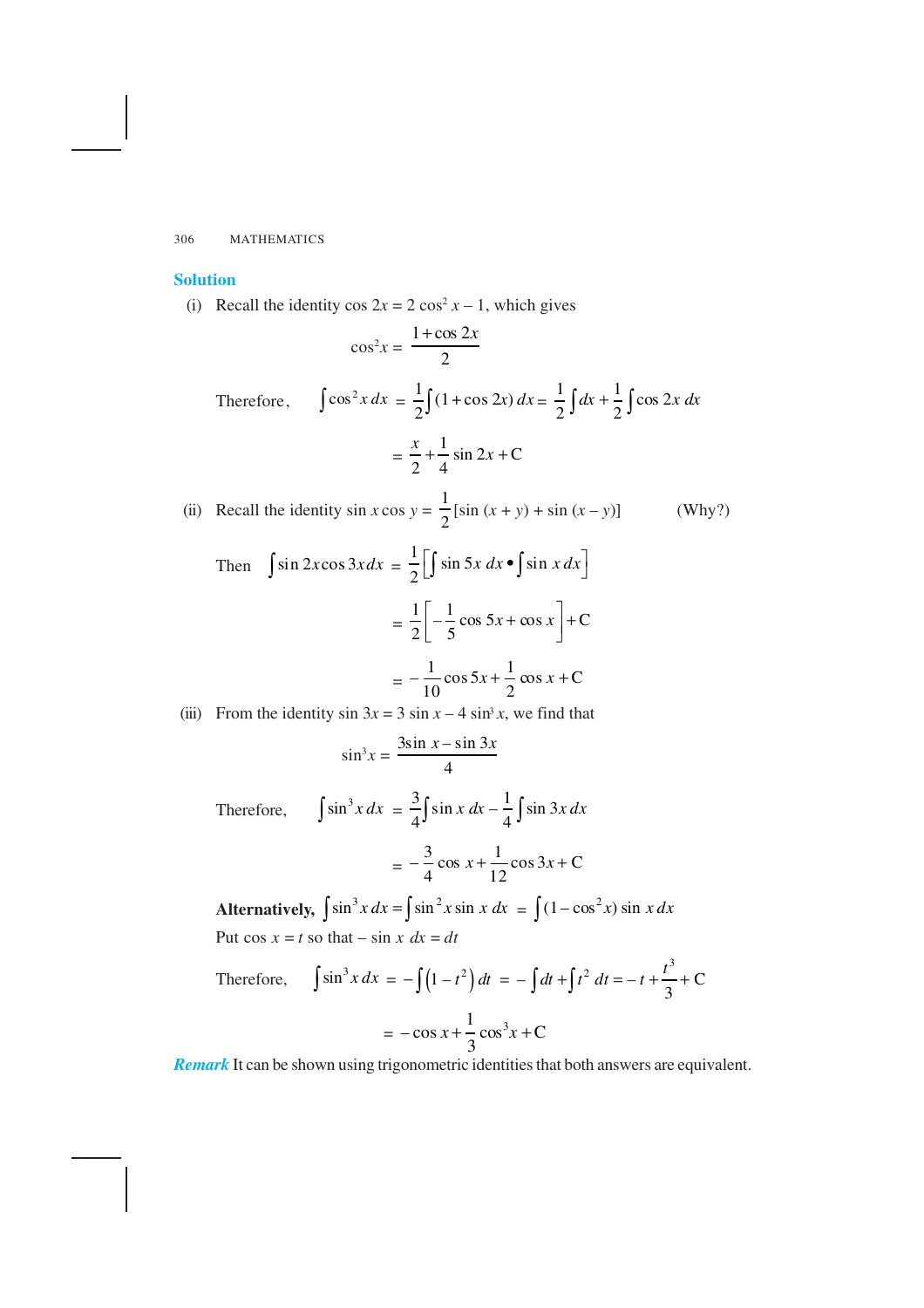**Solution**

(i) Recall the identity $\cos 2x = 2\cos^2 x - 1$, which gives

$$\cos^2 x = \frac{1+\cos 2x}{2}$$

Therefore, $$\int \cos^2 x\, dx = \frac{1}{2}\int (1+\cos 2x)\, dx = \frac{1}{2}\int dx + \frac{1}{2}\int \cos 2x\, dx$$

$$= \frac{x}{2} + \frac{1}{4}\sin 2x + C$$

(ii) Recall the identity $\sin x \cos y = \frac{1}{2}[\sin(x+y) + \sin(x-y)]$ (Why?)

Then $$\int \sin 2x \cos 3x\, dx = \frac{1}{2}\left[\int \sin 5x\, dx \bullet \int \sin x\, dx\right]$$

$$= \frac{1}{2}\left[-\frac{1}{5}\cos 5x + \cos x\right] + C$$

$$= -\frac{1}{10}\cos 5x + \frac{1}{2}\cos x + C$$

(iii) From the identity $\sin 3x = 3\sin x - 4\sin^3 x$, we find that

$$\sin^3 x = \frac{3\sin x - \sin 3x}{4}$$

Therefore, $$\int \sin^3 x\, dx = \frac{3}{4}\int \sin x\, dx - \frac{1}{4}\int \sin 3x\, dx$$

$$= -\frac{3}{4}\cos x + \frac{1}{12}\cos 3x + C$$

**Alternatively,** $\int \sin^3 x\, dx = \int \sin^2 x \sin x\, dx = \int (1-\cos^2 x)\sin x\, dx$

Put $\cos x = t$ so that $-\sin x\, dx = dt$

Therefore, $$\int \sin^3 x\, dx = -\int \left(1-t^2\right) dt = -\int dt + \int t^2\, dt = -t + \frac{t^3}{3} + C$$

$$= -\cos x + \frac{1}{3}\cos^3 x + C$$

***Remark*** It can be shown using trigonometric identities that both answers are equivalent.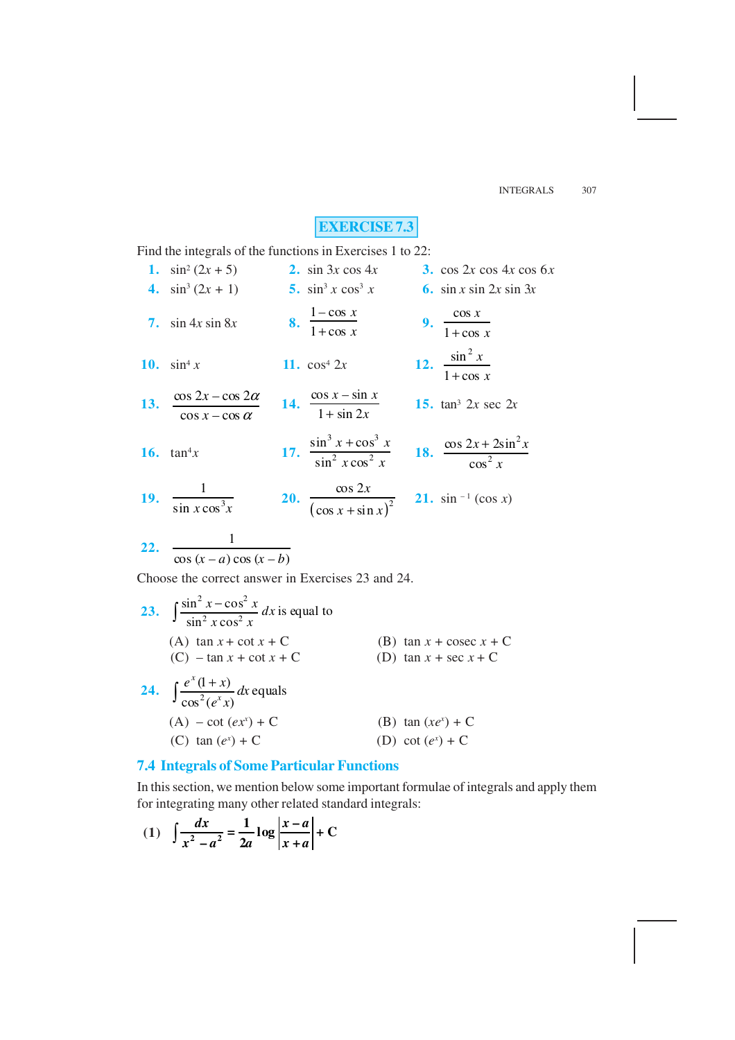## EXERCISE 7.3

Find the integrals of the functions in Exercises 1 to 22:

**1.** $\sin^2(2x+5)$

**2.** $\sin 3x \cos 4x$

**3.** $\cos 2x \cos 4x \cos 6x$

**4.** $\sin^3(2x+1)$

**5.** $\sin^3 x \cos^3 x$

**6.** $\sin x \sin 2x \sin 3x$

**7.** $\sin 4x \sin 8x$

**8.** $\dfrac{1-\cos x}{1+\cos x}$

**9.** $\dfrac{\cos x}{1+\cos x}$

**10.** $\sin^4 x$

**11.** $\cos^4 2x$

**12.** $\dfrac{\sin^2 x}{1+\cos x}$

**13.** $\dfrac{\cos 2x - \cos 2\alpha}{\cos x - \cos \alpha}$

**14.** $\dfrac{\cos x - \sin x}{1+\sin 2x}$

**15.** $\tan^3 2x \sec 2x$

**16.** $\tan^4 x$

**17.** $\dfrac{\sin^3 x + \cos^3 x}{\sin^2 x \cos^2 x}$

**18.** $\dfrac{\cos 2x + 2\sin^2 x}{\cos^2 x}$

**19.** $\dfrac{1}{\sin x \cos^3 x}$

**20.** $\dfrac{\cos 2x}{(\cos x + \sin x)^2}$

**21.** $\sin^{-1}(\cos x)$

**22.** $\dfrac{1}{\cos(x-a)\cos(x-b)}$

Choose the correct answer in Exercises 23 and 24.

**23.** $\displaystyle\int \frac{\sin^2 x - \cos^2 x}{\sin^2 x \cos^2 x}\, dx$ is equal to

(A) $\tan x + \cot x + C$  (B) $\tan x + \operatorname{cosec} x + C$

(C) $-\tan x + \cot x + C$  (D) $\tan x + \sec x + C$

**24.** $\displaystyle\int \frac{e^x(1+x)}{\cos^2(e^x x)}\, dx$ equals

(A) $-\cot(ex^x) + C$  (B) $\tan(xe^x) + C$

(C) $\tan(e^x) + C$  (D) $\cot(e^x) + C$

## 7.4 Integrals of Some Particular Functions

In this section, we mention below some important formulae of integrals and apply them for integrating many other related standard integrals:

**(1)** $\displaystyle\int \frac{dx}{x^2 - a^2} = \frac{1}{2a}\log\left|\frac{x-a}{x+a}\right| + C$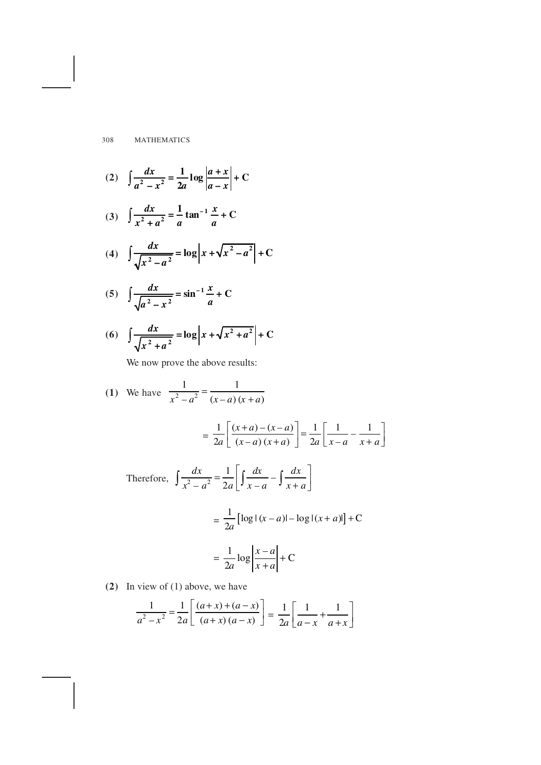**(2)** $\displaystyle \int \frac{dx}{a^2 - x^2} = \frac{1}{2a} \log \left| \frac{a + x}{a - x} \right| + C$

**(3)** $\displaystyle \int \frac{dx}{x^2 + a^2} = \frac{1}{a} \tan^{-1} \frac{x}{a} + C$

**(4)** $\displaystyle \int \frac{dx}{\sqrt{x^2 - a^2}} = \log \left| x + \sqrt{x^2 - a^2} \right| + C$

**(5)** $\displaystyle \int \frac{dx}{\sqrt{a^2 - x^2}} = \sin^{-1} \frac{x}{a} + C$

**(6)** $\displaystyle \int \frac{dx}{\sqrt{x^2 + a^2}} = \log \left| x + \sqrt{x^2 + a^2} \right| + C$

We now prove the above results:

**(1)** We have $\displaystyle \frac{1}{x^2 - a^2} = \frac{1}{(x-a)(x+a)}$

$$= \frac{1}{2a}\left[\frac{(x+a)-(x-a)}{(x-a)(x+a)}\right] = \frac{1}{2a}\left[\frac{1}{x-a} - \frac{1}{x+a}\right]$$

Therefore, $\displaystyle \int \frac{dx}{x^2 - a^2} = \frac{1}{2a}\left[\int \frac{dx}{x-a} - \int \frac{dx}{x+a}\right]$

$$= \frac{1}{2a}\left[\log|(x-a)| - \log|(x+a)|\right] + C$$

$$= \frac{1}{2a}\log\left|\frac{x-a}{x+a}\right| + C$$

**(2)** In view of (1) above, we have

$$\frac{1}{a^2 - x^2} = \frac{1}{2a}\left[\frac{(a+x)+(a-x)}{(a+x)(a-x)}\right] = \frac{1}{2a}\left[\frac{1}{a-x} + \frac{1}{a+x}\right]$$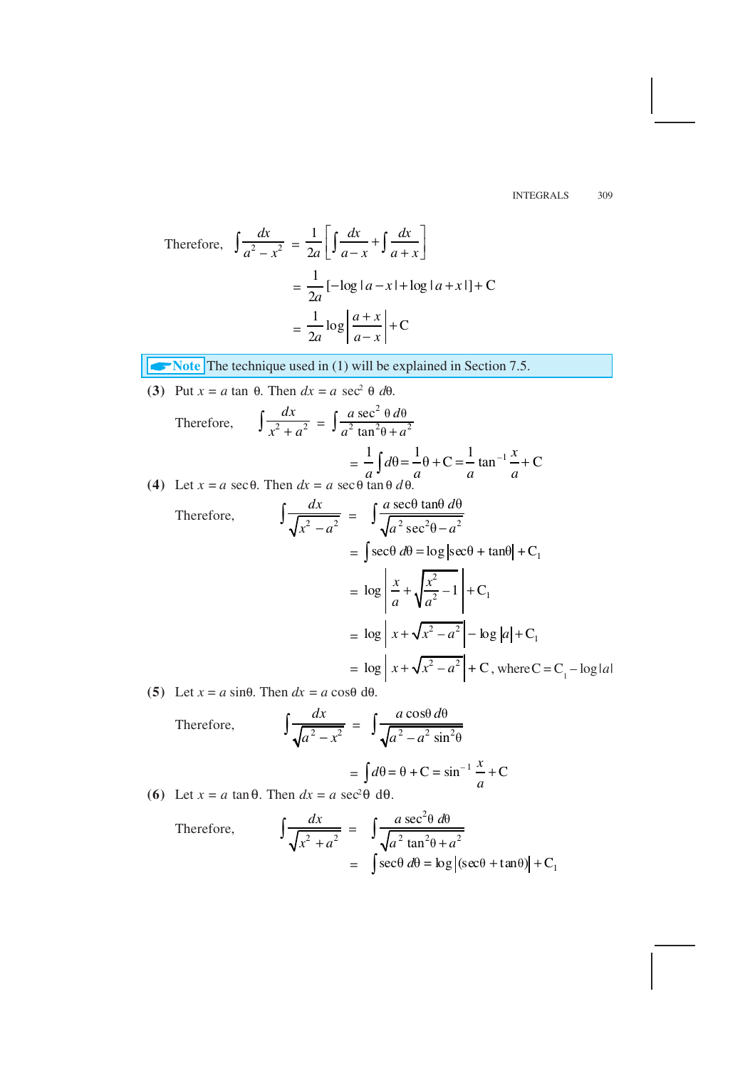Therefore, $\displaystyle\int \frac{dx}{a^2 - x^2} = \frac{1}{2a}\left[\int \frac{dx}{a-x} + \int \frac{dx}{a+x}\right]$

$$= \frac{1}{2a}[-\log|a-x| + \log|a+x|] + C$$

$$= \frac{1}{2a}\log\left|\frac{a+x}{a-x}\right| + C$$

**Note** The technique used in (1) will be explained in Section 7.5.

**(3)** Put $x = a \tan\theta$. Then $dx = a \sec^2\theta \, d\theta$.

Therefore, $\displaystyle\int \frac{dx}{x^2 + a^2} = \int \frac{a\sec^2\theta \, d\theta}{a^2\tan^2\theta + a^2}$

$$= \frac{1}{a}\int d\theta = \frac{1}{a}\theta + C = \frac{1}{a}\tan^{-1}\frac{x}{a} + C$$

**(4)** Let $x = a\sec\theta$. Then $dx = a \sec\theta \tan\theta \, d\theta$.

Therefore, $\displaystyle\int \frac{dx}{\sqrt{x^2 - a^2}} = \int \frac{a\sec\theta\tan\theta \, d\theta}{\sqrt{a^2\sec^2\theta - a^2}}$

$$= \int \sec\theta \, d\theta = \log|\sec\theta + \tan\theta| + C_1$$

$$= \log\left|\frac{x}{a} + \sqrt{\frac{x^2}{a^2} - 1}\right| + C_1$$

$$= \log\left|x + \sqrt{x^2 - a^2}\right| - \log|a| + C_1$$

$$= \log\left|x + \sqrt{x^2 - a^2}\right| + C, \text{ where } C = C_1 - \log|a|$$

**(5)** Let $x = a\sin\theta$. Then $dx = a\cos\theta \, d\theta$.

Therefore, $\displaystyle\int \frac{dx}{\sqrt{a^2 - x^2}} = \int \frac{a\cos\theta \, d\theta}{\sqrt{a^2 - a^2\sin^2\theta}}$

$$= \int d\theta = \theta + C = \sin^{-1}\frac{x}{a} + C$$

**(6)** Let $x = a\tan\theta$. Then $dx = a\sec^2\theta \, d\theta$.

Therefore, $\displaystyle\int \frac{dx}{\sqrt{x^2 + a^2}} = \int \frac{a\sec^2\theta \, d\theta}{\sqrt{a^2\tan^2\theta + a^2}}$

$$= \int \sec\theta \, d\theta = \log|(\sec\theta + \tan\theta)| + C_1$$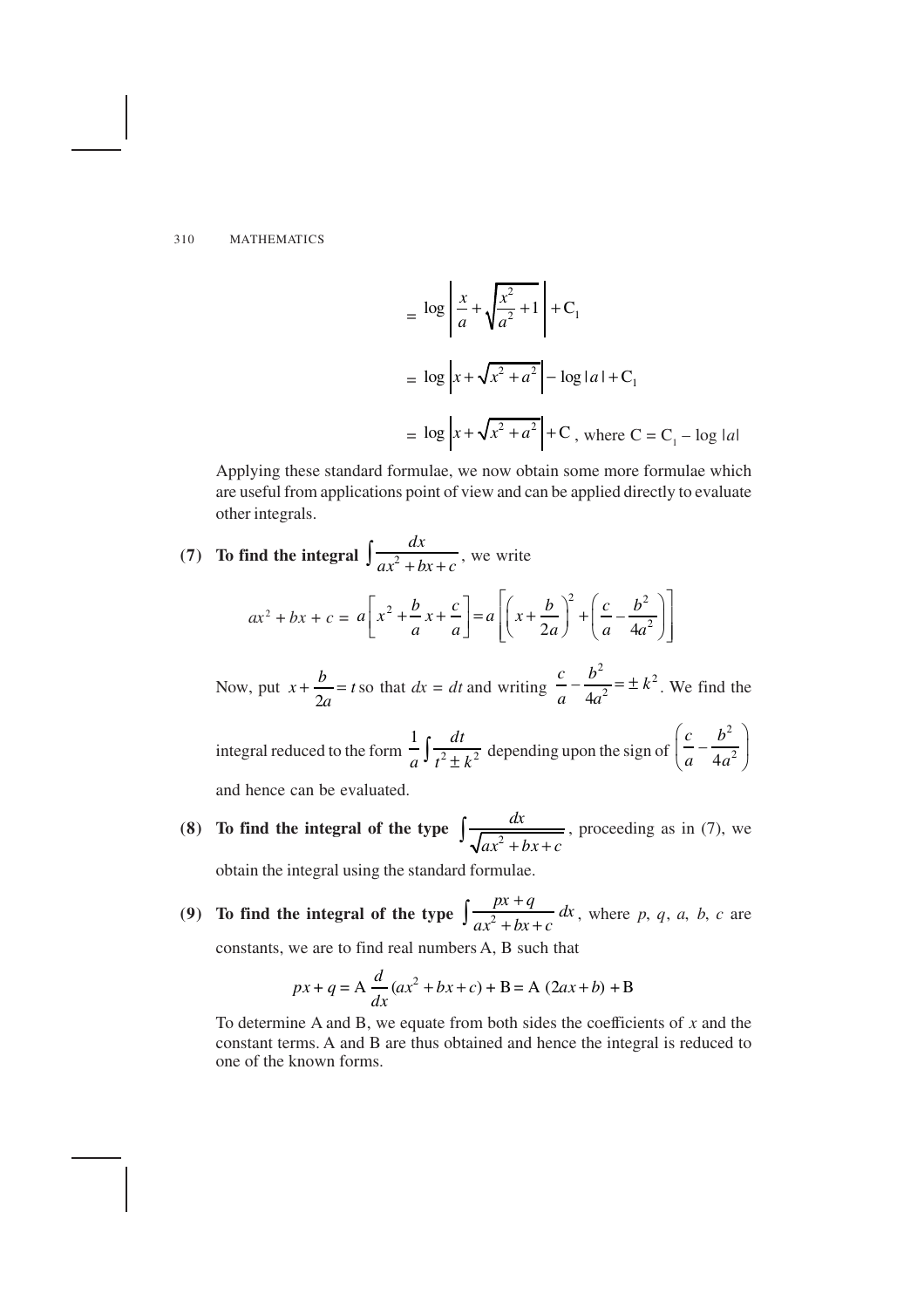$$= \log \left| \frac{x}{a} + \sqrt{\frac{x^2}{a^2} + 1} \right| + C_1$$

$$= \log \left| x + \sqrt{x^2 + a^2} \right| - \log |a| + C_1$$

$$= \log \left| x + \sqrt{x^2 + a^2} \right| + C \text{, where } C = C_1 - \log |a|$$

Applying these standard formulae, we now obtain some more formulae which are useful from applications point of view and can be applied directly to evaluate other integrals.

**(7) To find the integral** $\int \frac{dx}{ax^2 + bx + c}$, we write

$$ax^2 + bx + c = a\left[x^2 + \frac{b}{a}x + \frac{c}{a}\right] = a\left[\left(x + \frac{b}{2a}\right)^2 + \left(\frac{c}{a} - \frac{b^2}{4a^2}\right)\right]$$

Now, put $x + \frac{b}{2a} = t$ so that $dx = dt$ and writing $\frac{c}{a} - \frac{b^2}{4a^2} = \pm k^2$. We find the integral reduced to the form $\frac{1}{a}\int \frac{dt}{t^2 \pm k^2}$ depending upon the sign of $\left(\frac{c}{a} - \frac{b^2}{4a^2}\right)$ and hence can be evaluated.

**(8) To find the integral of the type** $\int \frac{dx}{\sqrt{ax^2 + bx + c}}$, proceeding as in (7), we obtain the integral using the standard formulae.

**(9) To find the integral of the type** $\int \frac{px + q}{ax^2 + bx + c}\,dx$, where $p$, $q$, $a$, $b$, $c$ are constants, we are to find real numbers A, B such that

$$px + q = A\frac{d}{dx}(ax^2 + bx + c) + B = A\,(2ax + b) + B$$

To determine A and B, we equate from both sides the coefficients of $x$ and the constant terms. A and B are thus obtained and hence the integral is reduced to one of the known forms.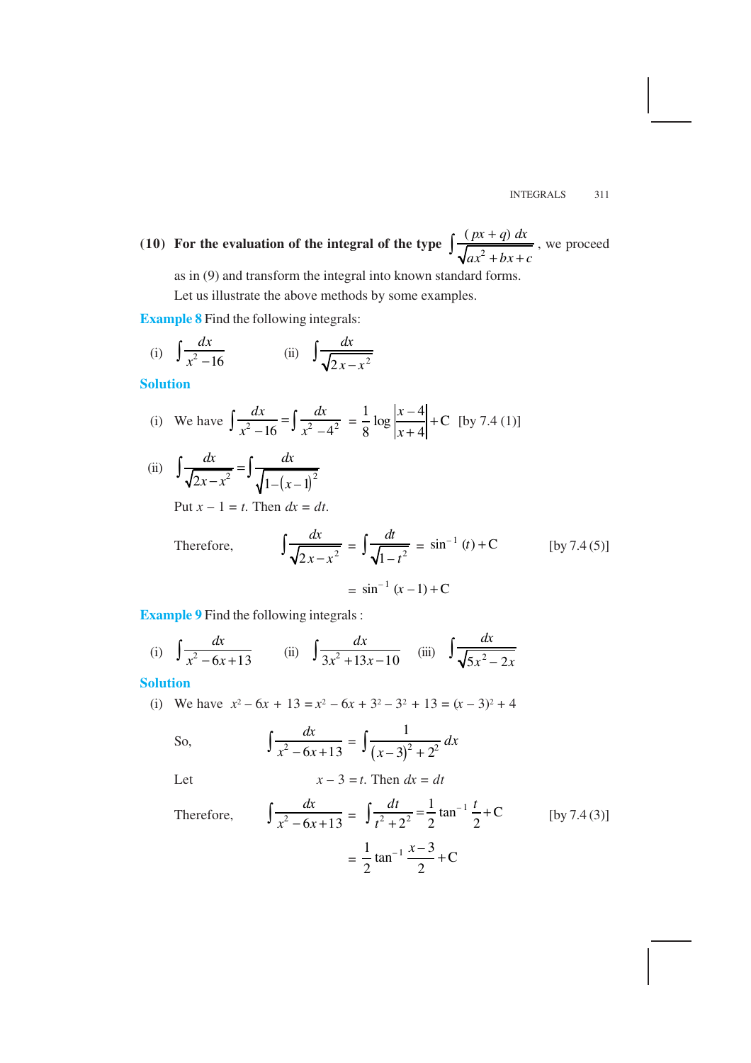**(10) For the evaluation of the integral of the type** $\int \frac{(px+q)\,dx}{\sqrt{ax^2+bx+c}}$, we proceed as in (9) and transform the integral into known standard forms.

Let us illustrate the above methods by some examples.

**Example 8** Find the following integrals:

(i) $\int \frac{dx}{x^2-16}$ (ii) $\int \frac{dx}{\sqrt{2x-x^2}}$

**Solution**

(i) We have $\int \frac{dx}{x^2-16} = \int \frac{dx}{x^2-4^2} = \frac{1}{8}\log\left|\frac{x-4}{x+4}\right| + C$ [by 7.4 (1)]

(ii) $\int \frac{dx}{\sqrt{2x-x^2}} = \int \frac{dx}{\sqrt{1-(x-1)^2}}$

Put $x - 1 = t$. Then $dx = dt$.

Therefore, $\int \frac{dx}{\sqrt{2x-x^2}} = \int \frac{dt}{\sqrt{1-t^2}} = \sin^{-1}(t) + C$ [by 7.4 (5)]

$$= \sin^{-1}(x-1) + C$$

**Example 9** Find the following integrals :

(i) $\int \frac{dx}{x^2-6x+13}$ (ii) $\int \frac{dx}{3x^2+13x-10}$ (iii) $\int \frac{dx}{\sqrt{5x^2-2x}}$

**Solution**

(i) We have $x^2 - 6x + 13 = x^2 - 6x + 3^2 - 3^2 + 13 = (x-3)^2 + 4$

So, $\int \frac{dx}{x^2-6x+13} = \int \frac{1}{(x-3)^2+2^2}\,dx$

Let $x - 3 = t$. Then $dx = dt$

Therefore, $\int \frac{dx}{x^2-6x+13} = \int \frac{dt}{t^2+2^2} = \frac{1}{2}\tan^{-1}\frac{t}{2} + C$ [by 7.4 (3)]

$$= \frac{1}{2}\tan^{-1}\frac{x-3}{2} + C$$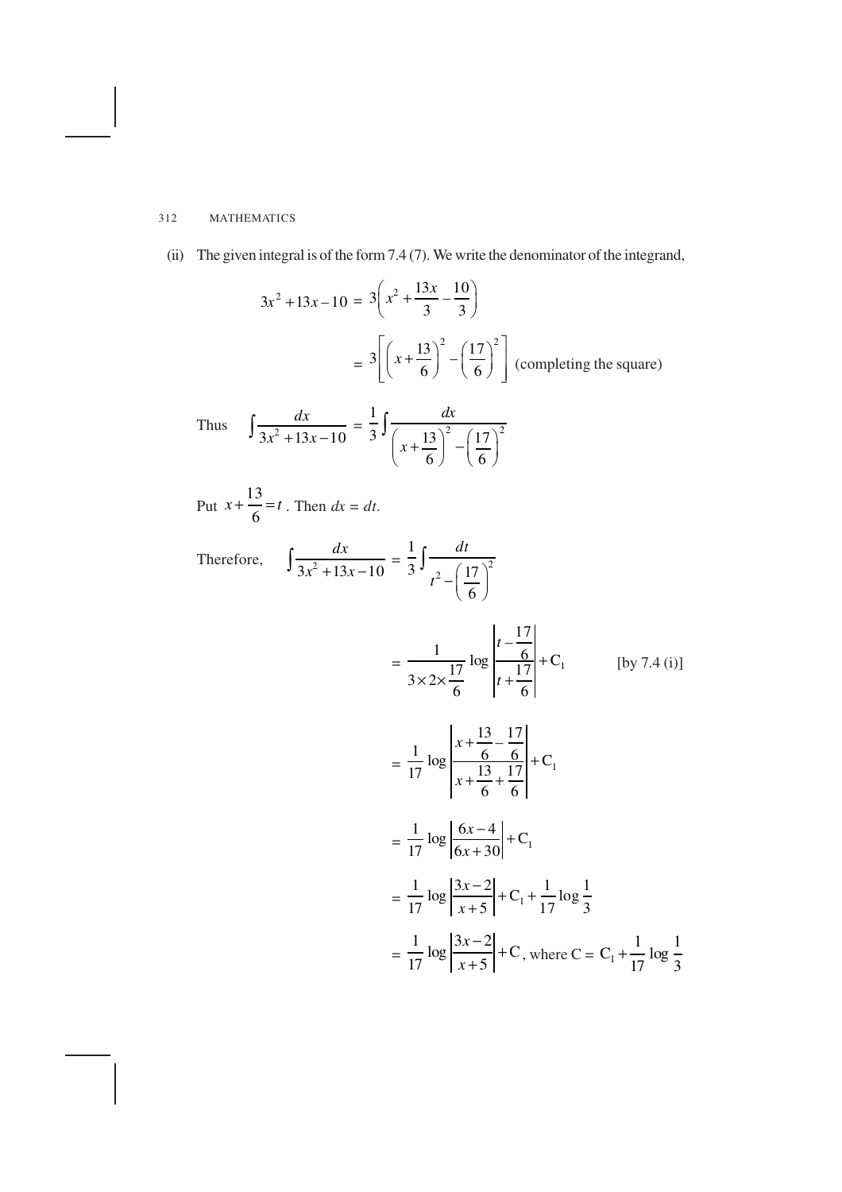(ii) The given integral is of the form 7.4 (7). We write the denominator of the integrand,

$$3x^2 + 13x - 10 = 3\left(x^2 + \frac{13x}{3} - \frac{10}{3}\right)$$

$$= 3\left[\left(x + \frac{13}{6}\right)^2 - \left(\frac{17}{6}\right)^2\right] \text{ (completing the square)}$$

Thus $\displaystyle\int \frac{dx}{3x^2 + 13x - 10} = \frac{1}{3}\int \frac{dx}{\left(x + \frac{13}{6}\right)^2 - \left(\frac{17}{6}\right)^2}$

Put $x + \frac{13}{6} = t$. Then $dx = dt$.

Therefore, $\displaystyle\int \frac{dx}{3x^2 + 13x - 10} = \frac{1}{3}\int \frac{dt}{t^2 - \left(\frac{17}{6}\right)^2}$

$$= \frac{1}{3 \times 2 \times \frac{17}{6}} \log\left|\frac{t - \frac{17}{6}}{t + \frac{17}{6}}\right| + C_1 \quad \text{[by 7.4 (i)]}$$

$$= \frac{1}{17} \log\left|\frac{x + \frac{13}{6} - \frac{17}{6}}{x + \frac{13}{6} + \frac{17}{6}}\right| + C_1$$

$$= \frac{1}{17} \log\left|\frac{6x - 4}{6x + 30}\right| + C_1$$

$$= \frac{1}{17} \log\left|\frac{3x - 2}{x + 5}\right| + C_1 + \frac{1}{17}\log\frac{1}{3}$$

$$= \frac{1}{17} \log\left|\frac{3x - 2}{x + 5}\right| + C, \text{ where } C = C_1 + \frac{1}{17}\log\frac{1}{3}$$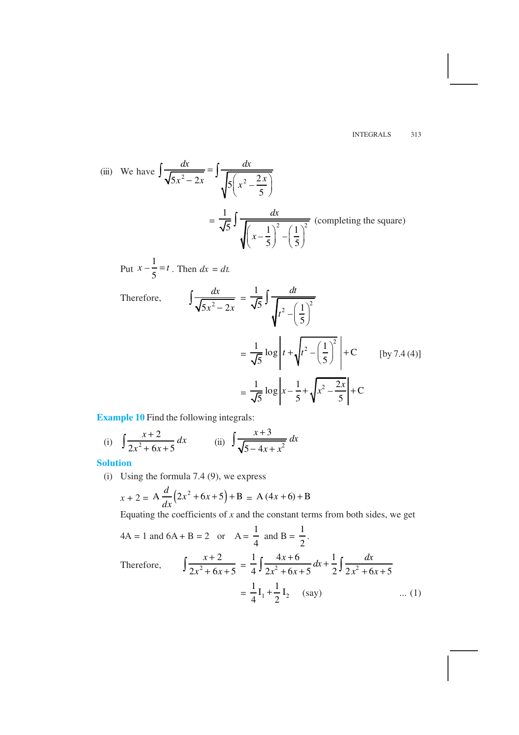(iii) We have $\int \frac{dx}{\sqrt{5x^2 - 2x}} = \int \frac{dx}{\sqrt{5\left(x^2 - \frac{2x}{5}\right)}}$

$$= \frac{1}{\sqrt{5}} \int \frac{dx}{\sqrt{\left(x - \frac{1}{5}\right)^2 - \left(\frac{1}{5}\right)^2}} \quad \text{(completing the square)}$$

Put $x - \frac{1}{5} = t$. Then $dx = dt$.

Therefore,

$$\int \frac{dx}{\sqrt{5x^2 - 2x}} = \frac{1}{\sqrt{5}} \int \frac{dt}{\sqrt{t^2 - \left(\frac{1}{5}\right)^2}}$$

$$= \frac{1}{\sqrt{5}} \log \left| t + \sqrt{t^2 - \left(\frac{1}{5}\right)^2} \right| + C \quad \text{[by 7.4 (4)]}$$

$$= \frac{1}{\sqrt{5}} \log \left| x - \frac{1}{5} + \sqrt{x^2 - \frac{2x}{5}} \right| + C$$

**Example 10** Find the following integrals:

(i) $\int \frac{x+2}{2x^2 + 6x + 5} dx$ (ii) $\int \frac{x+3}{\sqrt{5 - 4x + x^2}} dx$

**Solution**

(i) Using the formula 7.4 (9), we express

$$x + 2 = A \frac{d}{dx}\left(2x^2 + 6x + 5\right) + B = A(4x + 6) + B$$

Equating the coefficients of $x$ and the constant terms from both sides, we get

$$4A = 1 \text{ and } 6A + B = 2 \quad \text{or} \quad A = \frac{1}{4} \text{ and } B = \frac{1}{2}.$$

Therefore,

$$\int \frac{x+2}{2x^2 + 6x + 5} = \frac{1}{4} \int \frac{4x+6}{2x^2 + 6x + 5} dx + \frac{1}{2} \int \frac{dx}{2x^2 + 6x + 5}$$

$$= \frac{1}{4} I_1 + \frac{1}{2} I_2 \quad \text{(say)} \qquad \text{... (1)}$$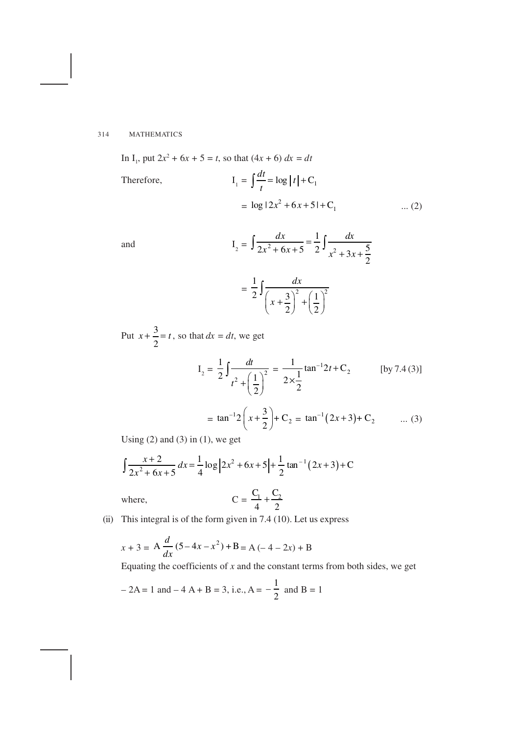In $I_1$, put $2x^2 + 6x + 5 = t$, so that $(4x + 6)\, dx = dt$

Therefore,
$$I_1 = \int \frac{dt}{t} = \log |t| + C_1$$

$$= \log |2x^2 + 6x + 5| + C_1 \qquad \text{... (2)}$$

and
$$I_2 = \int \frac{dx}{2x^2 + 6x + 5} = \frac{1}{2}\int \frac{dx}{x^2 + 3x + \frac{5}{2}}$$

$$= \frac{1}{2}\int \frac{dx}{\left(x + \frac{3}{2}\right)^2 + \left(\frac{1}{2}\right)^2}$$

Put $x + \frac{3}{2} = t$, so that $dx = dt$, we get

$$I_2 = \frac{1}{2}\int \frac{dt}{t^2 + \left(\frac{1}{2}\right)^2} = \frac{1}{2 \times \frac{1}{2}} \tan^{-1} 2t + C_2 \qquad \text{[by 7.4 (3)]}$$

$$= \tan^{-1} 2\left(x + \frac{3}{2}\right) + C_2 = \tan^{-1}(2x + 3) + C_2 \qquad \text{... (3)}$$

Using (2) and (3) in (1), we get

$$\int \frac{x + 2}{2x^2 + 6x + 5}\, dx = \frac{1}{4} \log \left|2x^2 + 6x + 5\right| + \frac{1}{2} \tan^{-1}(2x + 3) + C$$

where,
$$C = \frac{C_1}{4} + \frac{C_2}{2}$$

(ii) This integral is of the form given in 7.4 (10). Let us express

$$x + 3 = A \frac{d}{dx}(5 - 4x - x^2) + B = A(-4 - 2x) + B$$

Equating the coefficients of $x$ and the constant terms from both sides, we get

$-2A = 1$ and $-4A + B = 3$, i.e., $A = -\frac{1}{2}$ and $B = 1$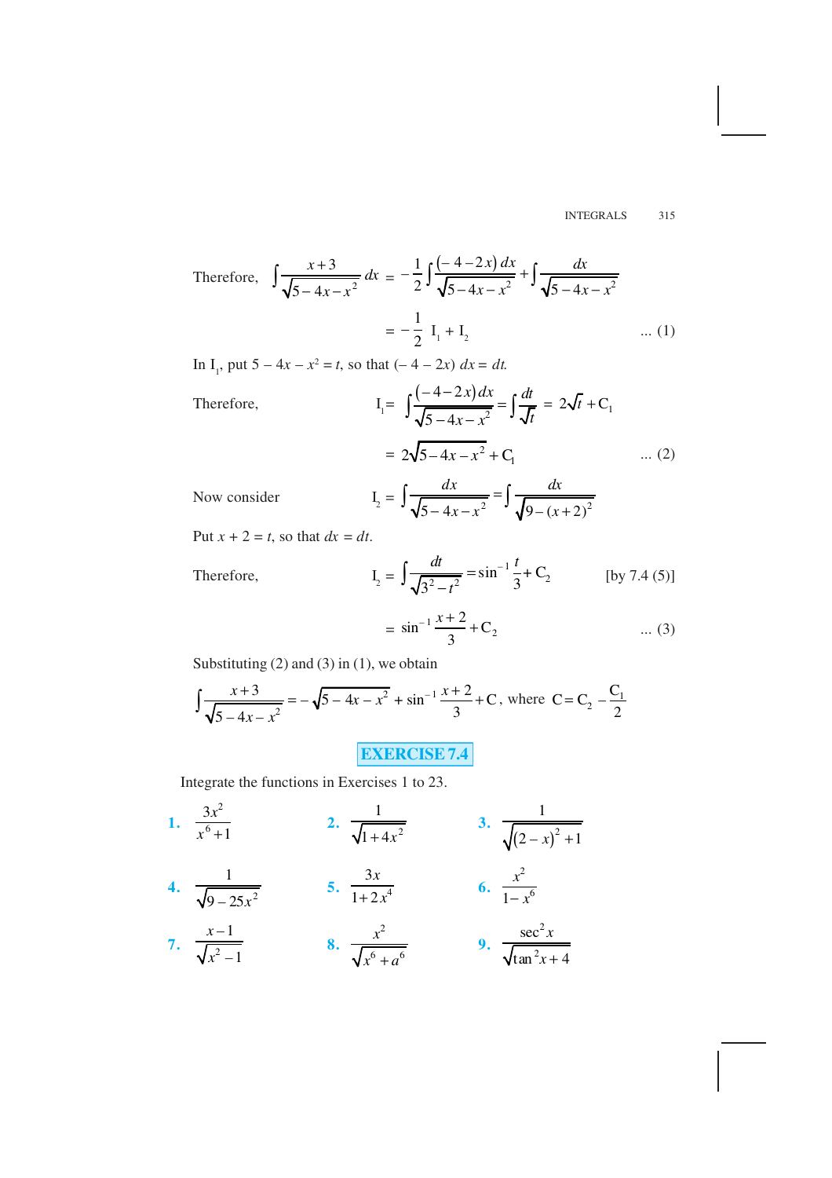Therefore, $\displaystyle\int \frac{x+3}{\sqrt{5-4x-x^2}}\,dx = -\frac{1}{2}\int \frac{(-4-2x)\,dx}{\sqrt{5-4x-x^2}} + \int \frac{dx}{\sqrt{5-4x-x^2}}$

$$= -\frac{1}{2}\,\mathrm{I}_1 + \mathrm{I}_2 \qquad \text{... (1)}$$

In $\mathrm{I}_1$, put $5 - 4x - x^2 = t$, so that $(-4 - 2x)\,dx = dt$.

Therefore, $\displaystyle \mathrm{I}_1 = \int \frac{(-4-2x)\,dx}{\sqrt{5-4x-x^2}} = \int \frac{dt}{\sqrt{t}} = 2\sqrt{t} + \mathrm{C}_1$

$$= 2\sqrt{5-4x-x^2} + \mathrm{C}_1 \qquad \text{... (2)}$$

Now consider $\displaystyle \mathrm{I}_2 = \int \frac{dx}{\sqrt{5-4x-x^2}} = \int \frac{dx}{\sqrt{9-(x+2)^2}}$

Put $x + 2 = t$, so that $dx = dt$.

Therefore, $\displaystyle \mathrm{I}_2 = \int \frac{dt}{\sqrt{3^2 - t^2}} = \sin^{-1}\frac{t}{3} + \mathrm{C}_2$ [by 7.4 (5)]

$$= \sin^{-1}\frac{x+2}{3} + \mathrm{C}_2 \qquad \text{... (3)}$$

Substituting (2) and (3) in (1), we obtain

$$\int \frac{x+3}{\sqrt{5-4x-x^2}} = -\sqrt{5-4x-x^2} + \sin^{-1}\frac{x+2}{3} + \mathrm{C}, \text{ where } \mathrm{C} = \mathrm{C}_2 - \frac{\mathrm{C}_1}{2}$$

## EXERCISE 7.4

Integrate the functions in Exercises 1 to 23.

**1.** $\dfrac{3x^2}{x^6+1}$ **2.** $\dfrac{1}{\sqrt{1+4x^2}}$ **3.** $\dfrac{1}{\sqrt{(2-x)^2+1}}$

**4.** $\dfrac{1}{\sqrt{9-25x^2}}$ **5.** $\dfrac{3x}{1+2x^4}$ **6.** $\dfrac{x^2}{1-x^6}$

**7.** $\dfrac{x-1}{\sqrt{x^2-1}}$ **8.** $\dfrac{x^2}{\sqrt{x^6+a^6}}$ **9.** $\dfrac{\sec^2 x}{\sqrt{\tan^2 x+4}}$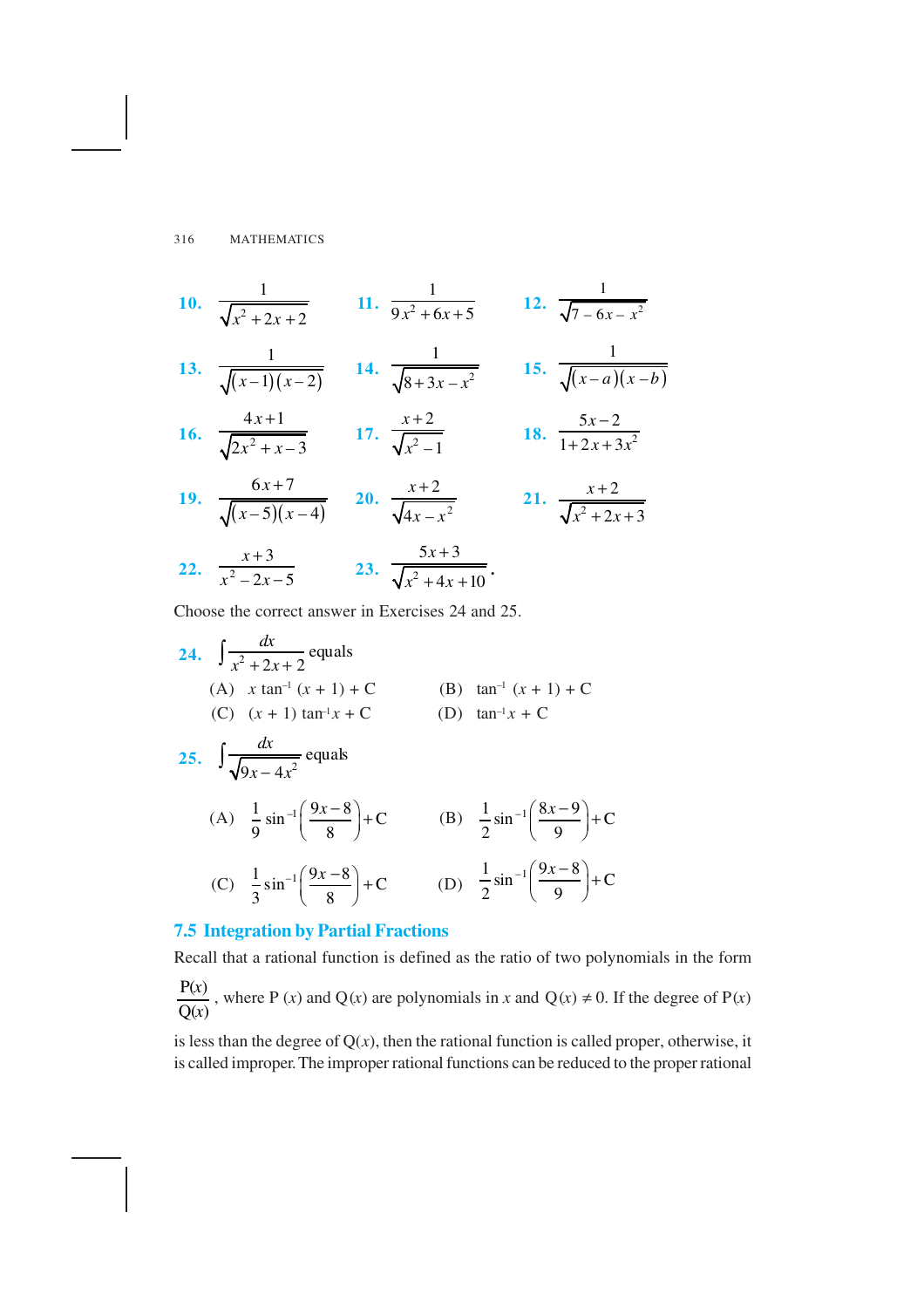**10.** $\dfrac{1}{\sqrt{x^2+2x+2}}$ **11.** $\dfrac{1}{9x^2+6x+5}$ **12.** $\dfrac{1}{\sqrt{7-6x-x^2}}$

**13.** $\dfrac{1}{\sqrt{(x-1)(x-2)}}$ **14.** $\dfrac{1}{\sqrt{8+3x-x^2}}$ **15.** $\dfrac{1}{\sqrt{(x-a)(x-b)}}$

**16.** $\dfrac{4x+1}{\sqrt{2x^2+x-3}}$ **17.** $\dfrac{x+2}{\sqrt{x^2-1}}$ **18.** $\dfrac{5x-2}{1+2x+3x^2}$

**19.** $\dfrac{6x+7}{\sqrt{(x-5)(x-4)}}$ **20.** $\dfrac{x+2}{\sqrt{4x-x^2}}$ **21.** $\dfrac{x+2}{\sqrt{x^2+2x+3}}$

**22.** $\dfrac{x+3}{x^2-2x-5}$ **23.** $\dfrac{5x+3}{\sqrt{x^2+4x+10}}$.

Choose the correct answer in Exercises 24 and 25.

**24.** $\displaystyle\int \frac{dx}{x^2+2x+2}$ equals

(A) $x \tan^{-1}(x+1) + C$ (B) $\tan^{-1}(x+1) + C$

(C) $(x+1)\tan^{-1}x + C$ (D) $\tan^{-1}x + C$

**25.** $\displaystyle\int \frac{dx}{\sqrt{9x-4x^2}}$ equals

(A) $\dfrac{1}{9}\sin^{-1}\left(\dfrac{9x-8}{8}\right)+C$ (B) $\dfrac{1}{2}\sin^{-1}\left(\dfrac{8x-9}{9}\right)+C$

(C) $\dfrac{1}{3}\sin^{-1}\left(\dfrac{9x-8}{8}\right)+C$ (D) $\dfrac{1}{2}\sin^{-1}\left(\dfrac{9x-8}{9}\right)+C$

## 7.5 Integration by Partial Fractions

Recall that a rational function is defined as the ratio of two polynomials in the form $\dfrac{P(x)}{Q(x)}$, where $P(x)$ and $Q(x)$ are polynomials in $x$ and $Q(x) \neq 0$. If the degree of $P(x)$ is less than the degree of $Q(x)$, then the rational function is called proper, otherwise, it is called improper. The improper rational functions can be reduced to the proper rational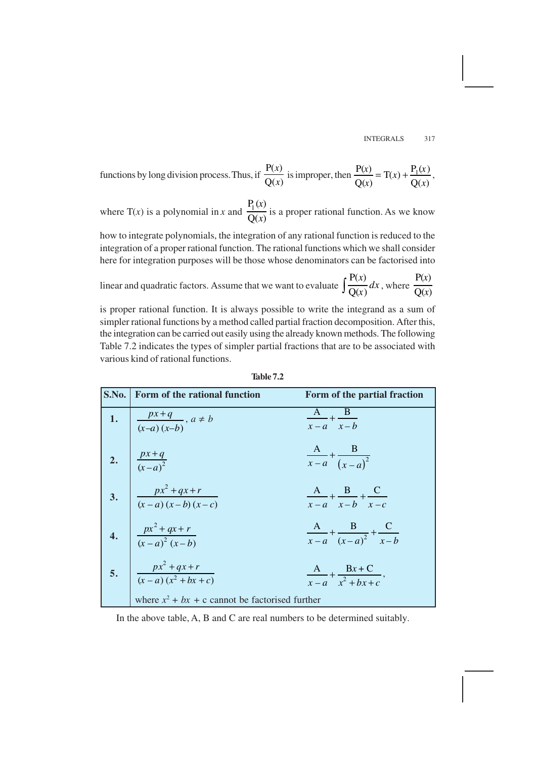functions by long division process. Thus, if $\frac{P(x)}{Q(x)}$ is improper, then $\frac{P(x)}{Q(x)} = T(x) + \frac{P_1(x)}{Q(x)}$,

where T($x$) is a polynomial in $x$ and $\frac{P_1(x)}{Q(x)}$ is a proper rational function. As we know how to integrate polynomials, the integration of any rational function is reduced to the integration of a proper rational function. The rational functions which we shall consider here for integration purposes will be those whose denominators can be factorised into linear and quadratic factors. Assume that we want to evaluate $\int \frac{P(x)}{Q(x)} dx$, where $\frac{P(x)}{Q(x)}$ is proper rational function. It is always possible to write the integrand as a sum of simpler rational functions by a method called partial fraction decomposition. After this, the integration can be carried out easily using the already known methods. The following Table 7.2 indicates the types of simpler partial fractions that are to be associated with various kind of rational functions.

**Table 7.2**

| S.No. | Form of the rational function | Form of the partial fraction |
|---|---|---|
| **1.** | $\frac{px+q}{(x-a)(x-b)}$, $a \neq b$ | $\frac{A}{x-a} + \frac{B}{x-b}$ |
| **2.** | $\frac{px+q}{(x-a)^2}$ | $\frac{A}{x-a} + \frac{B}{(x-a)^2}$ |
| **3.** | $\frac{px^2+qx+r}{(x-a)(x-b)(x-c)}$ | $\frac{A}{x-a} + \frac{B}{x-b} + \frac{C}{x-c}$ |
| **4.** | $\frac{px^2+qx+r}{(x-a)^2(x-b)}$ | $\frac{A}{x-a} + \frac{B}{(x-a)^2} + \frac{C}{x-b}$ |
| **5.** | $\frac{px^2+qx+r}{(x-a)(x^2+bx+c)}$, where $x^2 + bx + c$ cannot be factorised further | $\frac{A}{x-a} + \frac{Bx+C}{x^2+bx+c}$, |

In the above table, A, B and C are real numbers to be determined suitably.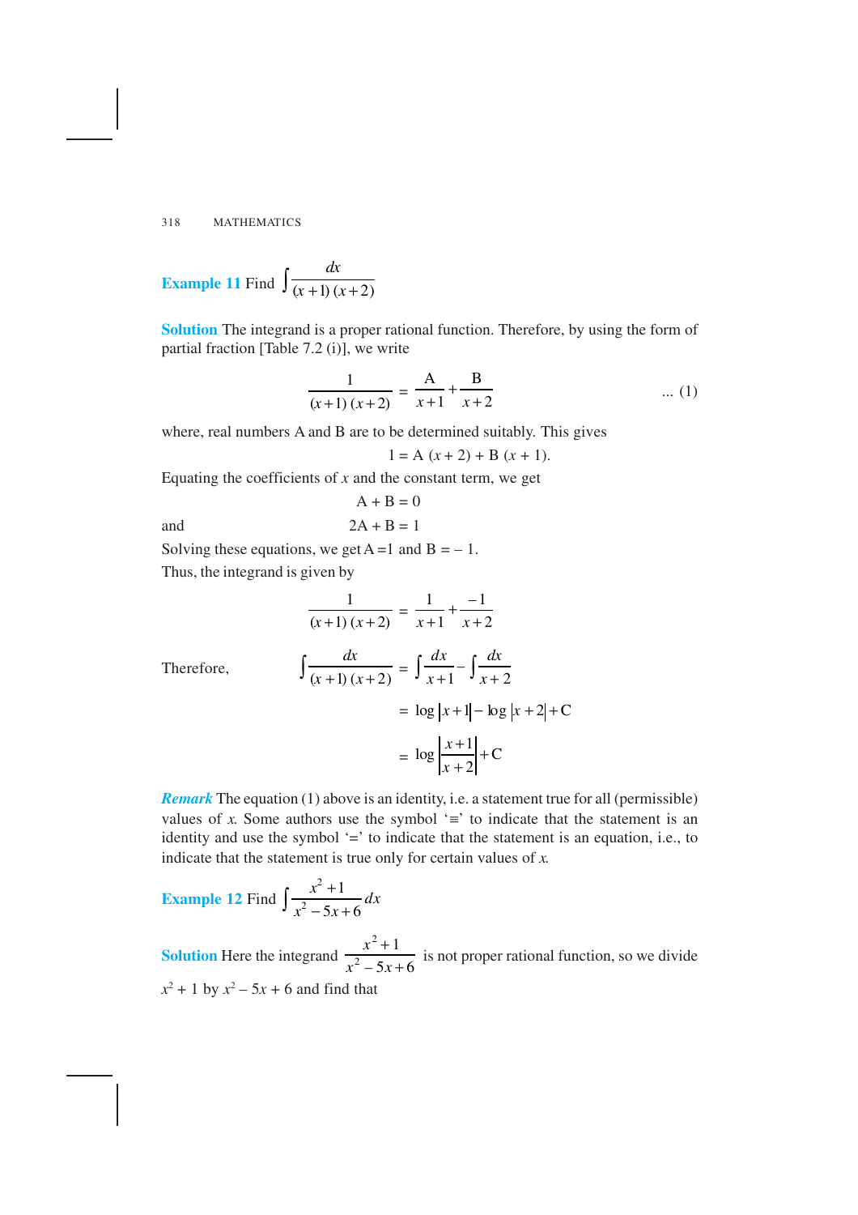**Example 11** Find $\int \frac{dx}{(x+1)(x+2)}$

**Solution** The integrand is a proper rational function. Therefore, by using the form of partial fraction [Table 7.2 (i)], we write

$$\frac{1}{(x+1)(x+2)} = \frac{A}{x+1} + \frac{B}{x+2} \qquad \text{... (1)}$$

where, real numbers A and B are to be determined suitably. This gives

$$1 = A(x + 2) + B(x + 1).$$

Equating the coefficients of $x$ and the constant term, we get

$$A + B = 0$$

and

$$2A + B = 1$$

Solving these equations, we get A =1 and B = – 1.

Thus, the integrand is given by

$$\frac{1}{(x+1)(x+2)} = \frac{1}{x+1} + \frac{-1}{x+2}$$

Therefore,

$$\int \frac{dx}{(x+1)(x+2)} = \int \frac{dx}{x+1} - \int \frac{dx}{x+2}$$

$$= \log|x+1| - \log|x+2| + C$$

$$= \log\left|\frac{x+1}{x+2}\right| + C$$

***Remark*** The equation (1) above is an identity, i.e. a statement true for all (permissible) values of $x$. Some authors use the symbol '≡' to indicate that the statement is an identity and use the symbol '=' to indicate that the statement is an equation, i.e., to indicate that the statement is true only for certain values of $x$.

**Example 12** Find $\int \frac{x^2+1}{x^2-5x+6} dx$

**Solution** Here the integrand $\frac{x^2+1}{x^2-5x+6}$ is not proper rational function, so we divide $x^2 + 1$ by $x^2 – 5x + 6$ and find that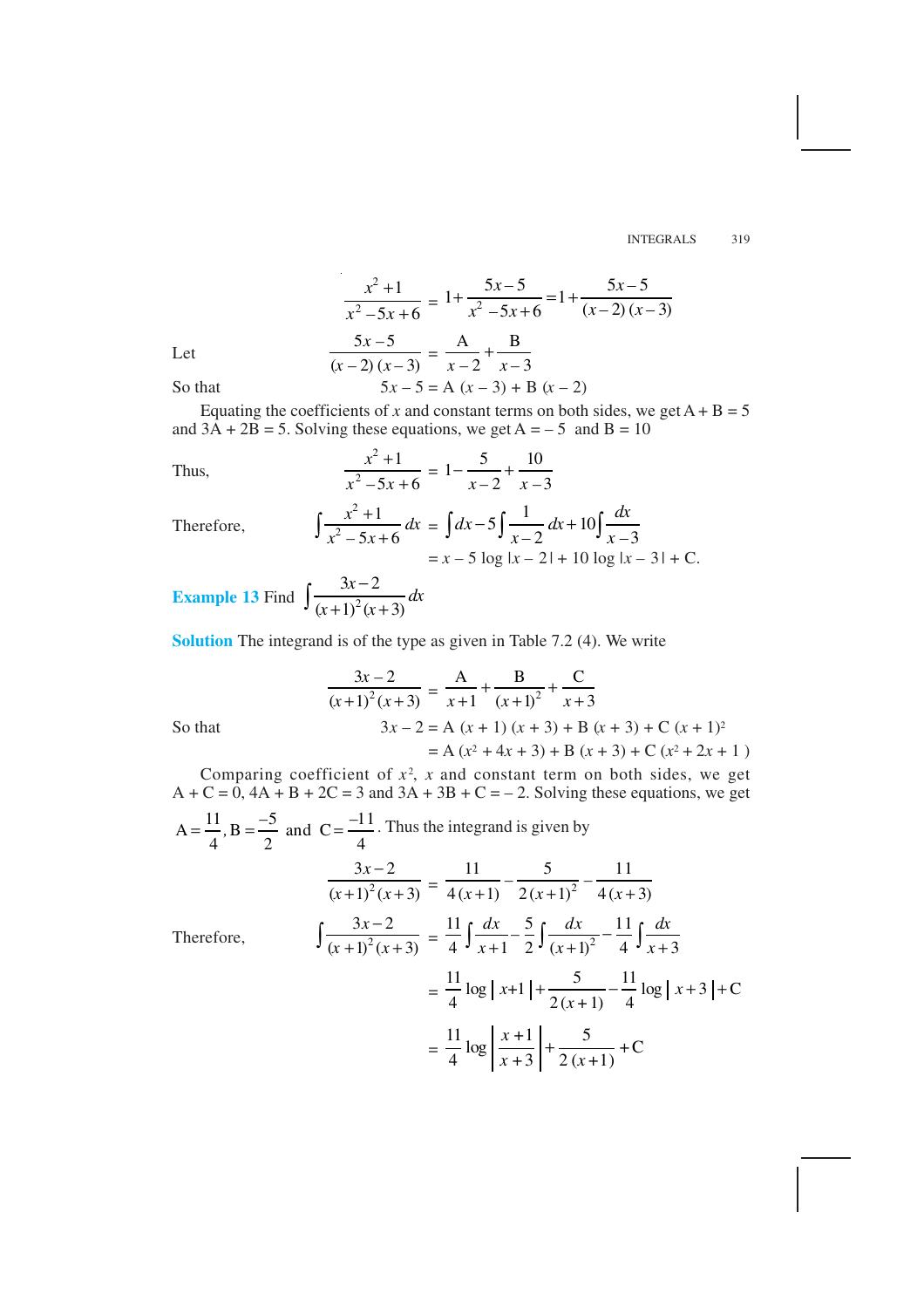$$\frac{x^2+1}{x^2-5x+6} = 1+\frac{5x-5}{x^2-5x+6} = 1+\frac{5x-5}{(x-2)(x-3)}$$

Let
$$\frac{5x-5}{(x-2)(x-3)} = \frac{A}{x-2}+\frac{B}{x-3}$$

So that
$$5x-5 = A\,(x-3) + B\,(x-2)$$

Equating the coefficients of $x$ and constant terms on both sides, we get A + B = 5 and 3A + 2B = 5. Solving these equations, we get A = – 5 and B = 10

Thus,
$$\frac{x^2+1}{x^2-5x+6} = 1-\frac{5}{x-2}+\frac{10}{x-3}$$

Therefore,
$$\int \frac{x^2+1}{x^2-5x+6}\,dx = \int dx - 5\int \frac{1}{x-2}\,dx + 10\int \frac{dx}{x-3}$$

$$= x - 5\log|x-2| + 10\log|x-3| + C.$$

**Example 13** Find $\displaystyle\int \frac{3x-2}{(x+1)^2(x+3)}\,dx$

**Solution** The integrand is of the type as given in Table 7.2 (4). We write

$$\frac{3x-2}{(x+1)^2(x+3)} = \frac{A}{x+1}+\frac{B}{(x+1)^2}+\frac{C}{x+3}$$

So that
$$3x-2 = A\,(x+1)\,(x+3) + B\,(x+3) + C\,(x+1)^2$$
$$= A\,(x^2+4x+3) + B\,(x+3) + C\,(x^2+2x+1)$$

Comparing coefficient of $x^2$, $x$ and constant term on both sides, we get A + C = 0, 4A + B + 2C = 3 and 3A + 3B + C = – 2. Solving these equations, we get $A = \frac{11}{4}, B = \frac{-5}{2}$ and $C = \frac{-11}{4}$. Thus the integrand is given by

$$\frac{3x-2}{(x+1)^2(x+3)} = \frac{11}{4(x+1)}-\frac{5}{2(x+1)^2}-\frac{11}{4(x+3)}$$

Therefore,
$$\int \frac{3x-2}{(x+1)^2(x+3)} = \frac{11}{4}\int\frac{dx}{x+1}-\frac{5}{2}\int\frac{dx}{(x+1)^2}-\frac{11}{4}\int\frac{dx}{x+3}$$

$$= \frac{11}{4}\log|x+1| + \frac{5}{2(x+1)} - \frac{11}{4}\log|x+3| + C$$

$$= \frac{11}{4}\log\left|\frac{x+1}{x+3}\right| + \frac{5}{2(x+1)} + C$$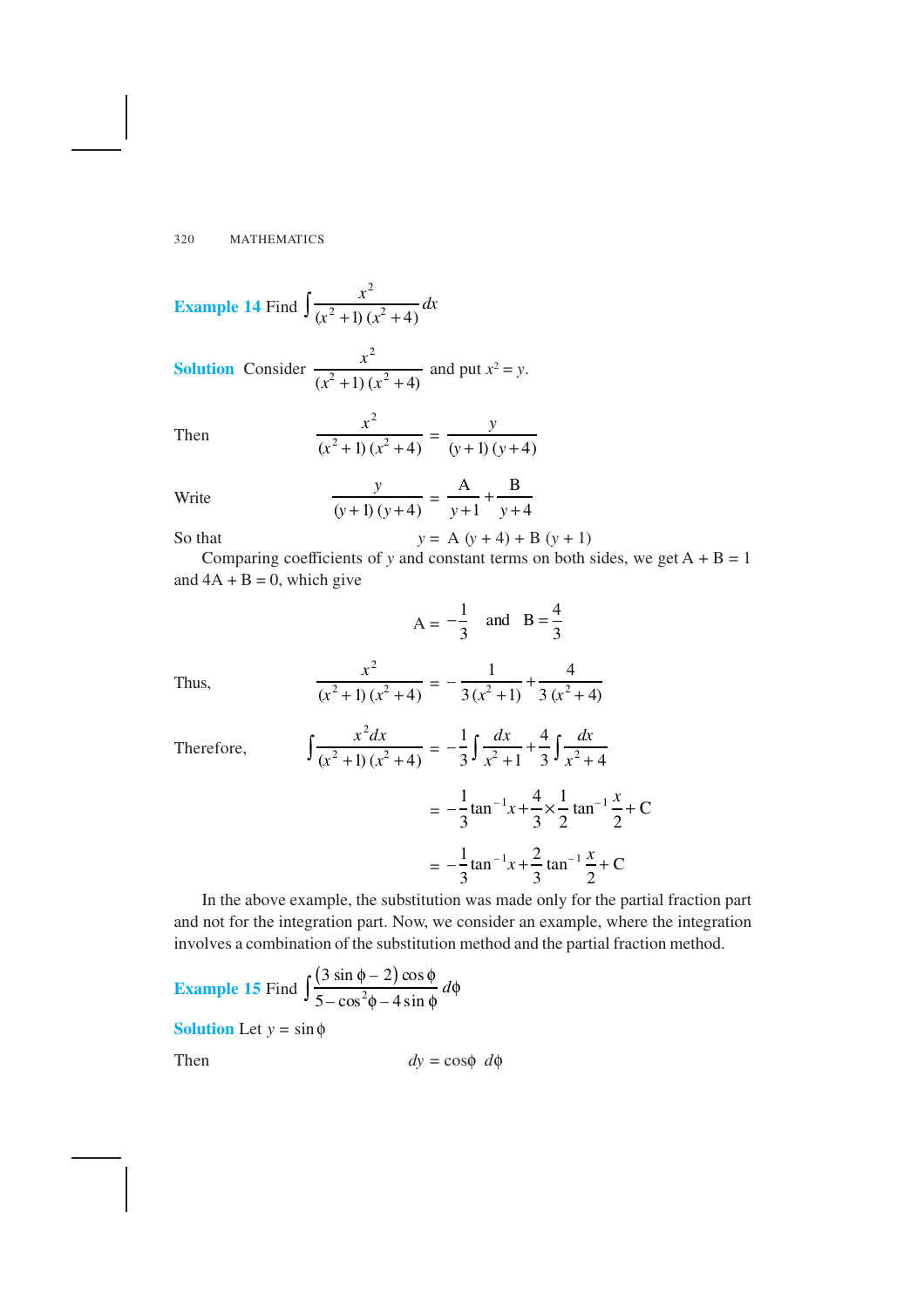**Example 14** Find $\int \frac{x^2}{(x^2+1)(x^2+4)} dx$

**Solution** Consider $\frac{x^2}{(x^2+1)(x^2+4)}$ and put $x^2 = y$.

Then
$$\frac{x^2}{(x^2+1)(x^2+4)} = \frac{y}{(y+1)(y+4)}$$

Write
$$\frac{y}{(y+1)(y+4)} = \frac{A}{y+1} + \frac{B}{y+4}$$

So that
$$y = A(y+4) + B(y+1)$$

Comparing coefficients of $y$ and constant terms on both sides, we get $A + B = 1$ and $4A + B = 0$, which give

$$A = -\frac{1}{3} \quad \text{and} \quad B = \frac{4}{3}$$

Thus,
$$\frac{x^2}{(x^2+1)(x^2+4)} = -\frac{1}{3(x^2+1)} + \frac{4}{3(x^2+4)}$$

Therefore,
$$\int \frac{x^2 dx}{(x^2+1)(x^2+4)} = -\frac{1}{3}\int \frac{dx}{x^2+1} + \frac{4}{3}\int \frac{dx}{x^2+4}$$

$$= -\frac{1}{3}\tan^{-1}x + \frac{4}{3} \times \frac{1}{2}\tan^{-1}\frac{x}{2} + C$$

$$= -\frac{1}{3}\tan^{-1}x + \frac{2}{3}\tan^{-1}\frac{x}{2} + C$$

In the above example, the substitution was made only for the partial fraction part and not for the integration part. Now, we consider an example, where the integration involves a combination of the substitution method and the partial fraction method.

**Example 15** Find $\int \frac{(3\sin\phi - 2)\cos\phi}{5 - \cos^2\phi - 4\sin\phi} d\phi$

**Solution** Let $y = \sin\phi$

Then
$$dy = \cos\phi \, d\phi$$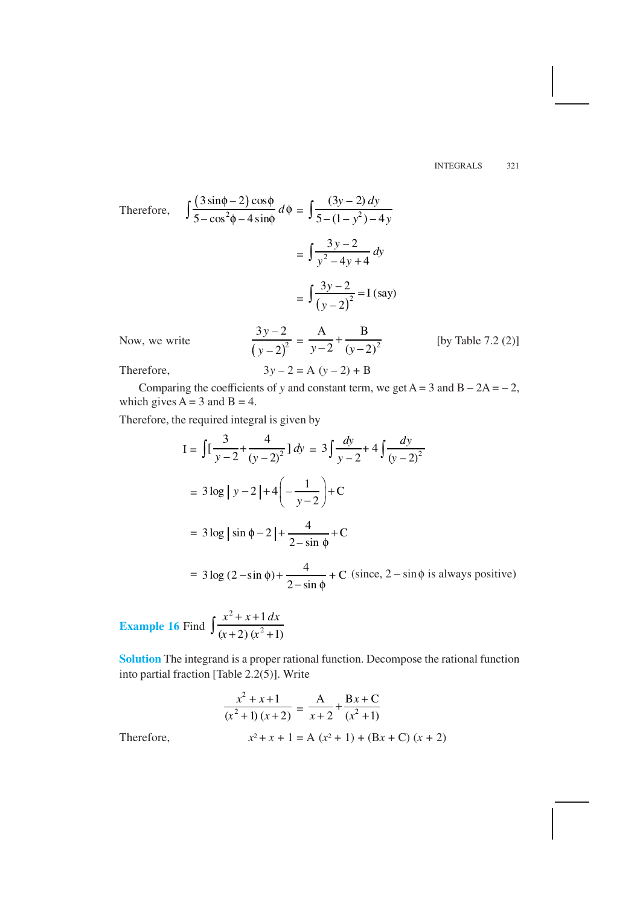Therefore, $\int \frac{(3\sin\phi - 2)\cos\phi}{5 - \cos^2\phi - 4\sin\phi} d\phi = \int \frac{(3y - 2)\, dy}{5 - (1 - y^2) - 4y}$

$$= \int \frac{3y - 2}{y^2 - 4y + 4} dy$$

$$= \int \frac{3y - 2}{(y - 2)^2} = \text{I (say)}$$

Now, we write $\qquad \frac{3y - 2}{(y-2)^2} = \frac{A}{y - 2} + \frac{B}{(y-2)^2} \qquad$ [by Table 7.2 (2)]

Therefore, $\qquad 3y - 2 = A\,(y - 2) + B$

Comparing the coefficients of $y$ and constant term, we get $A = 3$ and $B - 2A = -2$, which gives $A = 3$ and $B = 4$.

Therefore, the required integral is given by

$$I = \int [\frac{3}{y-2} + \frac{4}{(y-2)^2}]\, dy = 3\int \frac{dy}{y-2} + 4\int \frac{dy}{(y-2)^2}$$

$$= 3\log|y - 2| + 4\left(-\frac{1}{y-2}\right) + C$$

$$= 3\log|\sin\phi - 2| + \frac{4}{2 - \sin\phi} + C$$

$$= 3\log(2 - \sin\phi) + \frac{4}{2 - \sin\phi} + C \quad \text{(since, } 2 - \sin\phi \text{ is always positive)}$$

**Example 16** Find $\int \frac{x^2 + x + 1\, dx}{(x+2)(x^2+1)}$

**Solution** The integrand is a proper rational function. Decompose the rational function into partial fraction [Table 2.2(5)]. Write

$$\frac{x^2 + x + 1}{(x^2+1)(x+2)} = \frac{A}{x+2} + \frac{Bx + C}{(x^2+1)}$$

Therefore, $\qquad x^2 + x + 1 = A\,(x^2 + 1) + (Bx + C)\,(x + 2)$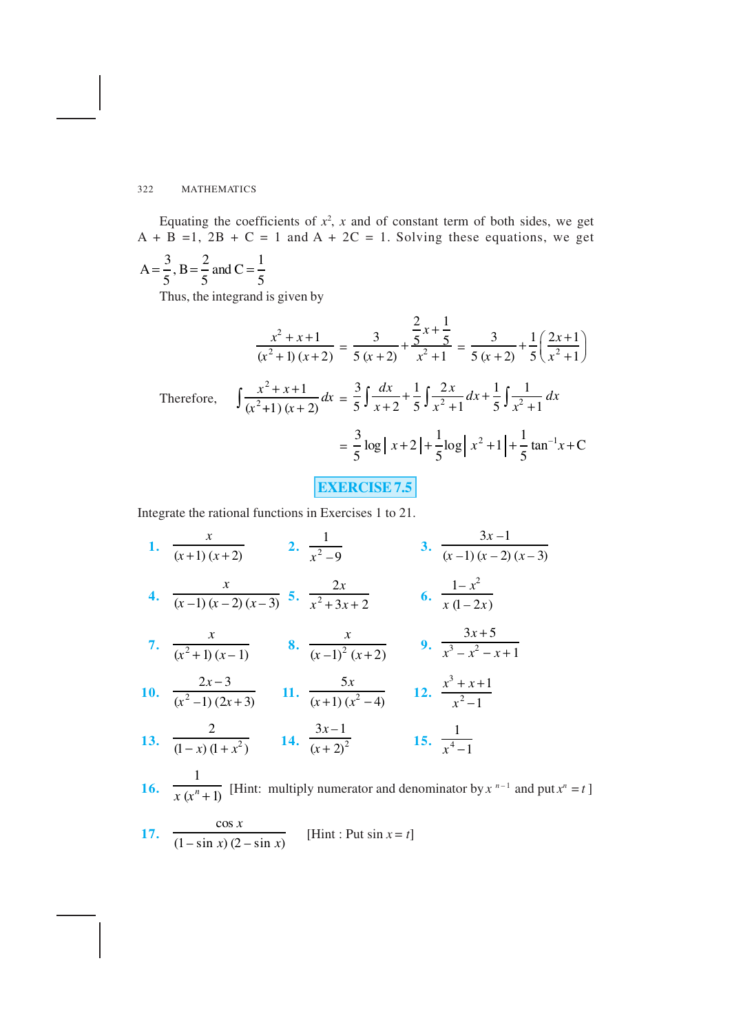Equating the coefficients of $x^2$, $x$ and of constant term of both sides, we get A + B = 1, 2B + C = 1 and A + 2C = 1. Solving these equations, we get

$$A = \frac{3}{5}, B = \frac{2}{5} \text{ and } C = \frac{1}{5}$$

Thus, the integrand is given by

$$\frac{x^2 + x + 1}{(x^2 + 1)(x + 2)} = \frac{3}{5(x + 2)} + \frac{\frac{2}{5}x + \frac{1}{5}}{x^2 + 1} = \frac{3}{5(x + 2)} + \frac{1}{5}\left(\frac{2x + 1}{x^2 + 1}\right)$$

Therefore, 
$$\int \frac{x^2 + x + 1}{(x^2 + 1)(x + 2)}dx = \frac{3}{5}\int \frac{dx}{x + 2} + \frac{1}{5}\int \frac{2x}{x^2 + 1}dx + \frac{1}{5}\int \frac{1}{x^2 + 1}dx$$

$$= \frac{3}{5}\log|x + 2| + \frac{1}{5}\log|x^2 + 1| + \frac{1}{5}\tan^{-1}x + C$$

## EXERCISE 7.5

Integrate the rational functions in Exercises 1 to 21.

**1.** $\frac{x}{(x+1)(x+2)}$ **2.** $\frac{1}{x^2 - 9}$ **3.** $\frac{3x - 1}{(x-1)(x-2)(x-3)}$

**4.** $\frac{x}{(x-1)(x-2)(x-3)}$ **5.** $\frac{2x}{x^2 + 3x + 2}$ **6.** $\frac{1 - x^2}{x(1 - 2x)}$

**7.** $\frac{x}{(x^2+1)(x-1)}$ **8.** $\frac{x}{(x-1)^2(x+2)}$ **9.** $\frac{3x + 5}{x^3 - x^2 - x + 1}$

**10.** $\frac{2x - 3}{(x^2 - 1)(2x + 3)}$ **11.** $\frac{5x}{(x+1)(x^2 - 4)}$ **12.** $\frac{x^3 + x + 1}{x^2 - 1}$

**13.** $\frac{2}{(1 - x)(1 + x^2)}$ **14.** $\frac{3x - 1}{(x + 2)^2}$ **15.** $\frac{1}{x^4 - 1}$

**16.** $\frac{1}{x(x^n + 1)}$ [Hint: multiply numerator and denominator by $x^{n-1}$ and put $x^n = t$ ]

**17.** $\frac{\cos x}{(1 - \sin x)(2 - \sin x)}$ [Hint : Put $\sin x = t$]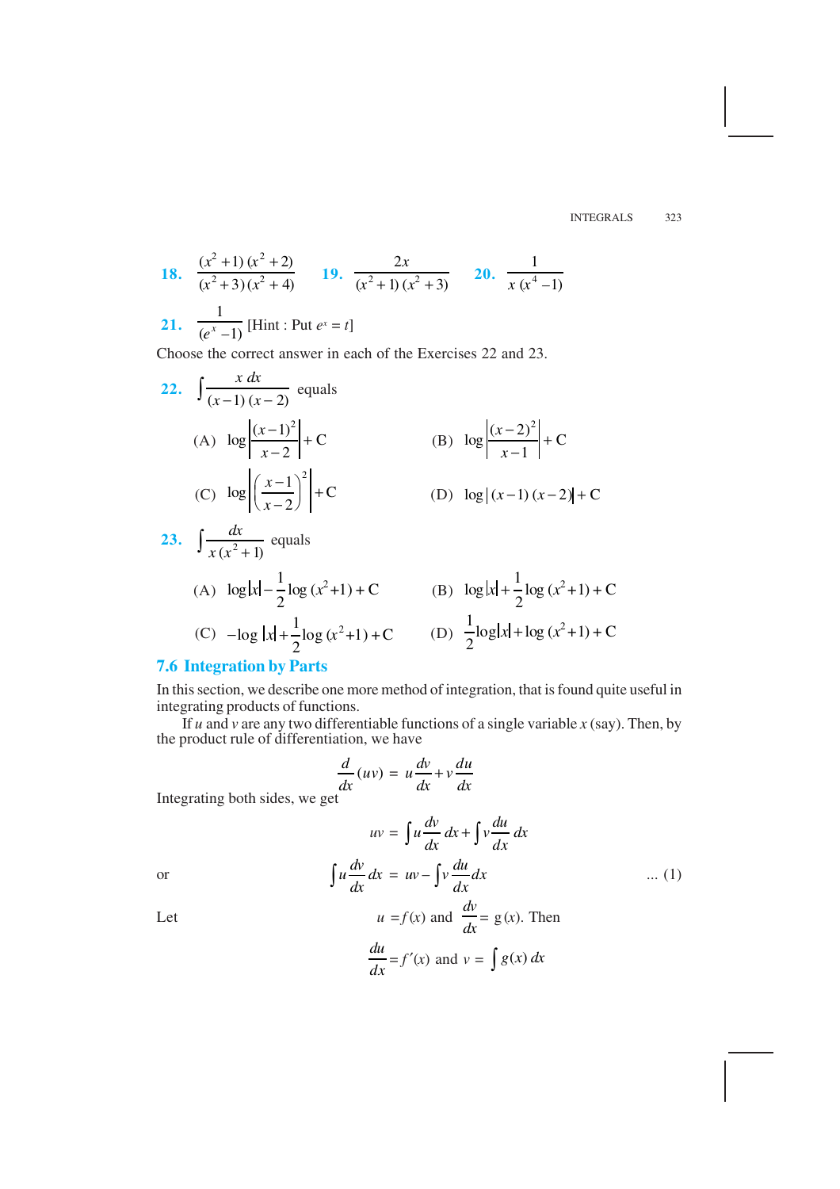**18.** $\dfrac{(x^2+1)(x^2+2)}{(x^2+3)(x^2+4)}$ **19.** $\dfrac{2x}{(x^2+1)(x^2+3)}$ **20.** $\dfrac{1}{x(x^4-1)}$

**21.** $\dfrac{1}{(e^x-1)}$ [Hint : Put $e^x = t$]

Choose the correct answer in each of the Exercises 22 and 23.

**22.** $\displaystyle\int \frac{x\,dx}{(x-1)(x-2)}$ equals

(A) $\log\left|\dfrac{(x-1)^2}{x-2}\right|+C$ (B) $\log\left|\dfrac{(x-2)^2}{x-1}\right|+C$

(C) $\log\left|\left(\dfrac{x-1}{x-2}\right)^2\right|+C$ (D) $\log|(x-1)(x-2)|+C$

**23.** $\displaystyle\int \frac{dx}{x(x^2+1)}$ equals

(A) $\log|x|-\dfrac{1}{2}\log(x^2+1)+C$ (B) $\log|x|+\dfrac{1}{2}\log(x^2+1)+C$

(C) $-\log|x|+\dfrac{1}{2}\log(x^2+1)+C$ (D) $\dfrac{1}{2}\log|x|+\log(x^2+1)+C$

## 7.6 Integration by Parts

In this section, we describe one more method of integration, that is found quite useful in integrating products of functions.

If $u$ and $v$ are any two differentiable functions of a single variable $x$ (say). Then, by the product rule of differentiation, we have

$$\frac{d}{dx}(uv) = u\frac{dv}{dx}+v\frac{du}{dx}$$

Integrating both sides, we get

$$uv = \int u\frac{dv}{dx}\,dx + \int v\frac{du}{dx}\,dx$$

or
$$\int u\frac{dv}{dx}\,dx = uv - \int v\frac{du}{dx}\,dx \quad \text{... (1)}$$

Let
$$u = f(x) \text{ and } \frac{dv}{dx} = g(x). \text{ Then}$$

$$\frac{du}{dx} = f'(x) \text{ and } v = \int g(x)\,dx$$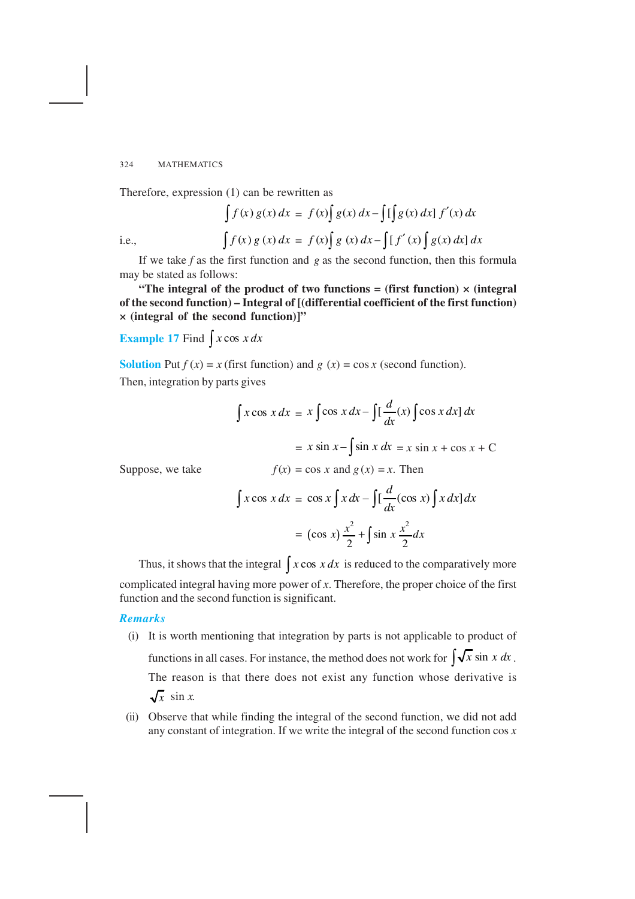Therefore, expression (1) can be rewritten as

$$\int f(x)\, g(x)\, dx = f(x)\int g(x)\, dx - \int [\int g(x)\, dx]\, f'(x)\, dx$$

i.e.,
$$\int f(x)\, g(x)\, dx = f(x)\int g(x)\, dx - \int [\, f'(x) \int g(x)\, dx]\, dx$$

If we take $f$ as the first function and $g$ as the second function, then this formula may be stated as follows:

**"The integral of the product of two functions = (first function) × (integral of the second function) – Integral of [(differential coefficient of the first function) × (integral of the second function)]"**

**Example 17** Find $\int x \cos x\, dx$

**Solution** Put $f(x) = x$ (first function) and $g(x) = \cos x$ (second function).

Then, integration by parts gives

$$\int x \cos x\, dx = x \int \cos x\, dx - \int [\frac{d}{dx}(x) \int \cos x\, dx]\, dx$$

$$= x \sin x - \int \sin x\, dx = x \sin x + \cos x + C$$

Suppose, we take $f(x) = \cos x$ and $g(x) = x$. Then

$$\int x \cos x\, dx = \cos x \int x\, dx - \int [\frac{d}{dx}(\cos x) \int x\, dx]\, dx$$

$$= (\cos x)\frac{x^2}{2} + \int \sin x\, \frac{x^2}{2} dx$$

Thus, it shows that the integral $\int x \cos x\, dx$ is reduced to the comparatively more complicated integral having more power of $x$. Therefore, the proper choice of the first function and the second function is significant.

***Remarks***

(i) It is worth mentioning that integration by parts is not applicable to product of functions in all cases. For instance, the method does not work for $\int \sqrt{x} \sin x\, dx$. The reason is that there does not exist any function whose derivative is $\sqrt{x} \sin x$.

(ii) Observe that while finding the integral of the second function, we did not add any constant of integration. If we write the integral of the second function $\cos x$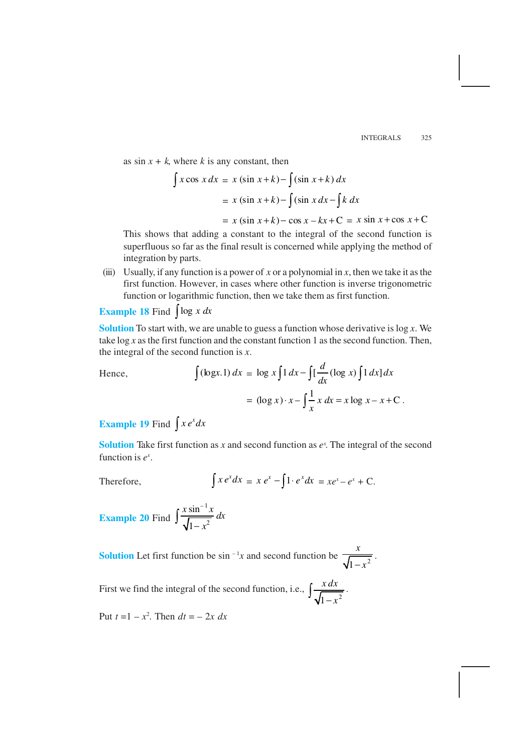as $\sin x + k$, where $k$ is any constant, then

$$\int x \cos x \, dx = x (\sin x + k) - \int (\sin x + k) \, dx$$

$$= x (\sin x + k) - \int (\sin x \, dx - \int k \, dx$$

$$= x (\sin x + k) - \cos x - kx + C = x \sin x + \cos x + C$$

This shows that adding a constant to the integral of the second function is superfluous so far as the final result is concerned while applying the method of integration by parts.

(iii) Usually, if any function is a power of $x$ or a polynomial in $x$, then we take it as the first function. However, in cases where other function is inverse trigonometric function or logarithmic function, then we take them as first function.

**Example 18** Find $\int \log x \, dx$

**Solution** To start with, we are unable to guess a function whose derivative is $\log x$. We take $\log x$ as the first function and the constant function 1 as the second function. Then, the integral of the second function is $x$.

Hence,
$$\int (\log x . 1) \, dx = \log x \int 1 \, dx - \int [\frac{d}{dx}(\log x) \int 1 \, dx] \, dx$$

$$= (\log x) \cdot x - \int \frac{1}{x} x \, dx = x \log x - x + C .$$

**Example 19** Find $\int x \, e^x dx$

**Solution** Take first function as $x$ and second function as $e^x$. The integral of the second function is $e^x$.

Therefore,
$$\int x \, e^x dx = x \, e^x - \int 1 \cdot e^x dx = xe^x - e^x + C.$$

**Example 20** Find $\int \frac{x \sin^{-1} x}{\sqrt{1-x^2}} dx$

**Solution** Let first function be $\sin^{-1} x$ and second function be $\frac{x}{\sqrt{1-x^2}}$.

First we find the integral of the second function, i.e., $\int \frac{x \, dx}{\sqrt{1-x^2}}$.

Put $t = 1 - x^2$. Then $dt = -2x \, dx$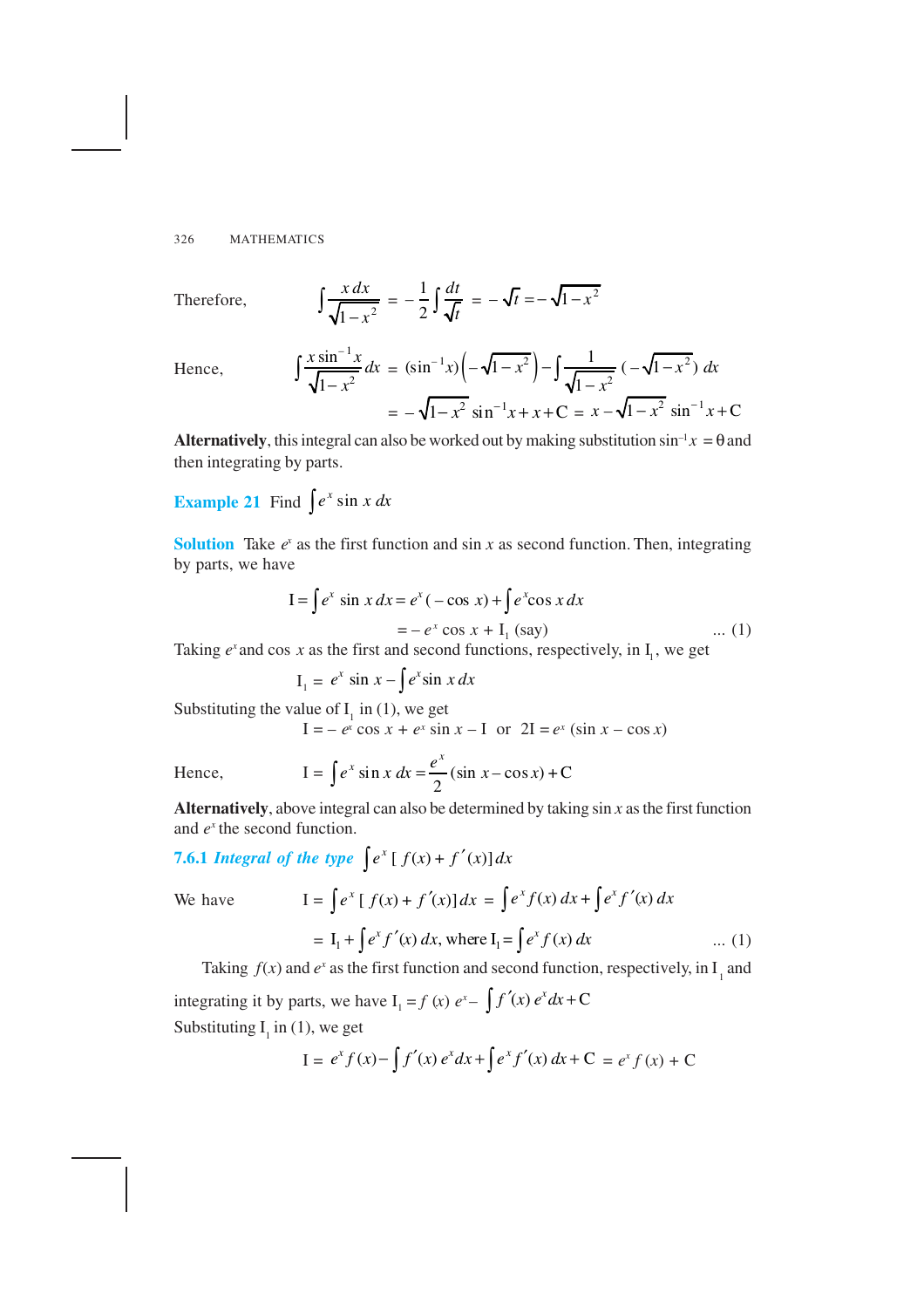Therefore, $$\int \frac{x\,dx}{\sqrt{1-x^2}} = -\frac{1}{2}\int \frac{dt}{\sqrt{t}} = -\sqrt{t} = -\sqrt{1-x^2}$$

Hence, $$\int \frac{x \sin^{-1} x}{\sqrt{1-x^2}}\,dx = (\sin^{-1}x)\left(-\sqrt{1-x^2}\right) - \int \frac{1}{\sqrt{1-x^2}}\,(-\sqrt{1-x^2})\,dx$$

$$= -\sqrt{1-x^2}\,\sin^{-1}x + x + C = x - \sqrt{1-x^2}\,\sin^{-1}x + C$$

**Alternatively**, this integral can also be worked out by making substitution $\sin^{-1}x = \theta$ and then integrating by parts.

**Example 21** Find $\int e^x \sin x\,dx$

**Solution** Take $e^x$ as the first function and $\sin x$ as second function. Then, integrating by parts, we have

$$I = \int e^x \sin x\,dx = e^x(-\cos x) + \int e^x \cos x\,dx$$

$$= -e^x \cos x + I_1 \text{ (say)} \qquad \dots (1)$$

Taking $e^x$ and $\cos x$ as the first and second functions, respectively, in $I_1$, we get

$$I_1 = e^x \sin x - \int e^x \sin x\,dx$$

Substituting the value of $I_1$ in (1), we get

$$I = -e^x \cos x + e^x \sin x - I \quad \text{or} \quad 2I = e^x(\sin x - \cos x)$$

Hence, $$I = \int e^x \sin x\,dx = \frac{e^x}{2}(\sin x - \cos x) + C$$

**Alternatively**, above integral can also be determined by taking $\sin x$ as the first function and $e^x$ the second function.

### 7.6.1 *Integral of the type* $\int e^x [f(x) + f'(x)]\,dx$

We have $$I = \int e^x [f(x) + f'(x)]\,dx = \int e^x f(x)\,dx + \int e^x f'(x)\,dx$$

$$= I_1 + \int e^x f'(x)\,dx, \text{ where } I_1 = \int e^x f(x)\,dx \qquad \dots (1)$$

Taking $f(x)$ and $e^x$ as the first function and second function, respectively, in $I_1$ and integrating it by parts, we have $I_1 = f(x)\,e^x - \int f'(x)\,e^x dx + C$

Substituting $I_1$ in (1), we get

$$I = e^x f(x) - \int f'(x)\,e^x dx + \int e^x f'(x)\,dx + C = e^x f(x) + C$$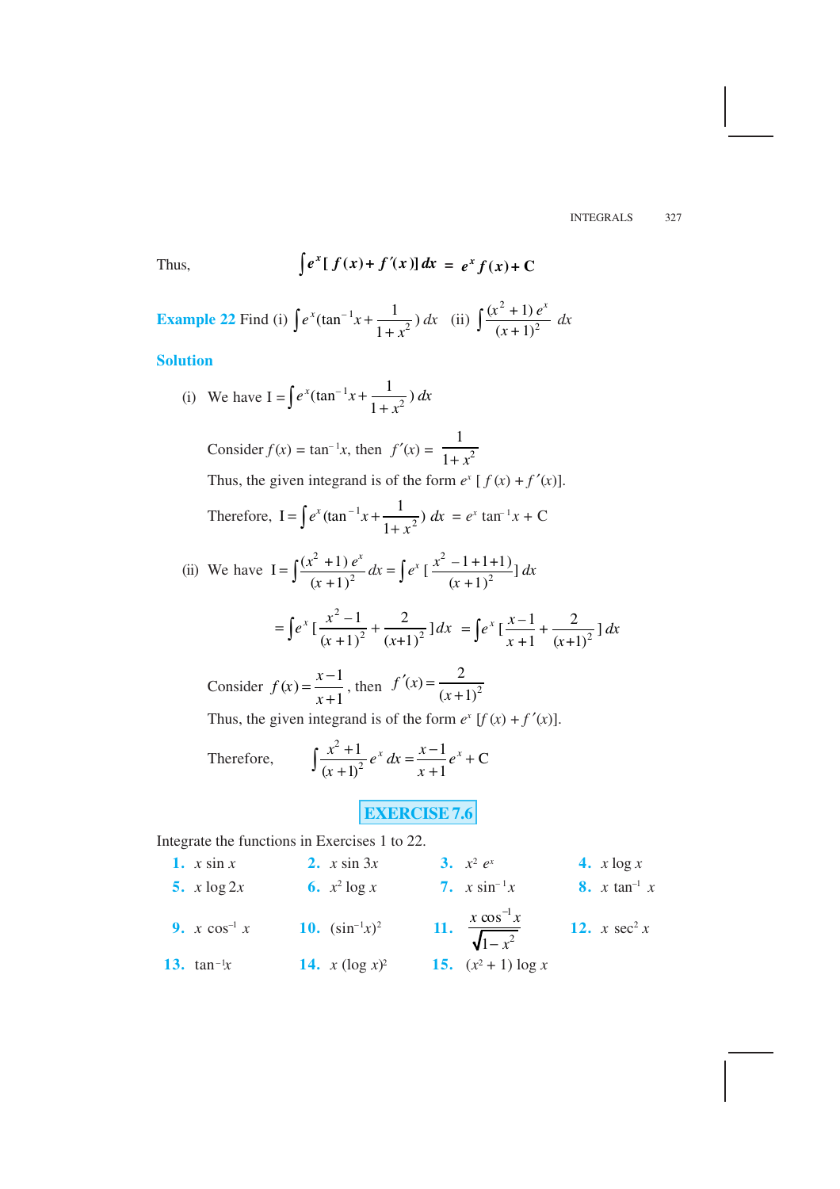Thus, $$\int e^x [f(x) + f'(x)]\, dx = e^x f(x) + C$$

**Example 22** Find (i) $\int e^x (\tan^{-1} x + \frac{1}{1+x^2})\, dx$ (ii) $\int \frac{(x^2+1)\, e^x}{(x+1)^2}\, dx$

**Solution**

(i) We have $I = \int e^x (\tan^{-1} x + \frac{1}{1+x^2})\, dx$

Consider $f(x) = \tan^{-1} x$, then $f'(x) = \frac{1}{1+x^2}$

Thus, the given integrand is of the form $e^x\, [f(x) + f'(x)]$.

Therefore, $I = \int e^x (\tan^{-1} x + \frac{1}{1+x^2})\, dx = e^x \tan^{-1} x + C$

(ii) We have $I = \int \frac{(x^2+1)\, e^x}{(x+1)^2}\, dx = \int e^x \left[\frac{x^2 - 1 + 1 + 1}{(x+1)^2}\right] dx$

$$= \int e^x \left[\frac{x^2-1}{(x+1)^2} + \frac{2}{(x+1)^2}\right] dx = \int e^x \left[\frac{x-1}{x+1} + \frac{2}{(x+1)^2}\right] dx$$

Consider $f(x) = \frac{x-1}{x+1}$, then $f'(x) = \frac{2}{(x+1)^2}$

Thus, the given integrand is of the form $e^x\, [f(x) + f'(x)]$.

Therefore, $$\int \frac{x^2+1}{(x+1)^2} e^x\, dx = \frac{x-1}{x+1} e^x + C$$

## EXERCISE 7.6

Integrate the functions in Exercises 1 to 22.

1. $x \sin x$
2. $x \sin 3x$
3. $x^2 e^x$
4. $x \log x$
5. $x \log 2x$
6. $x^2 \log x$
7. $x \sin^{-1} x$
8. $x \tan^{-1} x$
9. $x \cos^{-1} x$
10. $(\sin^{-1} x)^2$
11. $\frac{x \cos^{-1} x}{\sqrt{1-x^2}}$
12. $x \sec^2 x$
13. $\tan^{-1} x$
14. $x (\log x)^2$
15. $(x^2 + 1) \log x$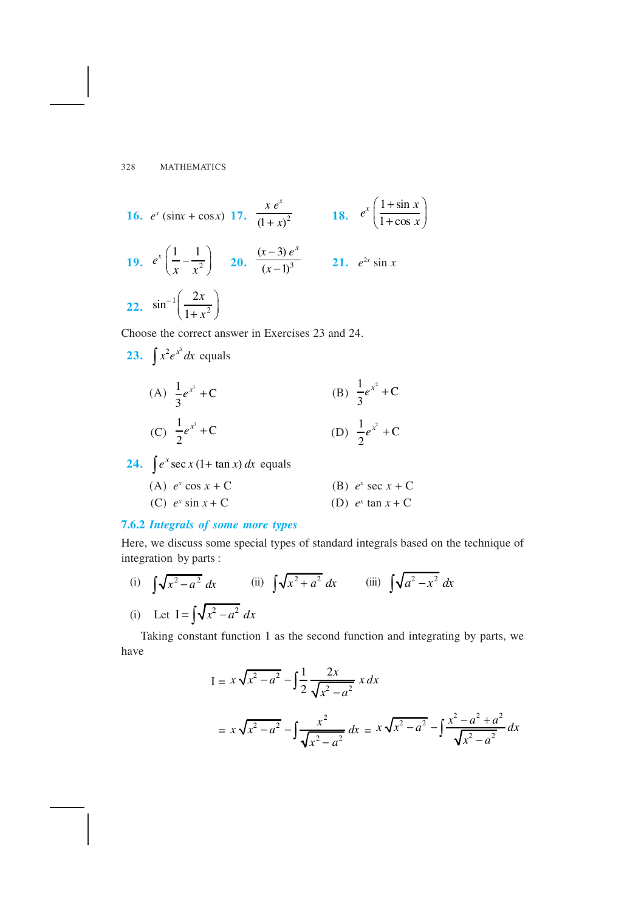**16.** $e^x (\sin x + \cos x)$ **17.** $\dfrac{x e^x}{(1+x)^2}$ **18.** $e^x \left(\dfrac{1+\sin x}{1+\cos x}\right)$

**19.** $e^x \left(\dfrac{1}{x} - \dfrac{1}{x^2}\right)$ **20.** $\dfrac{(x-3)\,e^x}{(x-1)^3}$ **21.** $e^{2x} \sin x$

**22.** $\sin^{-1}\left(\dfrac{2x}{1+x^2}\right)$

Choose the correct answer in Exercises 23 and 24.

**23.** $\int x^2 e^{x^3} dx$ equals

(A) $\dfrac{1}{3}e^{x^3} + \text{C}$ (B) $\dfrac{1}{3}e^{x^2} + \text{C}$

(C) $\dfrac{1}{2}e^{x^3} + \text{C}$ (D) $\dfrac{1}{2}e^{x^2} + \text{C}$

**24.** $\int e^x \sec x\,(1+\tan x)\,dx$ equals

(A) $e^x \cos x + \text{C}$ (B) $e^x \sec x + \text{C}$

(C) $e^x \sin x + \text{C}$ (D) $e^x \tan x + \text{C}$

### 7.6.2 *Integrals of some more types*

Here, we discuss some special types of standard integrals based on the technique of integration by parts :

(i) $\int \sqrt{x^2 - a^2}\,dx$ (ii) $\int \sqrt{x^2 + a^2}\,dx$ (iii) $\int \sqrt{a^2 - x^2}\,dx$

(i) Let $\text{I} = \int \sqrt{x^2 - a^2}\,dx$

Taking constant function 1 as the second function and integrating by parts, we have

$$\text{I} = x\sqrt{x^2 - a^2} - \int \frac{1}{2}\frac{2x}{\sqrt{x^2 - a^2}}\,x\,dx$$

$$= x\sqrt{x^2 - a^2} - \int \frac{x^2}{\sqrt{x^2 - a^2}}\,dx = x\sqrt{x^2 - a^2} - \int \frac{x^2 - a^2 + a^2}{\sqrt{x^2 - a^2}}\,dx$$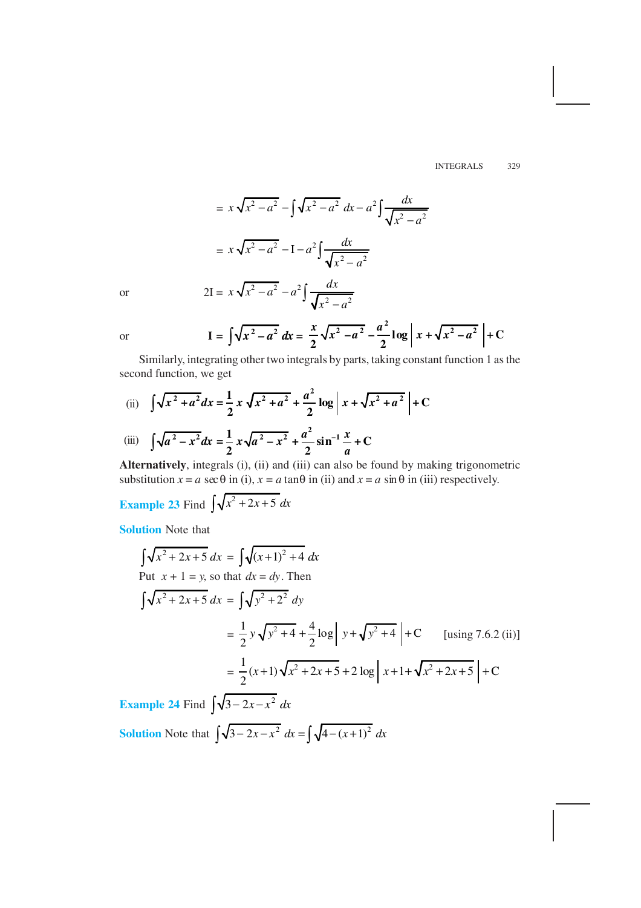$$= x\sqrt{x^2 - a^2} - \int \sqrt{x^2 - a^2}\, dx - a^2 \int \frac{dx}{\sqrt{x^2 - a^2}}$$

$$= x\sqrt{x^2 - a^2} - \text{I} - a^2 \int \frac{dx}{\sqrt{x^2 - a^2}}$$

or
$$2\text{I} = x\sqrt{x^2 - a^2} - a^2 \int \frac{dx}{\sqrt{x^2 - a^2}}$$

or
$$\mathbf{I} = \int \sqrt{x^2 - a^2}\, dx = \frac{x}{2}\sqrt{x^2 - a^2} - \frac{a^2}{2}\log\left| x + \sqrt{x^2 - a^2} \right| + \text{C}$$

Similarly, integrating other two integrals by parts, taking constant function 1 as the second function, we get

(ii) $$\int \sqrt{x^2 + a^2}\, dx = \frac{1}{2}x\sqrt{x^2 + a^2} + \frac{a^2}{2}\log\left| x + \sqrt{x^2 + a^2} \right| + \text{C}$$

(iii) $$\int \sqrt{a^2 - x^2}\, dx = \frac{1}{2}x\sqrt{a^2 - x^2} + \frac{a^2}{2}\sin^{-1}\frac{x}{a} + \text{C}$$

**Alternatively**, integrals (i), (ii) and (iii) can also be found by making trigonometric substitution $x = a\sec\theta$ in (i), $x = a\tan\theta$ in (ii) and $x = a\sin\theta$ in (iii) respectively.

**Example 23** Find $\int \sqrt{x^2 + 2x + 5}\, dx$

**Solution** Note that

$$\int \sqrt{x^2 + 2x + 5}\, dx = \int \sqrt{(x+1)^2 + 4}\, dx$$

Put $x + 1 = y$, so that $dx = dy$. Then

$$\int \sqrt{x^2 + 2x + 5}\, dx = \int \sqrt{y^2 + 2^2}\, dy$$

$$= \frac{1}{2}y\sqrt{y^2 + 4} + \frac{4}{2}\log\left| y + \sqrt{y^2 + 4} \right| + \text{C} \qquad \text{[using 7.6.2 (ii)]}$$

$$= \frac{1}{2}(x+1)\sqrt{x^2 + 2x + 5} + 2\log\left| x + 1 + \sqrt{x^2 + 2x + 5} \right| + \text{C}$$

**Example 24** Find $\int \sqrt{3 - 2x - x^2}\, dx$

**Solution** Note that $\int \sqrt{3 - 2x - x^2}\, dx = \int \sqrt{4 - (x+1)^2}\, dx$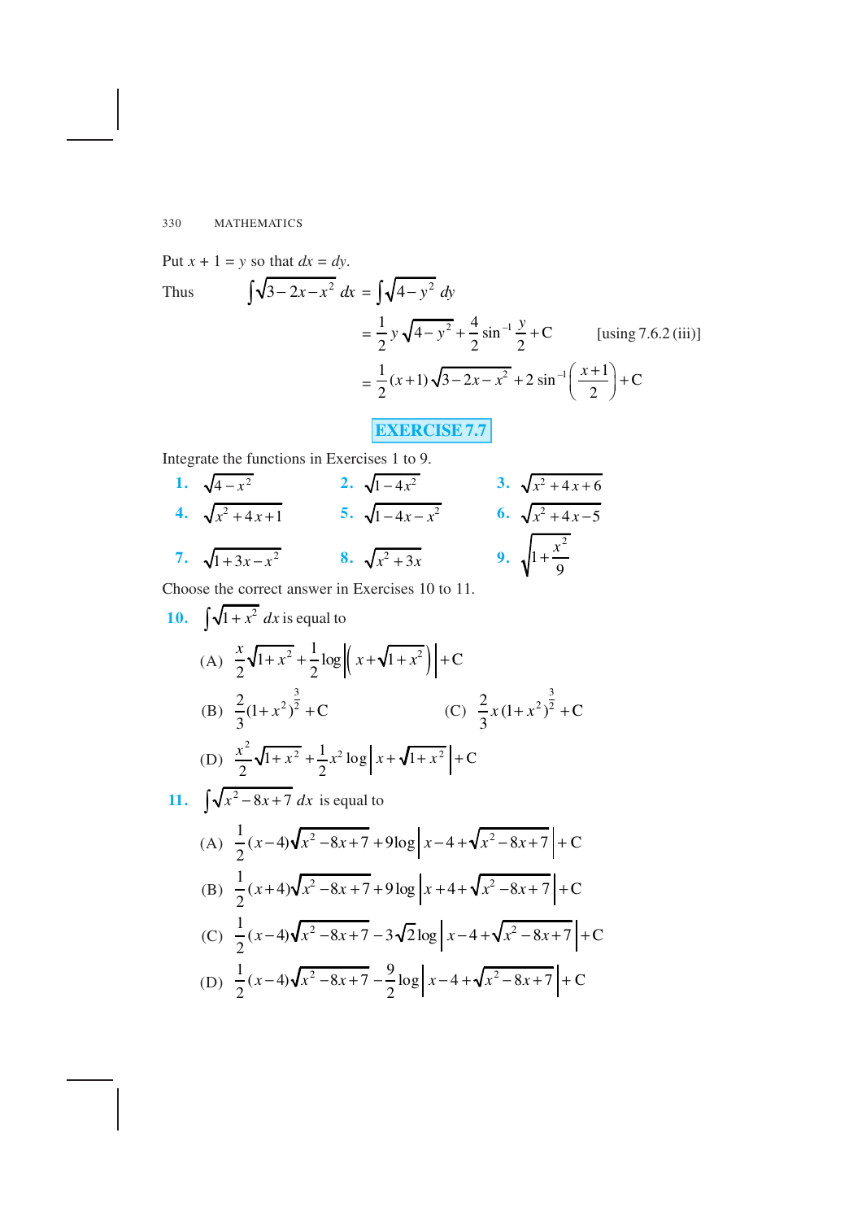Put $x + 1 = y$ so that $dx = dy$.

Thus
$$\int \sqrt{3-2x-x^2}\, dx = \int \sqrt{4-y^2}\, dy$$

$$= \frac{1}{2} y \sqrt{4-y^2} + \frac{4}{2} \sin^{-1} \frac{y}{2} + C \qquad \text{[using 7.6.2 (iii)]}$$

$$= \frac{1}{2}(x+1)\sqrt{3-2x-x^2} + 2 \sin^{-1}\left(\frac{x+1}{2}\right) + C$$

## EXERCISE 7.7

Integrate the functions in Exercises 1 to 9.

**1.** $\sqrt{4-x^2}$ **2.** $\sqrt{1-4x^2}$ **3.** $\sqrt{x^2+4x+6}$

**4.** $\sqrt{x^2+4x+1}$ **5.** $\sqrt{1-4x-x^2}$ **6.** $\sqrt{x^2+4x-5}$

**7.** $\sqrt{1+3x-x^2}$ **8.** $\sqrt{x^2+3x}$ **9.** $\sqrt{1+\frac{x^2}{9}}$

Choose the correct answer in Exercises 10 to 11.

**10.** $\int \sqrt{1+x^2}\, dx$ is equal to

(A) $\frac{x}{2}\sqrt{1+x^2} + \frac{1}{2}\log\left|\left(x+\sqrt{1+x^2}\right)\right| + C$

(B) $\frac{2}{3}(1+x^2)^{\frac{3}{2}} + C$ (C) $\frac{2}{3}x(1+x^2)^{\frac{3}{2}} + C$

(D) $\frac{x^2}{2}\sqrt{1+x^2} + \frac{1}{2}x^2\log\left|x+\sqrt{1+x^2}\right| + C$

**11.** $\int \sqrt{x^2-8x+7}\, dx$ is equal to

(A) $\frac{1}{2}(x-4)\sqrt{x^2-8x+7} + 9\log\left|x-4+\sqrt{x^2-8x+7}\right| + C$

(B) $\frac{1}{2}(x+4)\sqrt{x^2-8x+7} + 9\log\left|x+4+\sqrt{x^2-8x+7}\right| + C$

(C) $\frac{1}{2}(x-4)\sqrt{x^2-8x+7} - 3\sqrt{2}\log\left|x-4+\sqrt{x^2-8x+7}\right| + C$

(D) $\frac{1}{2}(x-4)\sqrt{x^2-8x+7} - \frac{9}{2}\log\left|x-4+\sqrt{x^2-8x+7}\right| + C$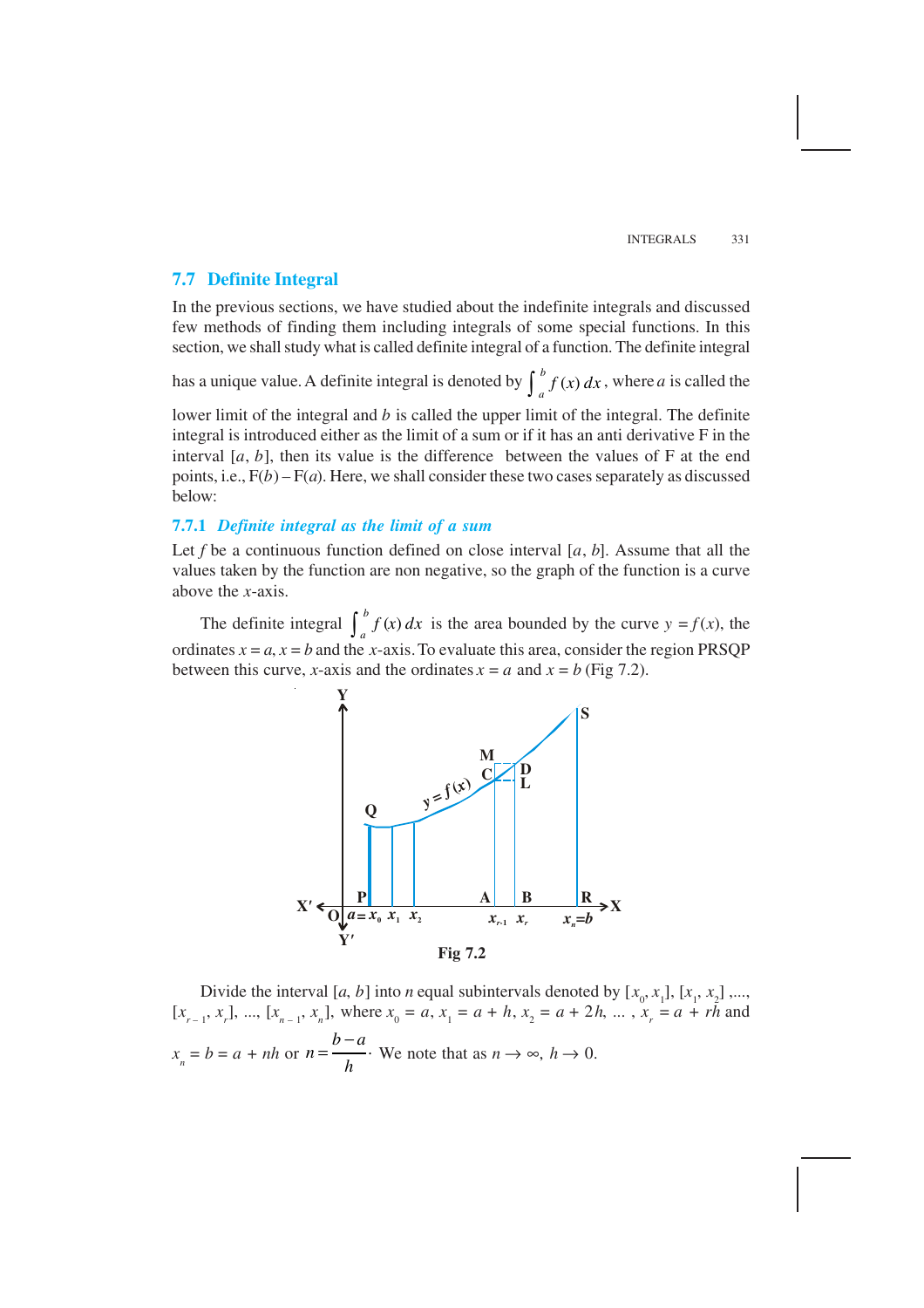## 7.7 Definite Integral

In the previous sections, we have studied about the indefinite integrals and discussed few methods of finding them including integrals of some special functions. In this section, we shall study what is called definite integral of a function. The definite integral has a unique value. A definite integral is denoted by $\int_a^b f(x)\,dx$, where $a$ is called the lower limit of the integral and $b$ is called the upper limit of the integral. The definite integral is introduced either as the limit of a sum or if it has an anti derivative F in the interval $[a, b]$, then its value is the difference between the values of F at the end points, i.e., $F(b) - F(a)$. Here, we shall consider these two cases separately as discussed below:

### 7.7.1 *Definite integral as the limit of a sum*

Let $f$ be a continuous function defined on close interval $[a, b]$. Assume that all the values taken by the function are non negative, so the graph of the function is a curve above the $x$-axis.

The definite integral $\int_a^b f(x)\,dx$ is the area bounded by the curve $y = f(x)$, the ordinates $x = a$, $x = b$ and the $x$-axis. To evaluate this area, consider the region PRSQP between this curve, $x$-axis and the ordinates $x = a$ and $x = b$ (Fig 7.2).

Fig 7.2

Divide the interval $[a, b]$ into $n$ equal subintervals denoted by $[x_0, x_1]$, $[x_1, x_2]$ ,...., $[x_{r-1}, x_r]$, ..., $[x_{n-1}, x_n]$, where $x_0 = a$, $x_1 = a + h$, $x_2 = a + 2h$, ... , $x_r = a + rh$ and $x_n = b = a + nh$ or $n = \frac{b-a}{h}$. We note that as $n \to \infty$, $h \to 0$.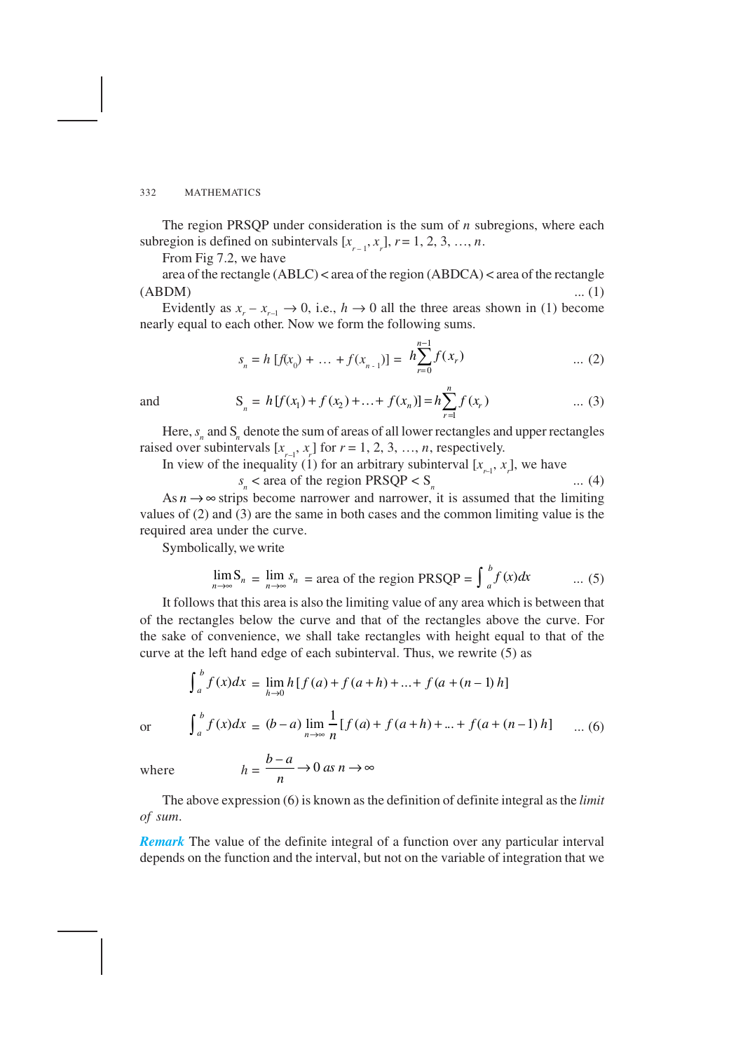The region PRSQP under consideration is the sum of $n$ subregions, where each subregion is defined on subintervals $[x_{r-1}, x_r]$, $r = 1, 2, 3, \ldots, n$.

From Fig 7.2, we have

area of the rectangle (ABLC) < area of the region (ABDCA) < area of the rectangle (ABDM) ... (1)

Evidently as $x_r - x_{r-1} \to 0$, i.e., $h \to 0$ all the three areas shown in (1) become nearly equal to each other. Now we form the following sums.

$$s_n = h\,[f(x_0) + \ldots + f(x_{n-1})] = h\sum_{r=0}^{n-1} f(x_r) \qquad \ldots (2)$$

and

$$S_n = h\,[f(x_1) + f(x_2) + \ldots + f(x_n)] = h\sum_{r=1}^{n} f(x_r) \qquad \ldots (3)$$

Here, $s_n$ and $S_n$ denote the sum of areas of all lower rectangles and upper rectangles raised over subintervals $[x_{r-1}, x_r]$ for $r = 1, 2, 3, \ldots, n$, respectively.

In view of the inequality (1) for an arbitrary subinterval $[x_{r-1}, x_r]$, we have

$$s_n < \text{area of the region PRSQP} < S_n \qquad \ldots (4)$$

As $n \to \infty$ strips become narrower and narrower, it is assumed that the limiting values of (2) and (3) are the same in both cases and the common limiting value is the required area under the curve.

Symbolically, we write

$$\lim_{n\to\infty} S_n = \lim_{n\to\infty} s_n = \text{area of the region PRSQP} = \int_a^b f(x)dx \qquad \ldots (5)$$

It follows that this area is also the limiting value of any area which is between that of the rectangles below the curve and that of the rectangles above the curve. For the sake of convenience, we shall take rectangles with height equal to that of the curve at the left hand edge of each subinterval. Thus, we rewrite (5) as

$$\int_a^b f(x)dx = \lim_{h\to 0} h\,[f(a) + f(a+h) + \ldots + f(a+(n-1)\,h]$$

or

$$\int_a^b f(x)dx = (b-a)\lim_{n\to\infty} \frac{1}{n}[f(a) + f(a+h) + \ldots + f(a+(n-1)\,h] \qquad \ldots (6)$$

where

$$h = \frac{b-a}{n} \to 0 \text{ as } n \to \infty$$

The above expression (6) is known as the definition of definite integral as the *limit of sum*.

***Remark*** The value of the definite integral of a function over any particular interval depends on the function and the interval, but not on the variable of integration that we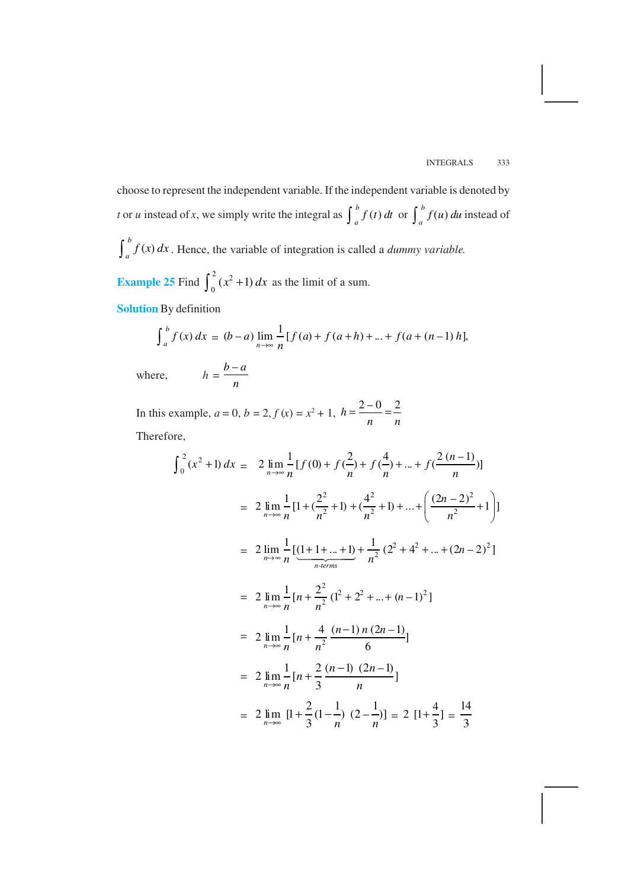choose to represent the independent variable. If the independent variable is denoted by $t$ or $u$ instead of $x$, we simply write the integral as $\int_a^b f(t)\, dt$ or $\int_a^b f(u)\, du$ instead of $\int_a^b f(x)\, dx$. Hence, the variable of integration is called a *dummy variable.*

**Example 25** Find $\int_0^2 (x^2 + 1)\, dx$ as the limit of a sum.

**Solution** By definition

$$\int_a^b f(x)\, dx = (b-a) \lim_{n \to \infty} \frac{1}{n} [f(a) + f(a+h) + ... + f(a + (n-1)\, h],$$

where, $\quad h = \dfrac{b-a}{n}$

In this example, $a = 0$, $b = 2$, $f(x) = x^2 + 1$, $h = \dfrac{2-0}{n} = \dfrac{2}{n}$

Therefore,

$$\int_0^2 (x^2 + 1)\, dx = 2 \lim_{n \to \infty} \frac{1}{n} [f(0) + f(\frac{2}{n}) + f(\frac{4}{n}) + ... + f(\frac{2\,(n-1)}{n})]$$

$$= 2 \lim_{n \to \infty} \frac{1}{n} [1 + (\frac{2^2}{n^2} + 1) + (\frac{4^2}{n^2} + 1) + ... + \left(\frac{(2n-2)^2}{n^2} + 1\right)]$$

$$= 2 \lim_{n \to \infty} \frac{1}{n} [\underbrace{(1 + 1 + ... + 1)}_{n\text{-terms}} + \frac{1}{n^2} (2^2 + 4^2 + ... + (2n-2)^2]$$

$$= 2 \lim_{n \to \infty} \frac{1}{n} [n + \frac{2^2}{n^2} (1^2 + 2^2 + ... + (n-1)^2]$$

$$= 2 \lim_{n \to \infty} \frac{1}{n} [n + \frac{4}{n^2} \frac{(n-1)\, n\, (2n-1)}{6}]$$

$$= 2 \lim_{n \to \infty} \frac{1}{n} [n + \frac{2}{3} \frac{(n-1)\ (2n-1)}{n}]$$

$$= 2 \lim_{n \to \infty} [1 + \frac{2}{3} (1 - \frac{1}{n})\ (2 - \frac{1}{n})] = 2\ [1 + \frac{4}{3}] = \frac{14}{3}$$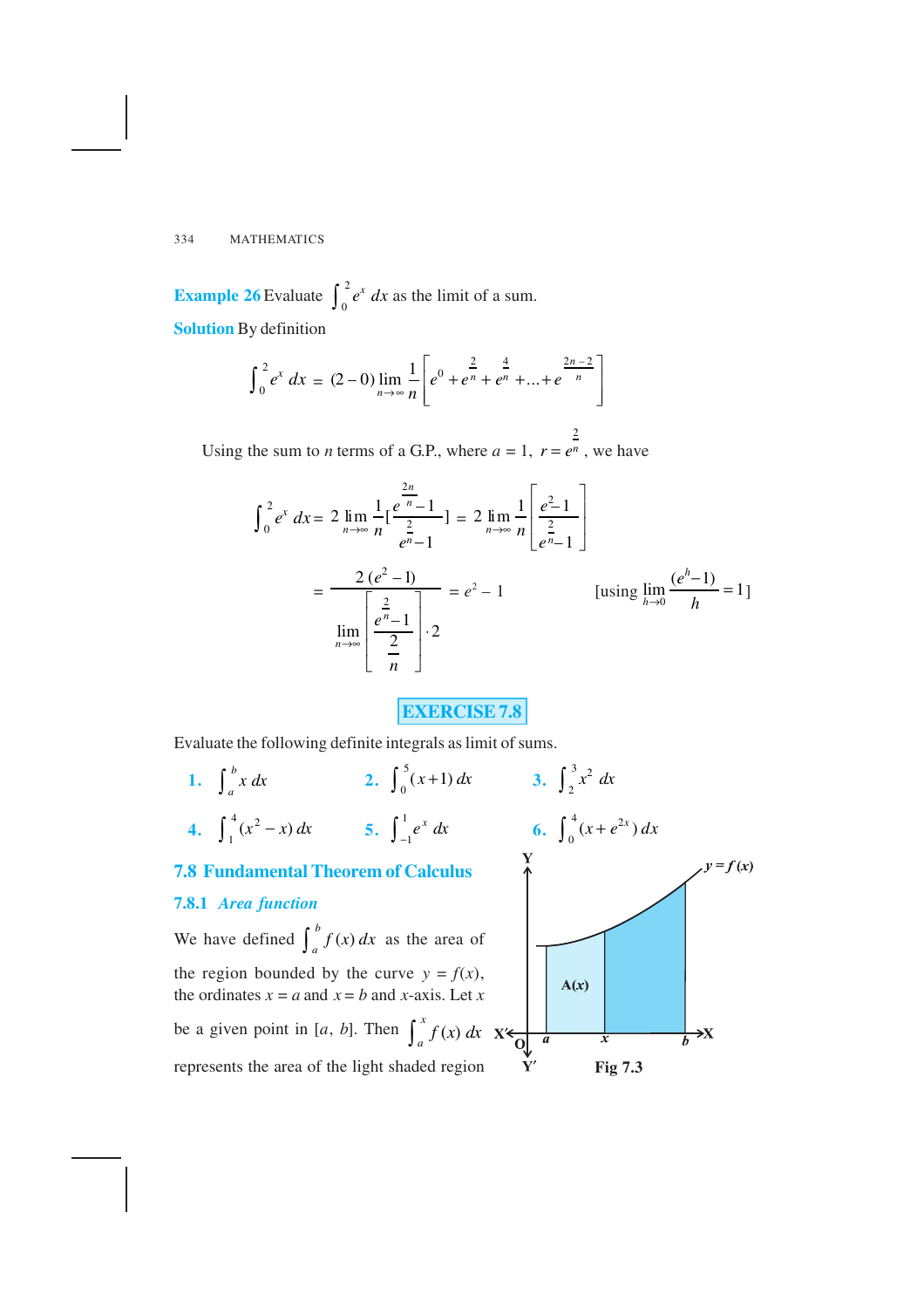**Example 26** Evaluate $\int_0^2 e^x \, dx$ as the limit of a sum.

**Solution** By definition

$$\int_0^2 e^x \, dx = (2-0) \lim_{n\to\infty} \frac{1}{n}\left[e^0 + e^{\frac{2}{n}} + e^{\frac{4}{n}} + \ldots + e^{\frac{2n-2}{n}}\right]$$

Using the sum to $n$ terms of a G.P., where $a = 1$, $r = e^{\frac{2}{n}}$, we have

$$\int_0^2 e^x \, dx = 2 \lim_{n\to\infty} \frac{1}{n}\left[\frac{e^{\frac{2n}{n}}-1}{e^{\frac{2}{n}}-1}\right] = 2 \lim_{n\to\infty} \frac{1}{n}\left[\frac{e^2-1}{e^{\frac{2}{n}}-1}\right]$$

$$= \frac{2\,(e^2-1)}{\lim\limits_{n\to\infty}\left[\dfrac{e^{\frac{2}{n}}-1}{\frac{2}{n}}\right]\cdot 2} = e^2 - 1 \qquad \left[\text{using } \lim_{h\to 0}\frac{(e^h-1)}{h} = 1\right]$$

## EXERCISE 7.8

Evaluate the following definite integrals as limit of sums.

1. $\int_a^b x \, dx$
2. $\int_0^5 (x+1) \, dx$
3. $\int_2^3 x^2 \, dx$
4. $\int_1^4 (x^2 - x) \, dx$
5. $\int_{-1}^1 e^x \, dx$
6. $\int_0^4 (x + e^{2x}) \, dx$

## 7.8 Fundamental Theorem of Calculus

### 7.8.1 *Area function*

We have defined $\int_a^b f(x) \, dx$ as the area of the region bounded by the curve $y = f(x)$, the ordinates $x = a$ and $x = b$ and $x$-axis. Let $x$ be a given point in $[a, b]$. Then $\int_a^x f(x) \, dx$ represents the area of the light shaded region

**Fig 7.3**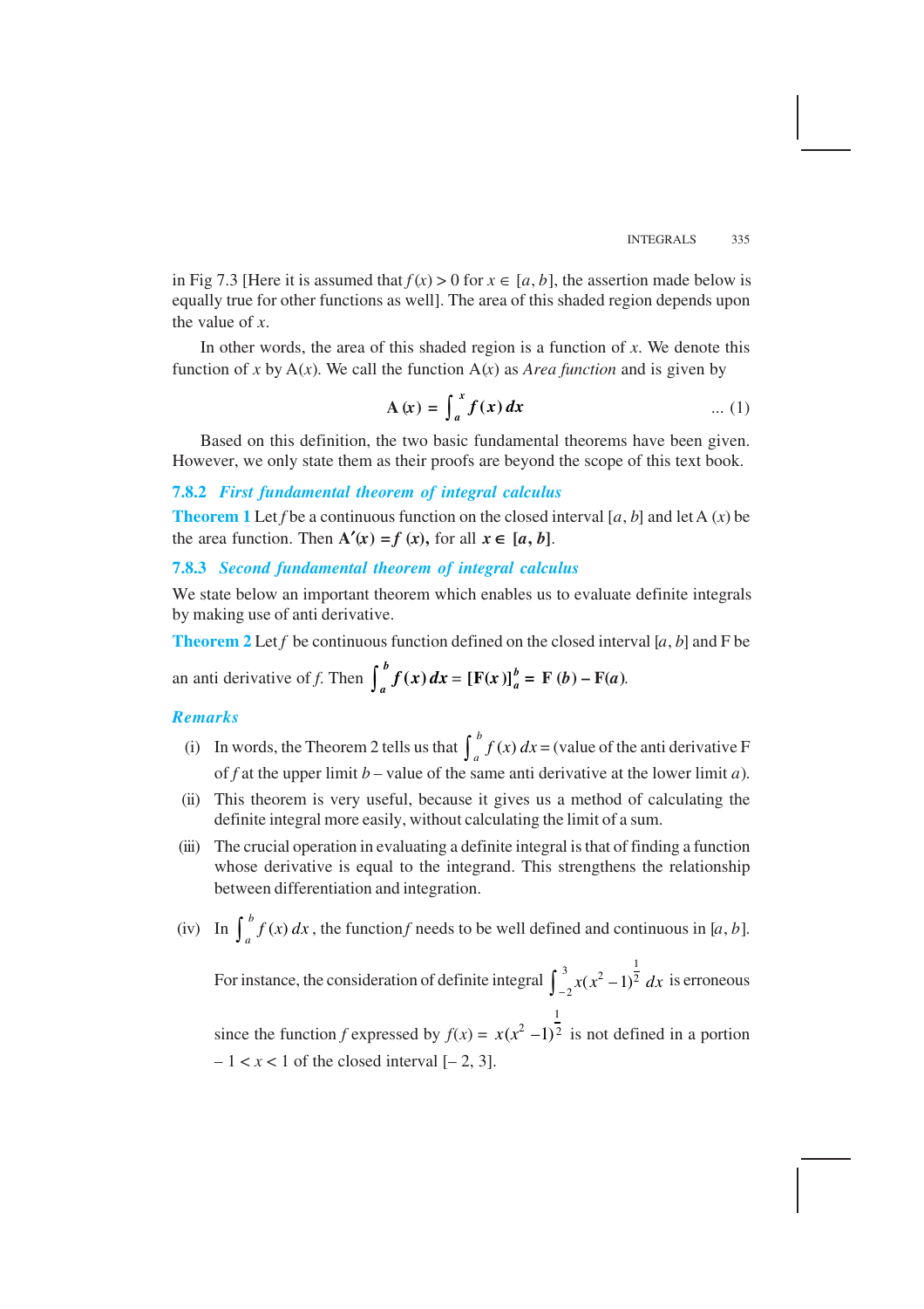in Fig 7.3 [Here it is assumed that $f(x) > 0$ for $x \in [a, b]$, the assertion made below is equally true for other functions as well]. The area of this shaded region depends upon the value of $x$.

In other words, the area of this shaded region is a function of $x$. We denote this function of $x$ by A($x$). We call the function A($x$) as *Area function* and is given by

$$\mathbf{A}(x) = \int_a^x f(x)\,dx \qquad \text{... (1)}$$

Based on this definition, the two basic fundamental theorems have been given. However, we only state them as their proofs are beyond the scope of this text book.

### 7.8.2 *First fundamental theorem of integral calculus*

**Theorem 1** Let $f$ be a continuous function on the closed interval $[a, b]$ and let A ($x$) be the area function. Then $\mathbf{A}'(x) = f(x)$, for all $x \in [a, b]$.

### 7.8.3 *Second fundamental theorem of integral calculus*

We state below an important theorem which enables us to evaluate definite integrals by making use of anti derivative.

**Theorem 2** Let $f$ be continuous function defined on the closed interval $[a, b]$ and F be an anti derivative of $f$. Then $\int_a^b f(x)\,dx = [\mathbf{F}(x)]_a^b = \mathbf{F}(b) - \mathbf{F}(a)$.

***Remarks***

(i) In words, the Theorem 2 tells us that $\int_a^b f(x)\,dx$ = (value of the anti derivative F of $f$ at the upper limit $b$ – value of the same anti derivative at the lower limit $a$).

(ii) This theorem is very useful, because it gives us a method of calculating the definite integral more easily, without calculating the limit of a sum.

(iii) The crucial operation in evaluating a definite integral is that of finding a function whose derivative is equal to the integrand. This strengthens the relationship between differentiation and integration.

(iv) In $\int_a^b f(x)\,dx$, the function $f$ needs to be well defined and continuous in $[a, b]$.

For instance, the consideration of definite integral $\int_{-2}^{3} x(x^2-1)^{\frac{1}{2}}\,dx$ is erroneous since the function $f$ expressed by $f(x) = x(x^2-1)^{\frac{1}{2}}$ is not defined in a portion $-1 < x < 1$ of the closed interval $[-2, 3]$.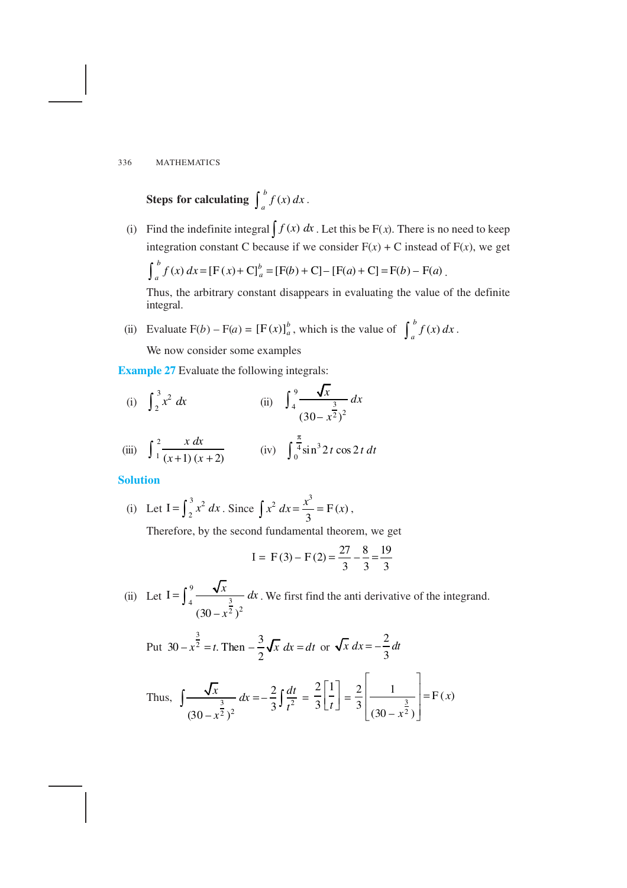**Steps for calculating** $\int_a^b f(x)\,dx$.

(i) Find the indefinite integral $\int f(x)\,dx$. Let this be F($x$). There is no need to keep integration constant C because if we consider F($x$) + C instead of F($x$), we get

$$\int_a^b f(x)\,dx = [\mathrm{F}(x) + \mathrm{C}]_a^b = [\mathrm{F}(b) + \mathrm{C}] - [\mathrm{F}(a) + \mathrm{C}] = \mathrm{F}(b) - \mathrm{F}(a).$$

Thus, the arbitrary constant disappears in evaluating the value of the definite integral.

(ii) Evaluate $\mathrm{F}(b) - \mathrm{F}(a) = [\mathrm{F}(x)]_a^b$, which is the value of $\int_a^b f(x)\,dx$.

We now consider some examples

**Example 27** Evaluate the following integrals:

(i) $\int_2^3 x^2\,dx$  (ii) $\int_4^9 \frac{\sqrt{x}}{(30 - x^{\frac{3}{2}})^2}\,dx$

(iii) $\int_1^2 \frac{x\,dx}{(x+1)(x+2)}$  (iv) $\int_0^{\frac{\pi}{4}} \sin^3 2t \cos 2t\,dt$

**Solution**

(i) Let $\mathrm{I} = \int_2^3 x^2\,dx$. Since $\int x^2\,dx = \frac{x^3}{3} = \mathrm{F}(x)$,

Therefore, by the second fundamental theorem, we get

$$\mathrm{I} = \mathrm{F}(3) - \mathrm{F}(2) = \frac{27}{3} - \frac{8}{3} = \frac{19}{3}$$

(ii) Let $\mathrm{I} = \int_4^9 \frac{\sqrt{x}}{(30 - x^{\frac{3}{2}})^2}\,dx$. We first find the anti derivative of the integrand.

Put $30 - x^{\frac{3}{2}} = t$. Then $-\frac{3}{2}\sqrt{x}\,dx = dt$ or $\sqrt{x}\,dx = -\frac{2}{3}dt$

Thus, $\int \frac{\sqrt{x}}{(30 - x^{\frac{3}{2}})^2}\,dx = -\frac{2}{3}\int \frac{dt}{t^2} = \frac{2}{3}\left[\frac{1}{t}\right] = \frac{2}{3}\left[\frac{1}{(30 - x^{\frac{3}{2}})}\right] = \mathrm{F}(x)$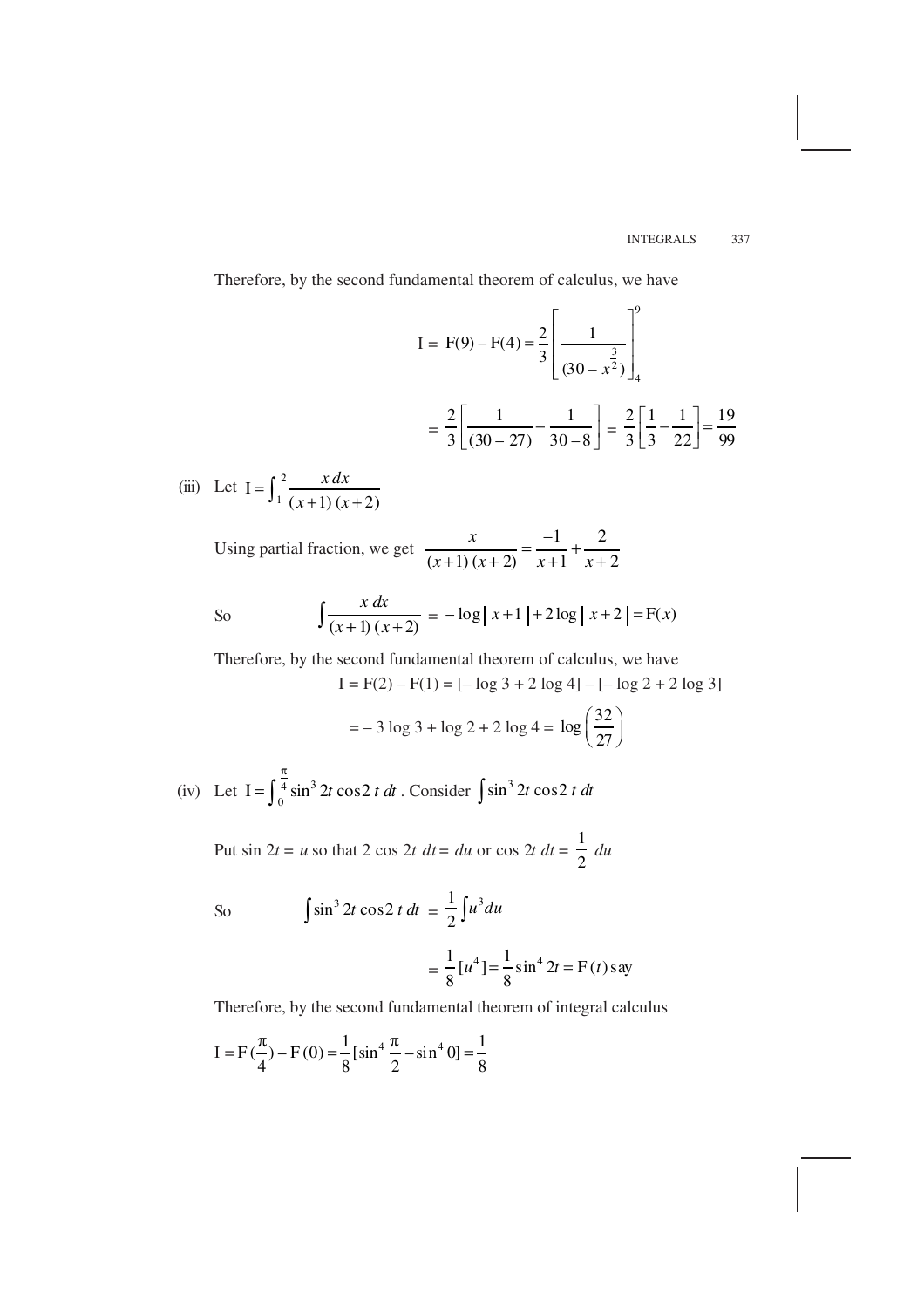Therefore, by the second fundamental theorem of calculus, we have

$$\mathrm{I} = \mathrm{F}(9) - \mathrm{F}(4) = \frac{2}{3}\left[\frac{1}{(30 - x^{\frac{3}{2}})}\right]_4^9$$

$$= \frac{2}{3}\left[\frac{1}{(30-27)} - \frac{1}{30-8}\right] = \frac{2}{3}\left[\frac{1}{3} - \frac{1}{22}\right] = \frac{19}{99}$$

(iii) Let $\mathrm{I} = \int_1^2 \frac{x\,dx}{(x+1)(x+2)}$

Using partial fraction, we get $\frac{x}{(x+1)(x+2)} = \frac{-1}{x+1} + \frac{2}{x+2}$

So $$\int \frac{x\,dx}{(x+1)(x+2)} = -\log|x+1| + 2\log|x+2| = \mathrm{F}(x)$$

Therefore, by the second fundamental theorem of calculus, we have

$$\mathrm{I} = \mathrm{F}(2) - \mathrm{F}(1) = [-\log 3 + 2\log 4] - [-\log 2 + 2\log 3]$$

$$= -3\log 3 + \log 2 + 2\log 4 = \log\left(\frac{32}{27}\right)$$

(iv) Let $\mathrm{I} = \int_0^{\frac{\pi}{4}} \sin^3 2t \cos 2t\,dt$. Consider $\int \sin^3 2t \cos 2t\,dt$

Put $\sin 2t = u$ so that $2\cos 2t\,dt = du$ or $\cos 2t\,dt = \frac{1}{2}\,du$

So $$\int \sin^3 2t \cos 2t\,dt = \frac{1}{2}\int u^3 du$$

$$= \frac{1}{8}[u^4] = \frac{1}{8}\sin^4 2t = \mathrm{F}(t) \text{ say}$$

Therefore, by the second fundamental theorem of integral calculus

$$\mathrm{I} = \mathrm{F}\left(\frac{\pi}{4}\right) - \mathrm{F}(0) = \frac{1}{8}\left[\sin^4\frac{\pi}{2} - \sin^4 0\right] = \frac{1}{8}$$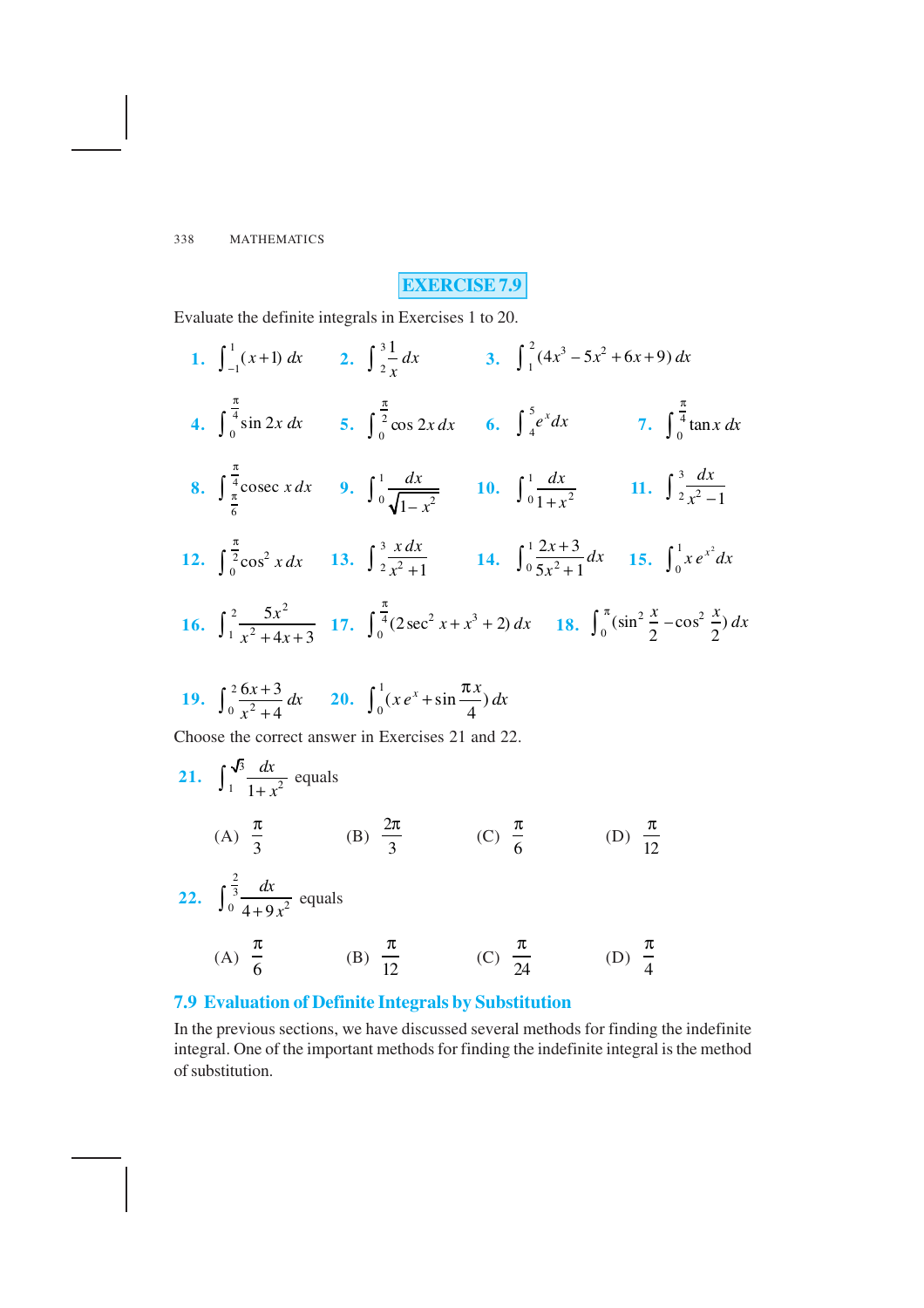## EXERCISE 7.9

Evaluate the definite integrals in Exercises 1 to 20.

**1.** $\int_{-1}^{1}(x+1)\,dx$ **2.** $\int_{2}^{3}\frac{1}{x}\,dx$ **3.** $\int_{1}^{2}(4x^3-5x^2+6x+9)\,dx$

**4.** $\int_{0}^{\frac{\pi}{4}}\sin 2x\,dx$ **5.** $\int_{0}^{\frac{\pi}{2}}\cos 2x\,dx$ **6.** $\int_{4}^{5}e^x dx$ **7.** $\int_{0}^{\frac{\pi}{4}}\tan x\,dx$

**8.** $\int_{\frac{\pi}{6}}^{\frac{\pi}{4}}\text{cosec}\,x\,dx$ **9.** $\int_{0}^{1}\frac{dx}{\sqrt{1-x^2}}$ **10.** $\int_{0}^{1}\frac{dx}{1+x^2}$ **11.** $\int_{2}^{3}\frac{dx}{x^2-1}$

**12.** $\int_{0}^{\frac{\pi}{2}}\cos^2 x\,dx$ **13.** $\int_{2}^{3}\frac{x\,dx}{x^2+1}$ **14.** $\int_{0}^{1}\frac{2x+3}{5x^2+1}dx$ **15.** $\int_{0}^{1}x\,e^{x^2}dx$

**16.** $\int_{1}^{2}\frac{5x^2}{x^2+4x+3}$ **17.** $\int_{0}^{\frac{\pi}{4}}(2\sec^2 x+x^3+2)\,dx$ **18.** $\int_{0}^{\pi}(\sin^2\frac{x}{2}-\cos^2\frac{x}{2})\,dx$

**19.** $\int_{0}^{2}\frac{6x+3}{x^2+4}dx$ **20.** $\int_{0}^{1}(x\,e^x+\sin\frac{\pi x}{4})\,dx$

Choose the correct answer in Exercises 21 and 22.

**21.** $\int_{1}^{\sqrt{3}}\frac{dx}{1+x^2}$ equals

(A) $\frac{\pi}{3}$ (B) $\frac{2\pi}{3}$ (C) $\frac{\pi}{6}$ (D) $\frac{\pi}{12}$

**22.** $\int_{0}^{\frac{2}{3}}\frac{dx}{4+9x^2}$ equals

(A) $\frac{\pi}{6}$ (B) $\frac{\pi}{12}$ (C) $\frac{\pi}{24}$ (D) $\frac{\pi}{4}$

## 7.9 Evaluation of Definite Integrals by Substitution

In the previous sections, we have discussed several methods for finding the indefinite integral. One of the important methods for finding the indefinite integral is the method of substitution.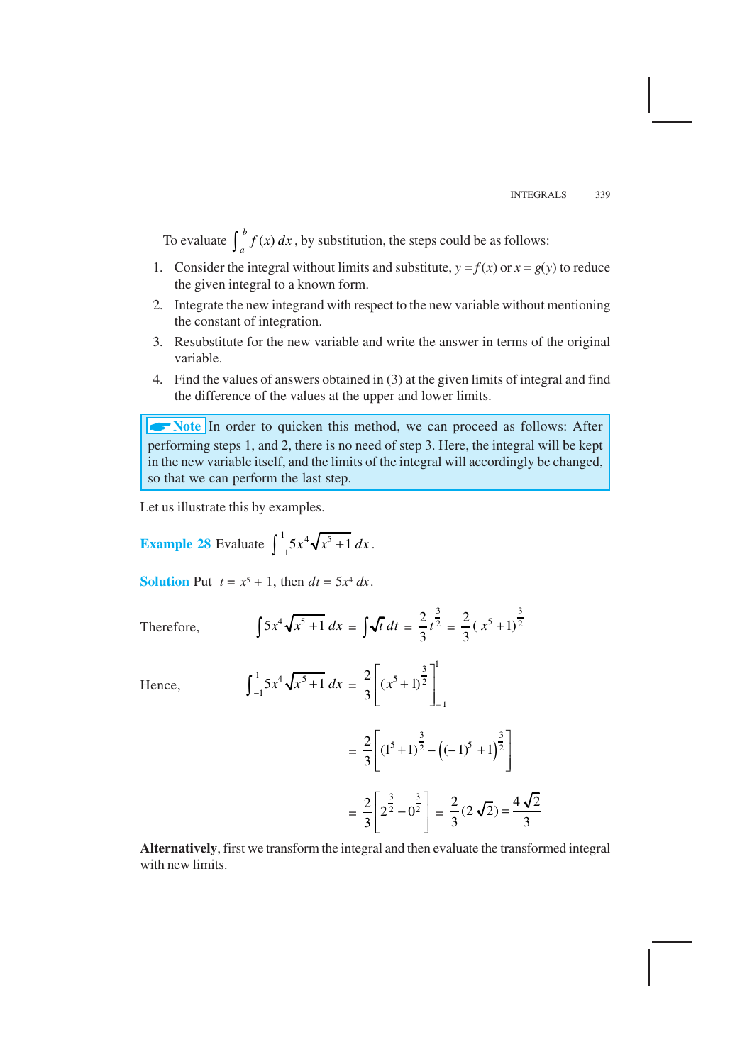To evaluate $\int_a^b f(x)\,dx$, by substitution, the steps could be as follows:

1. Consider the integral without limits and substitute, $y = f(x)$ or $x = g(y)$ to reduce the given integral to a known form.
2. Integrate the new integrand with respect to the new variable without mentioning the constant of integration.
3. Resubstitute for the new variable and write the answer in terms of the original variable.
4. Find the values of answers obtained in (3) at the given limits of integral and find the difference of the values at the upper and lower limits.

> **Note** In order to quicken this method, we can proceed as follows: After performing steps 1, and 2, there is no need of step 3. Here, the integral will be kept in the new variable itself, and the limits of the integral will accordingly be changed, so that we can perform the last step.

Let us illustrate this by examples.

**Example 28** Evaluate $\int_{-1}^{1} 5x^4 \sqrt{x^5+1}\,dx$.

**Solution** Put $t = x^5 + 1$, then $dt = 5x^4\,dx$.

Therefore,
$$\int 5x^4 \sqrt{x^5+1}\,dx = \int \sqrt{t}\,dt = \frac{2}{3}t^{\frac{3}{2}} = \frac{2}{3}(x^5+1)^{\frac{3}{2}}$$

Hence,
$$\int_{-1}^{1} 5x^4 \sqrt{x^5+1}\,dx = \frac{2}{3}\left[(x^5+1)^{\frac{3}{2}}\right]_{-1}^{1}$$

$$= \frac{2}{3}\left[(1^5+1)^{\frac{3}{2}} - \left((-1)^5+1\right)^{\frac{3}{2}}\right]$$

$$= \frac{2}{3}\left[2^{\frac{3}{2}} - 0^{\frac{3}{2}}\right] = \frac{2}{3}(2\sqrt{2}) = \frac{4\sqrt{2}}{3}$$

**Alternatively**, first we transform the integral and then evaluate the transformed integral with new limits.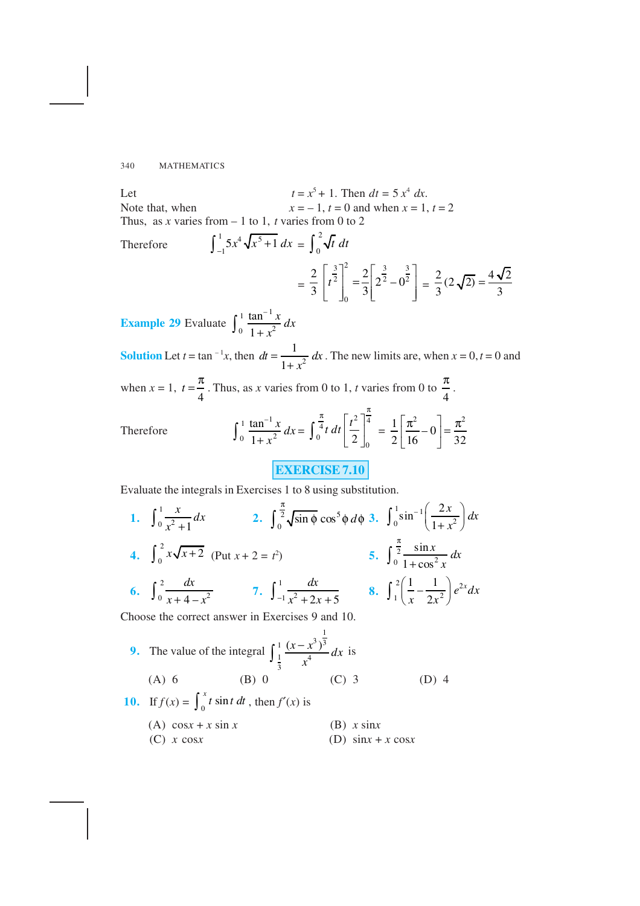Let $t = x^5 + 1$. Then $dt = 5x^4\, dx$.

Note that, when $x = -1$, $t = 0$ and when $x = 1$, $t = 2$

Thus, as $x$ varies from $-1$ to 1, $t$ varies from 0 to 2

Therefore
$$\int_{-1}^{1} 5x^4 \sqrt{x^5+1}\, dx = \int_0^2 \sqrt{t}\, dt$$

$$= \frac{2}{3}\left[t^{\frac{3}{2}}\right]_0^2 = \frac{2}{3}\left[2^{\frac{3}{2}} - 0^{\frac{3}{2}}\right] = \frac{2}{3}(2\sqrt{2}) = \frac{4\sqrt{2}}{3}$$

**Example 29** Evaluate $\displaystyle\int_0^1 \frac{\tan^{-1} x}{1+x^2}\, dx$

**Solution** Let $t = \tan^{-1}x$, then $dt = \dfrac{1}{1+x^2}\, dx$. The new limits are, when $x = 0$, $t = 0$ and when $x = 1$, $t = \dfrac{\pi}{4}$. Thus, as $x$ varies from 0 to 1, $t$ varies from 0 to $\dfrac{\pi}{4}$.

Therefore
$$\int_0^1 \frac{\tan^{-1} x}{1+x^2}\, dx = \int_0^{\frac{\pi}{4}} t\, dt \left[\frac{t^2}{2}\right]_0^{\frac{\pi}{4}} = \frac{1}{2}\left[\frac{\pi^2}{16} - 0\right] = \frac{\pi^2}{32}$$

## EXERCISE 7.10

Evaluate the integrals in Exercises 1 to 8 using substitution.

**1.** $\displaystyle\int_0^1 \frac{x}{x^2+1}\, dx$  **2.** $\displaystyle\int_0^{\frac{\pi}{2}} \sqrt{\sin\phi}\, \cos^5\phi\, d\phi$  **3.** $\displaystyle\int_0^1 \sin^{-1}\left(\frac{2x}{1+x^2}\right) dx$

**4.** $\displaystyle\int_0^2 x\sqrt{x+2}$ (Put $x + 2 = t^2$)  **5.** $\displaystyle\int_0^{\frac{\pi}{2}} \frac{\sin x}{1+\cos^2 x}\, dx$

**6.** $\displaystyle\int_0^2 \frac{dx}{x+4-x^2}$  **7.** $\displaystyle\int_{-1}^1 \frac{dx}{x^2+2x+5}$  **8.** $\displaystyle\int_1^2 \left(\frac{1}{x} - \frac{1}{2x^2}\right) e^{2x} dx$

Choose the correct answer in Exercises 9 and 10.

**9.** The value of the integral $\displaystyle\int_{\frac{1}{3}}^1 \frac{(x-x^3)^{\frac{1}{3}}}{x^4}\, dx$ is

(A) 6  (B) 0  (C) 3  (D) 4

**10.** If $f(x) = \displaystyle\int_0^x t \sin t\, dt$, then $f'(x)$ is

(A) $\cos x + x \sin x$  (B) $x \sin x$

(C) $x \cos x$  (D) $\sin x + x \cos x$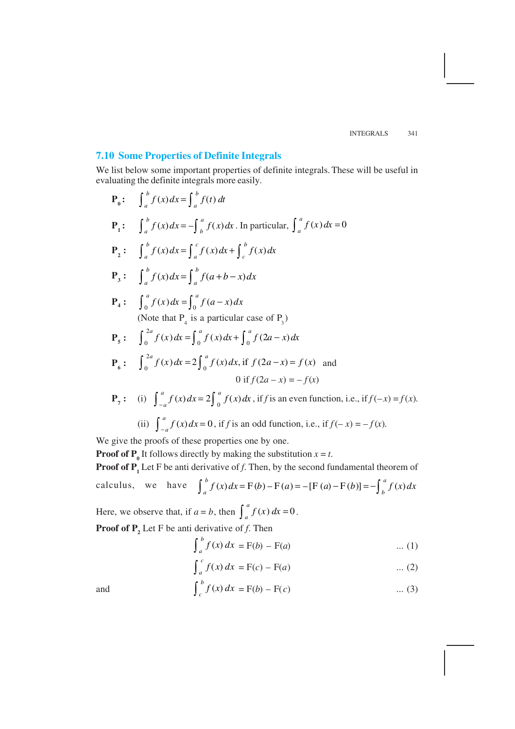## 7.10 Some Properties of Definite Integrals

We list below some important properties of definite integrals. These will be useful in evaluating the definite integrals more easily.

**P$_0$ :** $\int_a^b f(x)\,dx = \int_a^b f(t)\,dt$

**P$_1$ :** $\int_a^b f(x)\,dx = -\int_b^a f(x)\,dx$. In particular, $\int_a^a f(x)\,dx = 0$

**P$_2$ :** $\int_a^b f(x)\,dx = \int_a^c f(x)\,dx + \int_c^b f(x)\,dx$

**P$_3$ :** $\int_a^b f(x)\,dx = \int_a^b f(a+b-x)\,dx$

**P$_4$ :** $\int_0^a f(x)\,dx = \int_0^a f(a-x)\,dx$

(Note that P$_4$ is a particular case of P$_3$)

**P$_5$ :** $\int_0^{2a} f(x)\,dx = \int_0^a f(x)\,dx + \int_0^a f(2a-x)\,dx$

**P$_6$ :** $\int_0^{2a} f(x)\,dx = 2\int_0^a f(x)\,dx$, if $f(2a-x) = f(x)$ and

0 if $f(2a-x) = -f(x)$

**P$_7$ :** (i) $\int_{-a}^a f(x)\,dx = 2\int_0^a f(x)\,dx$, if $f$ is an even function, i.e., if $f(-x) = f(x)$.

(ii) $\int_{-a}^a f(x)\,dx = 0$, if $f$ is an odd function, i.e., if $f(-x) = -f(x)$.

We give the proofs of these properties one by one.

**Proof of P$_0$** It follows directly by making the substitution $x = t$.

**Proof of P$_1$** Let F be anti derivative of $f$. Then, by the second fundamental theorem of calculus, we have $\int_a^b f(x)\,dx = F(b) - F(a) = -[F(a) - F(b)] = -\int_b^a f(x)\,dx$

Here, we observe that, if $a = b$, then $\int_a^a f(x)\,dx = 0$.

**Proof of P$_2$** Let F be anti derivative of $f$. Then

$$\int_a^b f(x)\,dx = F(b) - F(a) \quad \text{... (1)}$$

$$\int_a^c f(x)\,dx = F(c) - F(a) \quad \text{... (2)}$$

and

$$\int_c^b f(x)\,dx = F(b) - F(c) \quad \text{... (3)}$$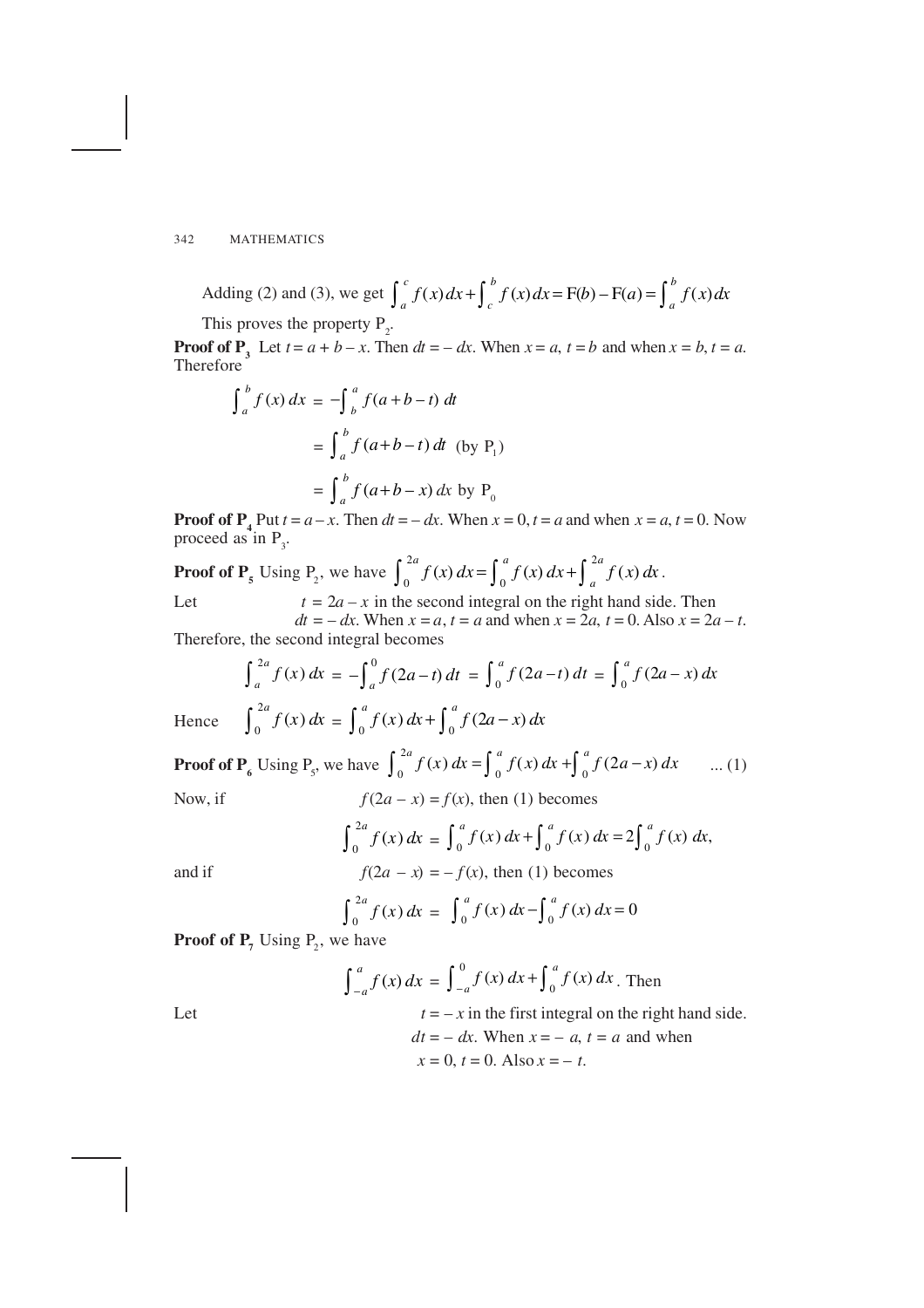Adding (2) and (3), we get $\int_a^c f(x)\,dx + \int_c^b f(x)\,dx = F(b) - F(a) = \int_a^b f(x)\,dx$

This proves the property $P_2$.

**Proof of $P_3$** Let $t = a + b - x$. Then $dt = -dx$. When $x = a$, $t = b$ and when $x = b$, $t = a$. Therefore

$$\int_a^b f(x)\,dx = -\int_b^a f(a+b-t)\,dt$$

$$= \int_a^b f(a+b-t)\,dt \quad (\text{by } P_1)$$

$$= \int_a^b f(a+b-x)\,dx \text{ by } P_0$$

**Proof of $P_4$** Put $t = a - x$. Then $dt = -dx$. When $x = 0$, $t = a$ and when $x = a$, $t = 0$. Now proceed as in $P_3$.

**Proof of $P_5$** Using $P_2$, we have $\int_0^{2a} f(x)\,dx = \int_0^a f(x)\,dx + \int_a^{2a} f(x)\,dx$.

Let $t = 2a - x$ in the second integral on the right hand side. Then $dt = -dx$. When $x = a$, $t = a$ and when $x = 2a$, $t = 0$. Also $x = 2a - t$.

Therefore, the second integral becomes

$$\int_a^{2a} f(x)\,dx = -\int_a^0 f(2a-t)\,dt = \int_0^a f(2a-t)\,dt = \int_0^a f(2a-x)\,dx$$

Hence $\int_0^{2a} f(x)\,dx = \int_0^a f(x)\,dx + \int_0^a f(2a-x)\,dx$

**Proof of $P_6$** Using $P_5$, we have $\int_0^{2a} f(x)\,dx = \int_0^a f(x)\,dx + \int_0^a f(2a-x)\,dx$ ... (1)

Now, if $f(2a - x) = f(x)$, then (1) becomes

$$\int_0^{2a} f(x)\,dx = \int_0^a f(x)\,dx + \int_0^a f(x)\,dx = 2\int_0^a f(x)\,dx,$$

and if $f(2a - x) = -f(x)$, then (1) becomes

$$\int_0^{2a} f(x)\,dx = \int_0^a f(x)\,dx - \int_0^a f(x)\,dx = 0$$

**Proof of $P_7$** Using $P_2$, we have

$$\int_{-a}^a f(x)\,dx = \int_{-a}^0 f(x)\,dx + \int_0^a f(x)\,dx. \text{ Then}$$

Let $t = -x$ in the first integral on the right hand side. $dt = -dx$. When $x = -a$, $t = a$ and when $x = 0$, $t = 0$. Also $x = -t$.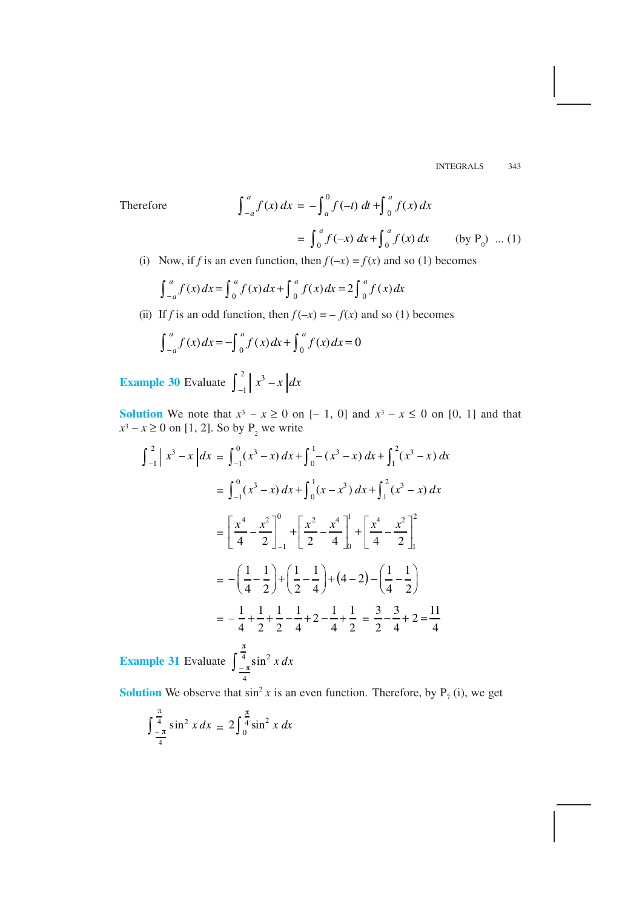Therefore
$$\int_{-a}^{a} f(x)\,dx = -\int_{a}^{0} f(-t)\,dt + \int_{0}^{a} f(x)\,dx$$

$$= \int_{0}^{a} f(-x)\,dx + \int_{0}^{a} f(x)\,dx \qquad \text{(by } P_0\text{)} \quad \dots (1)$$

(i) Now, if $f$ is an even function, then $f(-x) = f(x)$ and so (1) becomes

$$\int_{-a}^{a} f(x)\,dx = \int_{0}^{a} f(x)\,dx + \int_{0}^{a} f(x)\,dx = 2\int_{0}^{a} f(x)\,dx$$

(ii) If $f$ is an odd function, then $f(-x) = -f(x)$ and so (1) becomes

$$\int_{-a}^{a} f(x)\,dx = -\int_{0}^{a} f(x)\,dx + \int_{0}^{a} f(x)\,dx = 0$$

**Example 30** Evaluate $\int_{-1}^{2} |x^3 - x|\,dx$

**Solution** We note that $x^3 - x \geq 0$ on $[-1, 0]$ and $x^3 - x \leq 0$ on $[0, 1]$ and that $x^3 - x \geq 0$ on $[1, 2]$. So by $P_2$ we write

$$\int_{-1}^{2} |x^3 - x|\,dx = \int_{-1}^{0} (x^3 - x)\,dx + \int_{0}^{1} -(x^3 - x)\,dx + \int_{1}^{2} (x^3 - x)\,dx$$

$$= \int_{-1}^{0} (x^3 - x)\,dx + \int_{0}^{1} (x - x^3)\,dx + \int_{1}^{2} (x^3 - x)\,dx$$

$$= \left[\frac{x^4}{4} - \frac{x^2}{2}\right]_{-1}^{0} + \left[\frac{x^2}{2} - \frac{x^4}{4}\right]_{0}^{1} + \left[\frac{x^4}{4} - \frac{x^2}{2}\right]_{1}^{2}$$

$$= -\left(\frac{1}{4} - \frac{1}{2}\right) + \left(\frac{1}{2} - \frac{1}{4}\right) + (4 - 2) - \left(\frac{1}{4} - \frac{1}{2}\right)$$

$$= -\frac{1}{4} + \frac{1}{2} + \frac{1}{2} - \frac{1}{4} + 2 - \frac{1}{4} + \frac{1}{2} = \frac{3}{2} - \frac{3}{4} + 2 = \frac{11}{4}$$

**Example 31** Evaluate $\int_{-\frac{\pi}{4}}^{\frac{\pi}{4}} \sin^2 x\,dx$

**Solution** We observe that $\sin^2 x$ is an even function. Therefore, by $P_7$ (i), we get

$$\int_{-\frac{\pi}{4}}^{\frac{\pi}{4}} \sin^2 x\,dx = 2\int_{0}^{\frac{\pi}{4}} \sin^2 x\,dx$$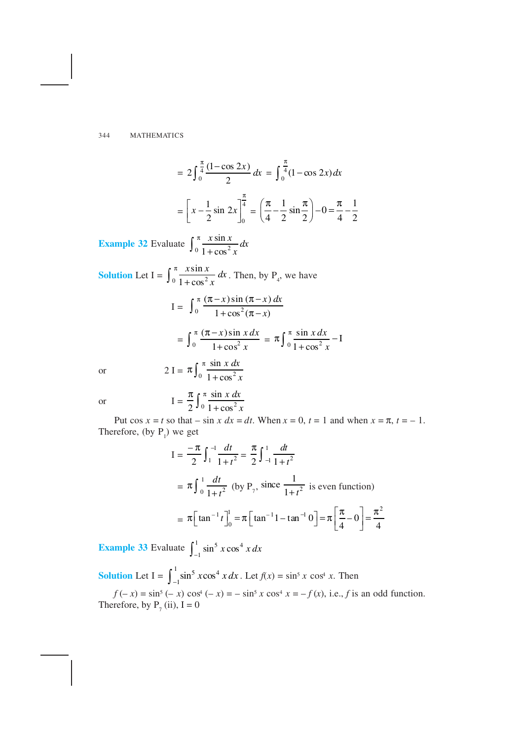$$= 2\int_0^{\frac{\pi}{4}} \frac{(1-\cos 2x)}{2}\, dx = \int_0^{\frac{\pi}{4}} (1-\cos 2x)\, dx$$

$$= \left[x - \frac{1}{2}\sin 2x\right]_0^{\frac{\pi}{4}} = \left(\frac{\pi}{4} - \frac{1}{2}\sin\frac{\pi}{2}\right) - 0 = \frac{\pi}{4} - \frac{1}{2}$$

**Example 32** Evaluate $\int_0^{\pi} \frac{x \sin x}{1+\cos^2 x}\, dx$

**Solution** Let I = $\int_0^{\pi} \frac{x \sin x}{1+\cos^2 x}\, dx$. Then, by $P_4$, we have

$$I = \int_0^{\pi} \frac{(\pi - x)\sin(\pi - x)\, dx}{1+\cos^2(\pi - x)}$$

$$= \int_0^{\pi} \frac{(\pi - x)\sin x\, dx}{1+\cos^2 x} = \pi \int_0^{\pi} \frac{\sin x\, dx}{1+\cos^2 x} - I$$

or $$2\,I = \pi \int_0^{\pi} \frac{\sin x\, dx}{1+\cos^2 x}$$

or $$I = \frac{\pi}{2}\int_0^{\pi} \frac{\sin x\, dx}{1+\cos^2 x}$$

Put $\cos x = t$ so that $-\sin x\, dx = dt$. When $x = 0$, $t = 1$ and when $x = \pi$, $t = -1$. Therefore, (by $P_1$) we get

$$I = \frac{-\pi}{2}\int_1^{-1} \frac{dt}{1+t^2} = \frac{\pi}{2}\int_{-1}^{1} \frac{dt}{1+t^2}$$

$$= \pi \int_0^{1} \frac{dt}{1+t^2} \quad \text{(by } P_7\text{, since } \frac{1}{1+t^2} \text{ is even function)}$$

$$= \pi\left[\tan^{-1} t\right]_0^1 = \pi\left[\tan^{-1} 1 - \tan^{-1} 0\right] = \pi\left[\frac{\pi}{4} - 0\right] = \frac{\pi^2}{4}$$

**Example 33** Evaluate $\int_{-1}^{1} \sin^5 x \cos^4 x\, dx$

**Solution** Let I = $\int_{-1}^{1} \sin^5 x \cos^4 x\, dx$. Let $f(x) = \sin^5 x \cos^4 x$. Then

$f(-x) = \sin^5(-x)\cos^4(-x) = -\sin^5 x \cos^4 x = -f(x)$, i.e., $f$ is an odd function. Therefore, by $P_7$ (ii), I = 0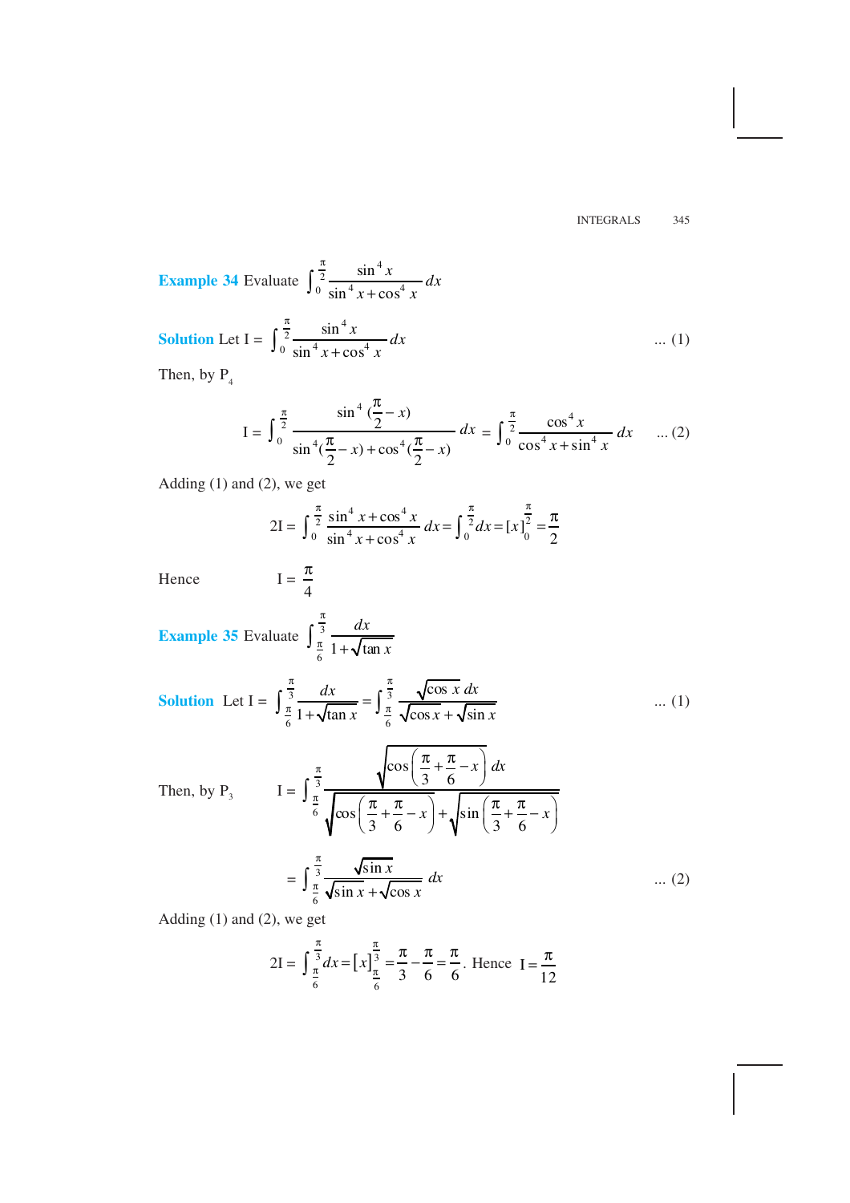**Example 34** Evaluate $\int_0^{\frac{\pi}{2}} \frac{\sin^4 x}{\sin^4 x + \cos^4 x} dx$

**Solution** Let I = $\int_0^{\frac{\pi}{2}} \frac{\sin^4 x}{\sin^4 x + \cos^4 x} dx$ ... (1)

Then, by $P_4$

$$I = \int_0^{\frac{\pi}{2}} \frac{\sin^4 (\frac{\pi}{2} - x)}{\sin^4 (\frac{\pi}{2} - x) + \cos^4 (\frac{\pi}{2} - x)} dx = \int_0^{\frac{\pi}{2}} \frac{\cos^4 x}{\cos^4 x + \sin^4 x} dx \quad \text{... (2)}$$

Adding (1) and (2), we get

$$2I = \int_0^{\frac{\pi}{2}} \frac{\sin^4 x + \cos^4 x}{\sin^4 x + \cos^4 x} dx = \int_0^{\frac{\pi}{2}} dx = [x]_0^{\frac{\pi}{2}} = \frac{\pi}{2}$$

Hence $\quad I = \frac{\pi}{4}$

**Example 35** Evaluate $\int_{\frac{\pi}{6}}^{\frac{\pi}{3}} \frac{dx}{1 + \sqrt{\tan x}}$

**Solution** Let I = $\int_{\frac{\pi}{6}}^{\frac{\pi}{3}} \frac{dx}{1 + \sqrt{\tan x}} = \int_{\frac{\pi}{6}}^{\frac{\pi}{3}} \frac{\sqrt{\cos x}\, dx}{\sqrt{\cos x} + \sqrt{\sin x}}$ ... (1)

Then, by $P_3$

$$I = \int_{\frac{\pi}{6}}^{\frac{\pi}{3}} \frac{\sqrt{\cos\left(\frac{\pi}{3} + \frac{\pi}{6} - x\right)}\, dx}{\sqrt{\cos\left(\frac{\pi}{3} + \frac{\pi}{6} - x\right)} + \sqrt{\sin\left(\frac{\pi}{3} + \frac{\pi}{6} - x\right)}}$$

$$= \int_{\frac{\pi}{6}}^{\frac{\pi}{3}} \frac{\sqrt{\sin x}}{\sqrt{\sin x} + \sqrt{\cos x}} dx \quad \text{... (2)}$$

Adding (1) and (2), we get

$$2I = \int_{\frac{\pi}{6}}^{\frac{\pi}{3}} dx = [x]_{\frac{\pi}{6}}^{\frac{\pi}{3}} = \frac{\pi}{3} - \frac{\pi}{6} = \frac{\pi}{6}. \text{ Hence } I = \frac{\pi}{12}$$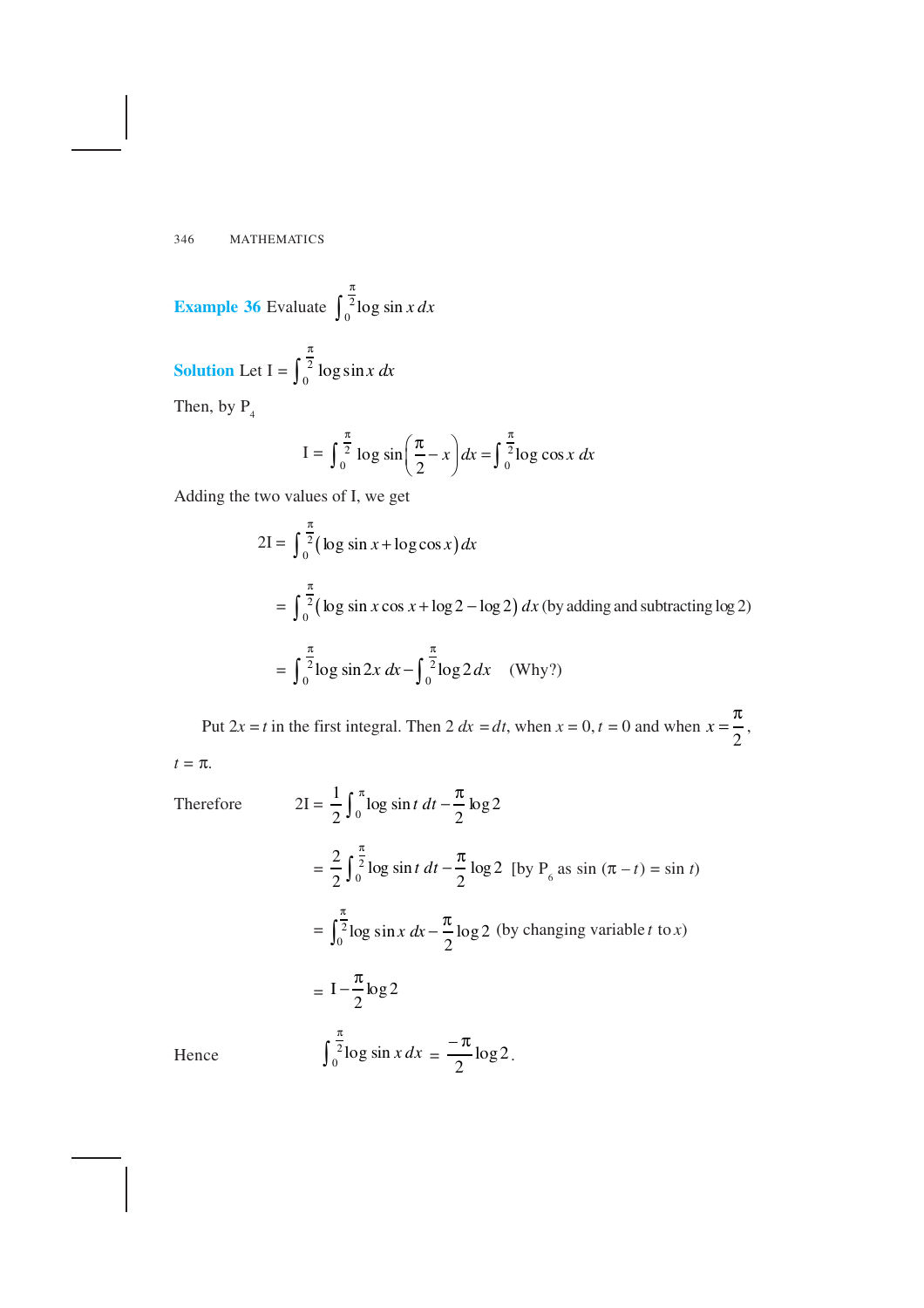**Example 36** Evaluate $\int_0^{\frac{\pi}{2}} \log \sin x \, dx$

**Solution** Let I = $\int_0^{\frac{\pi}{2}} \log \sin x \, dx$

Then, by $P_4$

$$I = \int_0^{\frac{\pi}{2}} \log \sin\left(\frac{\pi}{2} - x\right) dx = \int_0^{\frac{\pi}{2}} \log \cos x \, dx$$

Adding the two values of I, we get

$$2I = \int_0^{\frac{\pi}{2}} (\log \sin x + \log \cos x) \, dx$$

$$= \int_0^{\frac{\pi}{2}} (\log \sin x \cos x + \log 2 - \log 2) \, dx \text{ (by adding and subtracting } \log 2\text{)}$$

$$= \int_0^{\frac{\pi}{2}} \log \sin 2x \, dx - \int_0^{\frac{\pi}{2}} \log 2 \, dx \quad \text{(Why?)}$$

Put $2x = t$ in the first integral. Then $2\,dx = dt$, when $x = 0$, $t = 0$ and when $x = \frac{\pi}{2}$, $t = \pi$.

Therefore

$$2I = \frac{1}{2}\int_0^{\pi} \log \sin t \, dt - \frac{\pi}{2}\log 2$$

$$= \frac{2}{2}\int_0^{\frac{\pi}{2}} \log \sin t \, dt - \frac{\pi}{2}\log 2 \quad \text{[by } P_6 \text{ as } \sin(\pi - t) = \sin t\text{)}$$

$$= \int_0^{\frac{\pi}{2}} \log \sin x \, dx - \frac{\pi}{2}\log 2 \quad \text{(by changing variable } t \text{ to } x\text{)}$$

$$= I - \frac{\pi}{2}\log 2$$

Hence

$$\int_0^{\frac{\pi}{2}} \log \sin x \, dx = \frac{-\pi}{2}\log 2.$$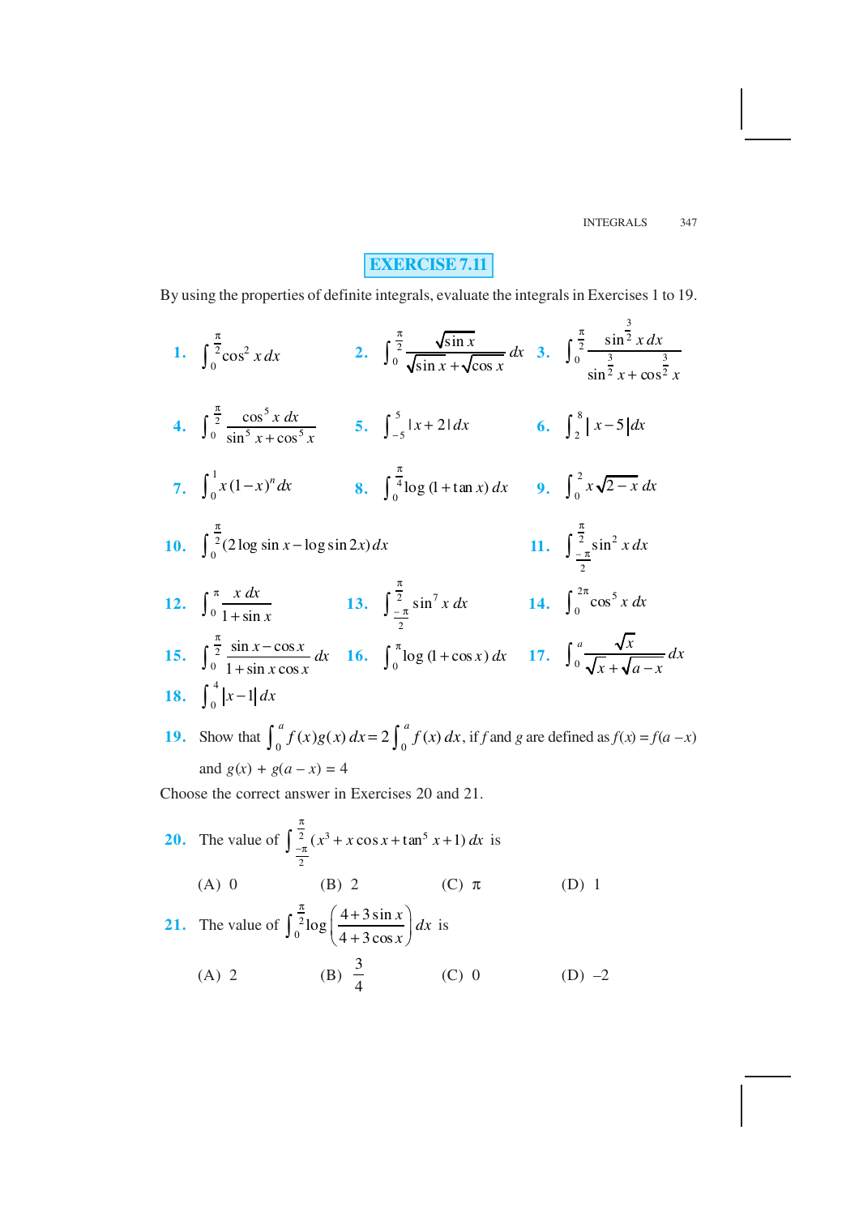## EXERCISE 7.11

By using the properties of definite integrals, evaluate the integrals in Exercises 1 to 19.

**1.** $\int_0^{\frac{\pi}{2}} \cos^2 x \, dx$

**2.** $\int_0^{\frac{\pi}{2}} \frac{\sqrt{\sin x}}{\sqrt{\sin x} + \sqrt{\cos x}} \, dx$

**3.** $\int_0^{\frac{\pi}{2}} \frac{\sin^{\frac{3}{2}} x \, dx}{\sin^{\frac{3}{2}} x + \cos^{\frac{3}{2}} x}$

**4.** $\int_0^{\frac{\pi}{2}} \frac{\cos^5 x \, dx}{\sin^5 x + \cos^5 x}$

**5.** $\int_{-5}^{5} |x+2| \, dx$

**6.** $\int_2^8 |x-5| \, dx$

**7.** $\int_0^1 x(1-x)^n \, dx$

**8.** $\int_0^{\frac{\pi}{4}} \log(1+\tan x) \, dx$

**9.** $\int_0^2 x\sqrt{2-x} \, dx$

**10.** $\int_0^{\frac{\pi}{2}} (2\log \sin x - \log \sin 2x) \, dx$

**11.** $\int_{-\frac{\pi}{2}}^{\frac{\pi}{2}} \sin^2 x \, dx$

**12.** $\int_0^{\pi} \frac{x \, dx}{1+\sin x}$

**13.** $\int_{-\frac{\pi}{2}}^{\frac{\pi}{2}} \sin^7 x \, dx$

**14.** $\int_0^{2\pi} \cos^5 x \, dx$

**15.** $\int_0^{\frac{\pi}{2}} \frac{\sin x - \cos x}{1+\sin x \cos x} \, dx$

**16.** $\int_0^{\pi} \log(1+\cos x) \, dx$

**17.** $\int_0^{a} \frac{\sqrt{x}}{\sqrt{x}+\sqrt{a-x}} \, dx$

**18.** $\int_0^4 |x-1| \, dx$

**19.** Show that $\int_0^a f(x)g(x)\,dx = 2\int_0^a f(x)\,dx$, if $f$ and $g$ are defined as $f(x) = f(a-x)$ and $g(x) + g(a-x) = 4$

Choose the correct answer in Exercises 20 and 21.

**20.** The value of $\int_{-\frac{\pi}{2}}^{\frac{\pi}{2}} (x^3 + x\cos x + \tan^5 x + 1) \, dx$ is

(A) 0 (B) 2 (C) $\pi$ (D) 1

**21.** The value of $\int_0^{\frac{\pi}{2}} \log\left(\frac{4+3\sin x}{4+3\cos x}\right) dx$ is

(A) 2 (B) $\frac{3}{4}$ (C) 0 (D) $-2$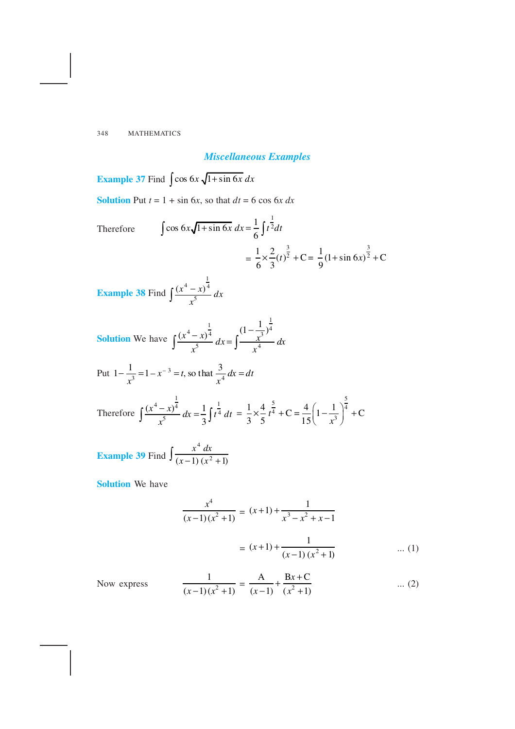## *Miscellaneous Examples*

**Example 37** Find $\int \cos 6x \sqrt{1+\sin 6x}\, dx$

**Solution** Put $t = 1 + \sin 6x$, so that $dt = 6 \cos 6x\, dx$

Therefore
$$\int \cos 6x\sqrt{1+\sin 6x}\, dx = \frac{1}{6}\int t^{\frac{1}{2}} dt$$

$$= \frac{1}{6}\times\frac{2}{3}(t)^{\frac{3}{2}} + \text{C} = \frac{1}{9}(1+\sin 6x)^{\frac{3}{2}} + \text{C}$$

**Example 38** Find $\int \frac{(x^4 - x)^{\frac{1}{4}}}{x^5}\, dx$

**Solution** We have $\int \frac{(x^4-x)^{\frac{1}{4}}}{x^5}\, dx = \int \frac{(1-\frac{1}{x^3})^{\frac{1}{4}}}{x^4}\, dx$

Put $1-\frac{1}{x^3} = 1 - x^{-3} = t$, so that $\frac{3}{x^4}dx = dt$

Therefore $\int \frac{(x^4-x)^{\frac{1}{4}}}{x^5}\, dx = \frac{1}{3}\int t^{\frac{1}{4}}\, dt = \frac{1}{3}\times\frac{4}{5}t^{\frac{5}{4}} + \text{C} = \frac{4}{15}\left(1-\frac{1}{x^3}\right)^{\frac{5}{4}} + \text{C}$

**Example 39** Find $\int \frac{x^4\, dx}{(x-1)(x^2+1)}$

**Solution** We have

$$\frac{x^4}{(x-1)(x^2+1)} = (x+1) + \frac{1}{x^3 - x^2 + x - 1}$$

$$= (x+1) + \frac{1}{(x-1)(x^2+1)} \qquad \text{... (1)}$$

Now express
$$\frac{1}{(x-1)(x^2+1)} = \frac{\text{A}}{(x-1)} + \frac{\text{B}x+\text{C}}{(x^2+1)} \qquad \text{... (2)}$$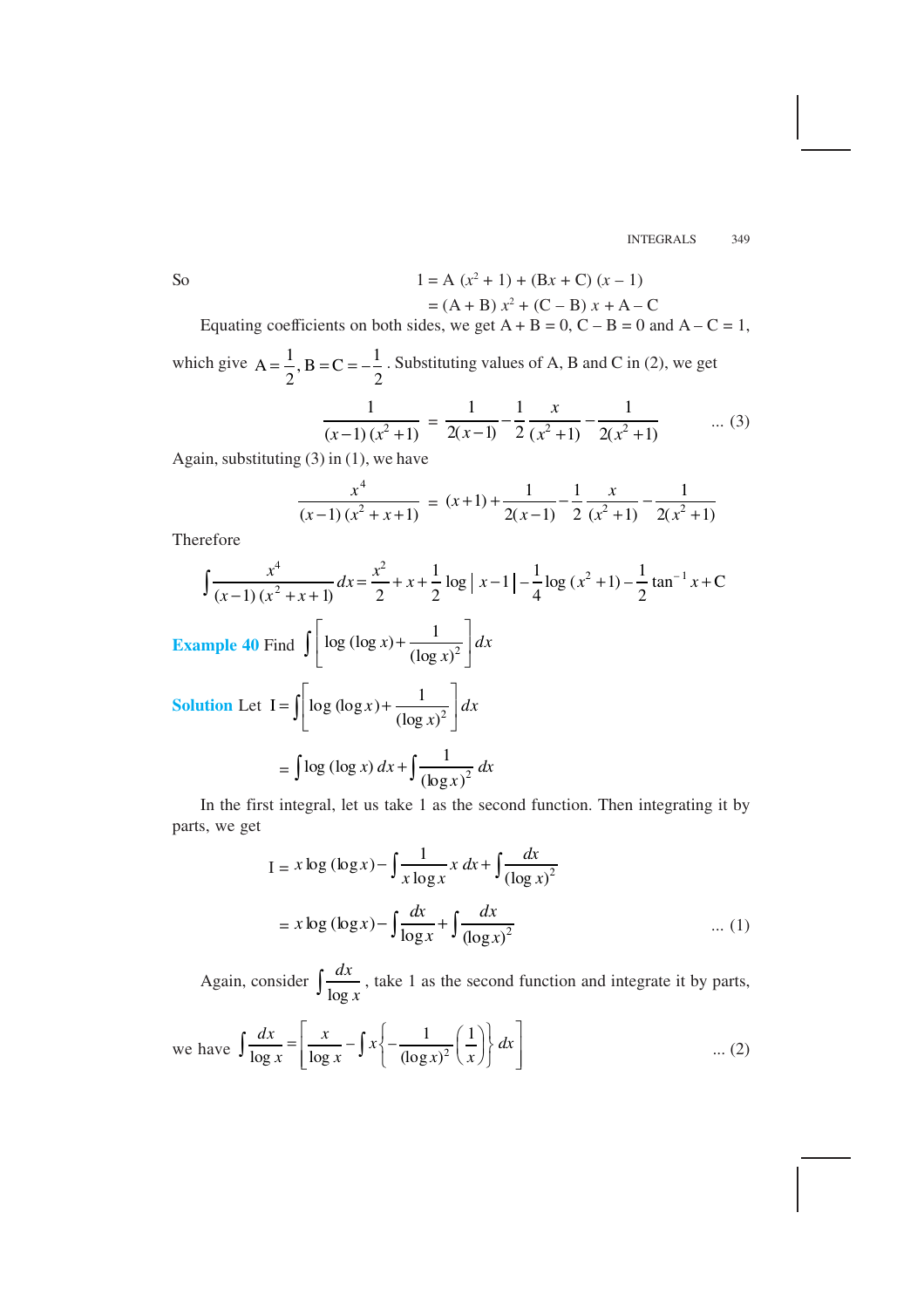So $$1 = A\,(x^2+1) + (Bx + C)\,(x-1)$$
$$= (A+B)\,x^2 + (C-B)\,x + A - C$$

Equating coefficients on both sides, we get $A + B = 0$, $C - B = 0$ and $A - C = 1$, which give $A = \frac{1}{2}, B = C = -\frac{1}{2}$. Substituting values of A, B and C in (2), we get

$$\frac{1}{(x-1)\,(x^2+1)} = \frac{1}{2(x-1)} - \frac{1}{2}\frac{x}{(x^2+1)} - \frac{1}{2(x^2+1)} \qquad \text{... (3)}$$

Again, substituting (3) in (1), we have

$$\frac{x^4}{(x-1)\,(x^2+x+1)} = (x+1) + \frac{1}{2(x-1)} - \frac{1}{2}\frac{x}{(x^2+1)} - \frac{1}{2(x^2+1)}$$

Therefore

$$\int \frac{x^4}{(x-1)\,(x^2+x+1)}\,dx = \frac{x^2}{2} + x + \frac{1}{2}\log|x-1| - \frac{1}{4}\log(x^2+1) - \frac{1}{2}\tan^{-1}x + C$$

**Example 40** Find $\int \left[\log(\log x) + \frac{1}{(\log x)^2}\right] dx$

**Solution** Let $I = \int \left[\log(\log x) + \frac{1}{(\log x)^2}\right] dx$

$$= \int \log(\log x)\,dx + \int \frac{1}{(\log x)^2}\,dx$$

In the first integral, let us take 1 as the second function. Then integrating it by parts, we get

$$I = x\log(\log x) - \int \frac{1}{x\log x}\,x\,dx + \int \frac{dx}{(\log x)^2}$$

$$= x\log(\log x) - \int \frac{dx}{\log x} + \int \frac{dx}{(\log x)^2} \qquad \text{... (1)}$$

Again, consider $\int \frac{dx}{\log x}$, take 1 as the second function and integrate it by parts, we have

$$\int \frac{dx}{\log x} = \left[\frac{x}{\log x} - \int x\left\{-\frac{1}{(\log x)^2}\left(\frac{1}{x}\right)\right\}dx\right] \qquad \text{... (2)}$$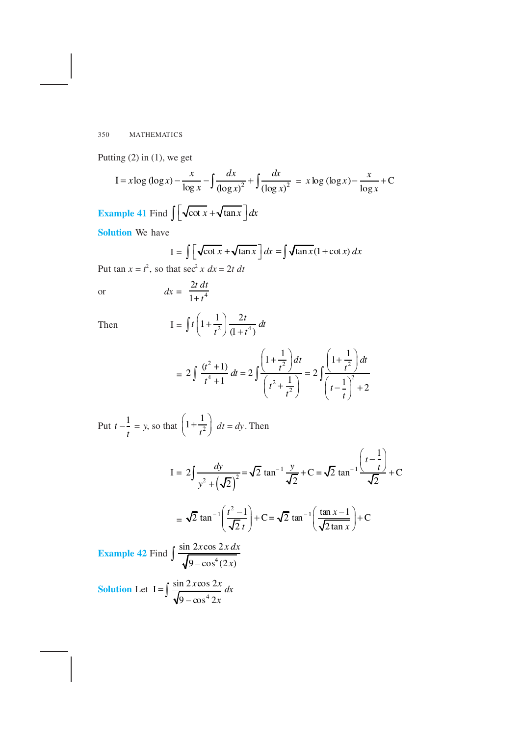Putting (2) in (1), we get

$$\mathrm{I} = x \log(\log x) - \frac{x}{\log x} - \int \frac{dx}{(\log x)^2} + \int \frac{dx}{(\log x)^2} = x \log(\log x) - \frac{x}{\log x} + \mathrm{C}$$

**Example 41** Find $\int \left[\sqrt{\cot x} + \sqrt{\tan x}\right] dx$

**Solution** We have

$$\mathrm{I} = \int \left[\sqrt{\cot x} + \sqrt{\tan x}\right] dx = \int \sqrt{\tan x}\,(1 + \cot x)\, dx$$

Put $\tan x = t^2$, so that $\sec^2 x\, dx = 2t\, dt$

or $$dx = \frac{2t\, dt}{1 + t^4}$$

Then $$\mathrm{I} = \int t \left(1 + \frac{1}{t^2}\right) \frac{2t}{(1 + t^4)}\, dt$$

$$= 2\int \frac{(t^2 + 1)}{t^4 + 1}\, dt = 2\int \frac{\left(1 + \frac{1}{t^2}\right) dt}{\left(t^2 + \frac{1}{t^2}\right)} = 2\int \frac{\left(1 + \frac{1}{t^2}\right) dt}{\left(t - \frac{1}{t}\right)^2 + 2}$$

Put $t - \frac{1}{t} = y$, so that $\left(1 + \frac{1}{t^2}\right) dt = dy$. Then

$$\mathrm{I} = 2\int \frac{dy}{y^2 + \left(\sqrt{2}\right)^2} = \sqrt{2} \tan^{-1} \frac{y}{\sqrt{2}} + \mathrm{C} = \sqrt{2} \tan^{-1} \frac{\left(t - \frac{1}{t}\right)}{\sqrt{2}} + \mathrm{C}$$

$$= \sqrt{2} \tan^{-1}\left(\frac{t^2 - 1}{\sqrt{2}\, t}\right) + \mathrm{C} = \sqrt{2} \tan^{-1}\left(\frac{\tan x - 1}{\sqrt{2 \tan x}}\right) + \mathrm{C}$$

**Example 42** Find $\int \frac{\sin 2x \cos 2x\, dx}{\sqrt{9 - \cos^4 (2x)}}$

**Solution** Let $\mathrm{I} = \int \frac{\sin 2x \cos 2x}{\sqrt{9 - \cos^4 2x}}\, dx$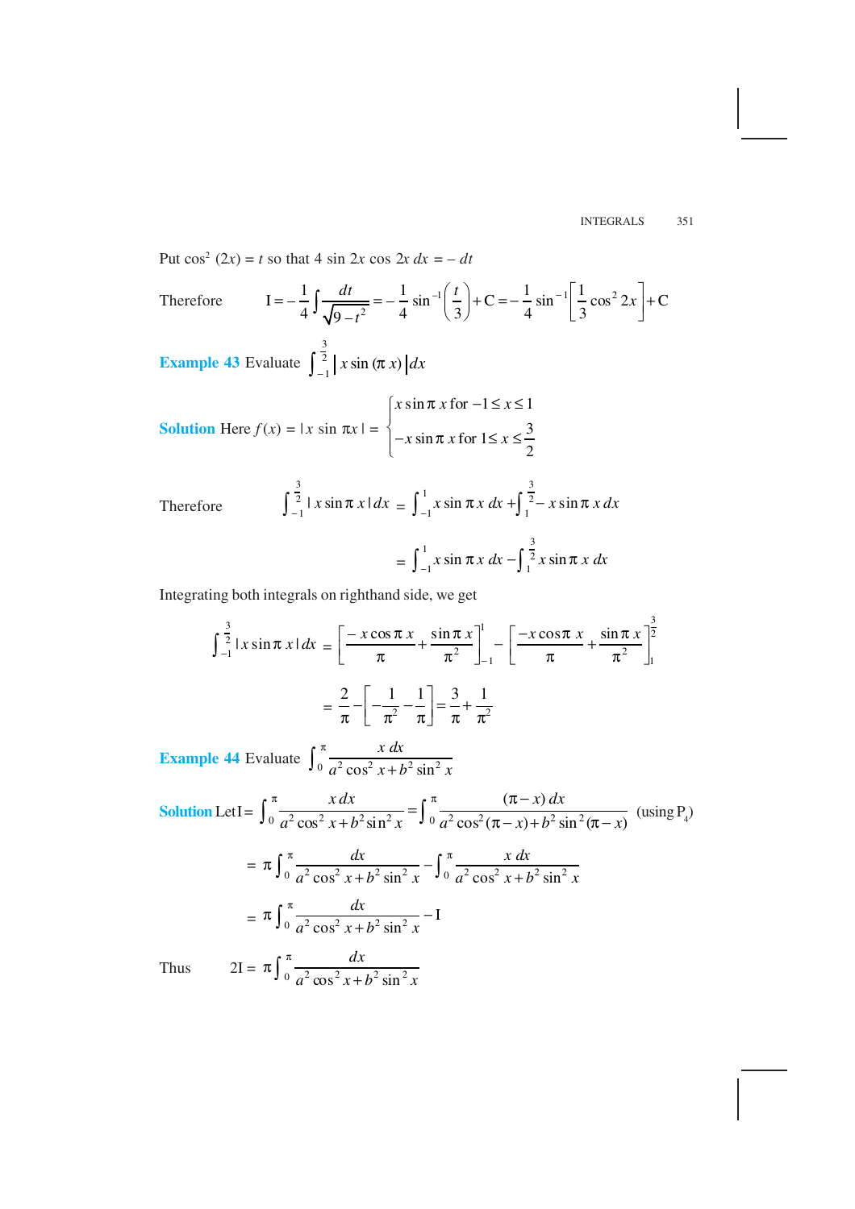Put $\cos^2(2x) = t$ so that $4 \sin 2x \cos 2x \, dx = -dt$

Therefore $\quad \mathrm{I} = -\frac{1}{4}\int \frac{dt}{\sqrt{9-t^2}} = -\frac{1}{4}\sin^{-1}\left(\frac{t}{3}\right) + \mathrm{C} = -\frac{1}{4}\sin^{-1}\left[\frac{1}{3}\cos^2 2x\right] + \mathrm{C}$

**Example 43** Evaluate $\int_{-1}^{\frac{3}{2}} |x \sin(\pi x)| \, dx$

**Solution** Here $f(x) = |x \sin \pi x| = \begin{cases} x \sin \pi x \text{ for } -1 \le x \le 1 \\ -x \sin \pi x \text{ for } 1 \le x \le \frac{3}{2} \end{cases}$

Therefore $\quad \int_{-1}^{\frac{3}{2}} |x \sin \pi x| \, dx = \int_{-1}^{1} x \sin \pi x \, dx + \int_{1}^{\frac{3}{2}} -x \sin \pi x \, dx$

$$= \int_{-1}^{1} x \sin \pi x \, dx - \int_{1}^{\frac{3}{2}} x \sin \pi x \, dx$$

Integrating both integrals on righthand side, we get

$$\int_{-1}^{\frac{3}{2}} |x \sin \pi x| \, dx = \left[\frac{-x \cos \pi x}{\pi} + \frac{\sin \pi x}{\pi^2}\right]_{-1}^{1} - \left[\frac{-x \cos \pi x}{\pi} + \frac{\sin \pi x}{\pi^2}\right]_{1}^{\frac{3}{2}}$$

$$= \frac{2}{\pi} - \left[-\frac{1}{\pi^2} - \frac{1}{\pi}\right] = \frac{3}{\pi} + \frac{1}{\pi^2}$$

**Example 44** Evaluate $\int_0^{\pi} \frac{x \, dx}{a^2 \cos^2 x + b^2 \sin^2 x}$

**Solution** Let $\mathrm{I} = \int_0^{\pi} \frac{x \, dx}{a^2 \cos^2 x + b^2 \sin^2 x} = \int_0^{\pi} \frac{(\pi - x) \, dx}{a^2 \cos^2(\pi - x) + b^2 \sin^2(\pi - x)}$ (using $\mathrm{P}_4$)

$$= \pi \int_0^{\pi} \frac{dx}{a^2 \cos^2 x + b^2 \sin^2 x} - \int_0^{\pi} \frac{x \, dx}{a^2 \cos^2 x + b^2 \sin^2 x}$$

$$= \pi \int_0^{\pi} \frac{dx}{a^2 \cos^2 x + b^2 \sin^2 x} - \mathrm{I}$$

Thus $\quad 2\mathrm{I} = \pi \int_0^{\pi} \frac{dx}{a^2 \cos^2 x + b^2 \sin^2 x}$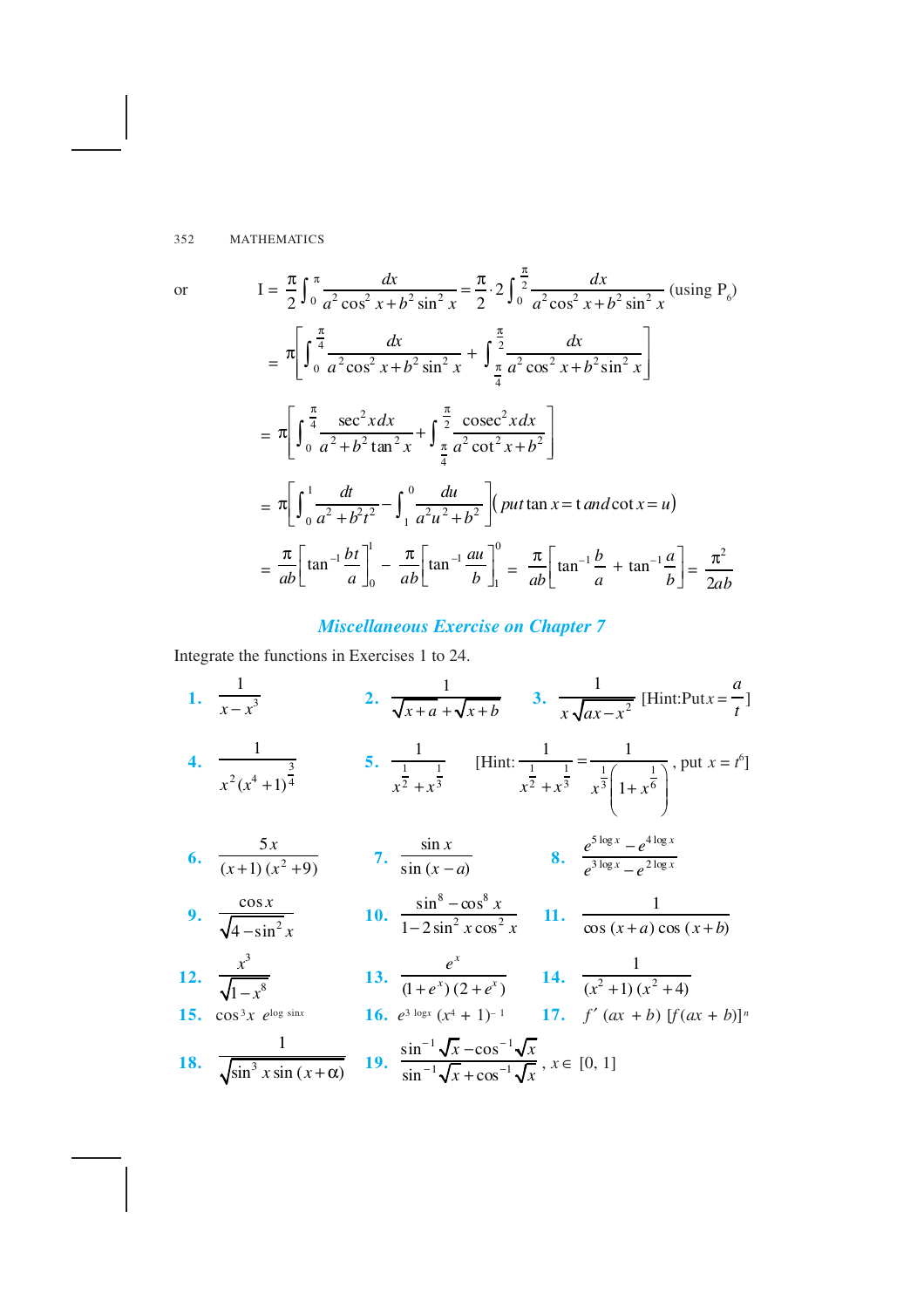or
$$I = \frac{\pi}{2}\int_0^{\pi} \frac{dx}{a^2\cos^2 x + b^2 \sin^2 x} = \frac{\pi}{2}\cdot 2\int_0^{\frac{\pi}{2}} \frac{dx}{a^2\cos^2 x + b^2\sin^2 x} \text{ (using } P_6)$$

$$= \pi\left[\int_0^{\frac{\pi}{4}} \frac{dx}{a^2\cos^2 x + b^2 \sin^2 x} + \int_{\frac{\pi}{4}}^{\frac{\pi}{2}} \frac{dx}{a^2\cos^2 x + b^2\sin^2 x}\right]$$

$$= \pi\left[\int_0^{\frac{\pi}{4}} \frac{\sec^2 x\,dx}{a^2 + b^2\tan^2 x} + \int_{\frac{\pi}{4}}^{\frac{\pi}{2}} \frac{\text{cosec}^2 x\,dx}{a^2\cot^2 x + b^2}\right]$$

$$= \pi\left[\int_0^1 \frac{dt}{a^2 + b^2t^2} - \int_1^0 \frac{du}{a^2u^2 + b^2}\right] (\textit{put } \tan x = t \textit{ and } \cot x = u)$$

$$= \frac{\pi}{ab}\left[\tan^{-1}\frac{bt}{a}\right]_0^1 - \frac{\pi}{ab}\left[\tan^{-1}\frac{au}{b}\right]_1^0 = \frac{\pi}{ab}\left[\tan^{-1}\frac{b}{a} + \tan^{-1}\frac{a}{b}\right] = \frac{\pi^2}{2ab}$$

## *Miscellaneous Exercise on Chapter 7*

Integrate the functions in Exercises 1 to 24.

**1.** $\dfrac{1}{x - x^3}$

**2.** $\dfrac{1}{\sqrt{x+a} + \sqrt{x+b}}$

**3.** $\dfrac{1}{x\sqrt{ax - x^2}}$ [Hint: Put $x = \dfrac{a}{t}$]

**4.** $\dfrac{1}{x^2(x^4+1)^{\frac{3}{4}}}$

**5.** $\dfrac{1}{x^{\frac{1}{2}} + x^{\frac{1}{3}}}$ [Hint: $\dfrac{1}{x^{\frac{1}{2}} + x^{\frac{1}{3}}} = \dfrac{1}{x^{\frac{1}{3}}\left(1 + x^{\frac{1}{6}}\right)}$, put $x = t^6$]

**6.** $\dfrac{5x}{(x+1)(x^2+9)}$

**7.** $\dfrac{\sin x}{\sin(x-a)}$

**8.** $\dfrac{e^{5\log x} - e^{4\log x}}{e^{3\log x} - e^{2\log x}}$

**9.** $\dfrac{\cos x}{\sqrt{4 - \sin^2 x}}$

**10.** $\dfrac{\sin^8 - \cos^8 x}{1 - 2\sin^2 x\cos^2 x}$

**11.** $\dfrac{1}{\cos(x+a)\cos(x+b)}$

**12.** $\dfrac{x^3}{\sqrt{1-x^8}}$

**13.** $\dfrac{e^x}{(1+e^x)(2+e^x)}$

**14.** $\dfrac{1}{(x^2+1)(x^2+4)}$

**15.** $\cos^3 x\ e^{\log \sin x}$

**16.** $e^{3\log x}(x^4+1)^{-1}$

**17.** $f'(ax+b)\,[f(ax+b)]^n$

**18.** $\dfrac{1}{\sqrt{\sin^3 x\sin(x+\alpha)}}$

**19.** $\dfrac{\sin^{-1}\sqrt{x} - \cos^{-1}\sqrt{x}}{\sin^{-1}\sqrt{x} + \cos^{-1}\sqrt{x}}$, $x \in [0, 1]$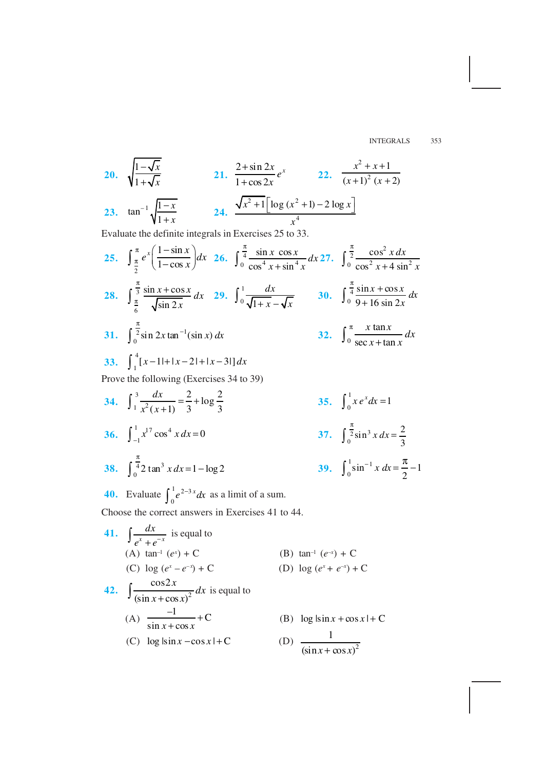**20.** $\sqrt{\dfrac{1-\sqrt{x}}{1+\sqrt{x}}}$ **21.** $\dfrac{2+\sin 2x}{1+\cos 2x}e^x$ **22.** $\dfrac{x^2+x+1}{(x+1)^2(x+2)}$

**23.** $\tan^{-1}\sqrt{\dfrac{1-x}{1+x}}$ **24.** $\dfrac{\sqrt{x^2+1}\left[\log(x^2+1)-2\log x\right]}{x^4}$

Evaluate the definite integrals in Exercises 25 to 33.

**25.** $\displaystyle\int_{\frac{\pi}{2}}^{\pi} e^x\left(\frac{1-\sin x}{1-\cos x}\right)dx$ **26.** $\displaystyle\int_0^{\frac{\pi}{4}}\frac{\sin x\cos x}{\cos^4 x+\sin^4 x}dx$ **27.** $\displaystyle\int_0^{\frac{\pi}{2}}\frac{\cos^2 x\,dx}{\cos^2 x+4\sin^2 x}$

**28.** $\displaystyle\int_{\frac{\pi}{6}}^{\frac{\pi}{3}}\frac{\sin x+\cos x}{\sqrt{\sin 2x}}dx$ **29.** $\displaystyle\int_0^1\frac{dx}{\sqrt{1+x}-\sqrt{x}}$ **30.** $\displaystyle\int_0^{\frac{\pi}{4}}\frac{\sin x+\cos x}{9+16\sin 2x}dx$

**31.** $\displaystyle\int_0^{\frac{\pi}{2}}\sin 2x\tan^{-1}(\sin x)\,dx$ **32.** $\displaystyle\int_0^{\pi}\frac{x\tan x}{\sec x+\tan x}dx$

**33.** $\displaystyle\int_1^4\left[|x-1|+|x-2|+|x-3|\right]dx$

Prove the following (Exercises 34 to 39)

**34.** $\displaystyle\int_1^3\frac{dx}{x^2(x+1)}=\frac{2}{3}+\log\frac{2}{3}$ **35.** $\displaystyle\int_0^1 x\,e^x\,dx=1$

**36.** $\displaystyle\int_{-1}^1 x^{17}\cos^4 x\,dx=0$ **37.** $\displaystyle\int_0^{\frac{\pi}{2}}\sin^3 x\,dx=\frac{2}{3}$

**38.** $\displaystyle\int_0^{\frac{\pi}{4}}2\tan^3 x\,dx=1-\log 2$ **39.** $\displaystyle\int_0^1\sin^{-1}x\,dx=\frac{\pi}{2}-1$

**40.** Evaluate $\displaystyle\int_0^1 e^{2-3x}dx$ as a limit of a sum.

Choose the correct answers in Exercises 41 to 44.

**41.** $\displaystyle\int\frac{dx}{e^x+e^{-x}}$ is equal to

(A) $\tan^{-1}(e^x)+C$ (B) $\tan^{-1}(e^{-x})+C$

(C) $\log(e^x-e^{-x})+C$ (D) $\log(e^x+e^{-x})+C$

**42.** $\displaystyle\int\frac{\cos 2x}{(\sin x+\cos x)^2}dx$ is equal to

(A) $\dfrac{-1}{\sin x+\cos x}+C$ (B) $\log|\sin x+\cos x|+C$

(C) $\log|\sin x-\cos x|+C$ (D) $\dfrac{1}{(\sin x+\cos x)^2}$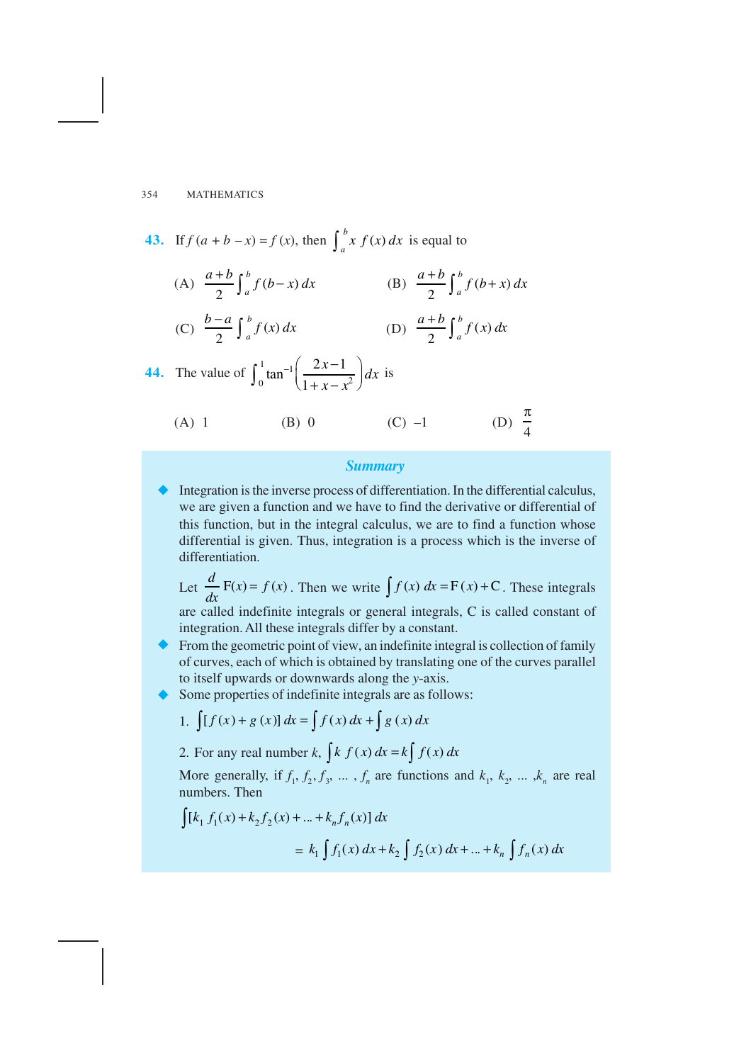**43.** If $f(a + b - x) = f(x)$, then $\int_a^b x\, f(x)\, dx$ is equal to

(A) $\frac{a+b}{2}\int_a^b f(b-x)\, dx$ (B) $\frac{a+b}{2}\int_a^b f(b+x)\, dx$

(C) $\frac{b-a}{2}\int_a^b f(x)\, dx$ (D) $\frac{a+b}{2}\int_a^b f(x)\, dx$

**44.** The value of $\int_0^1 \tan^{-1}\left(\frac{2x-1}{1+x-x^2}\right)dx$ is

(A) 1 (B) 0 (C) –1 (D) $\frac{\pi}{4}$

## *Summary*

- Integration is the inverse process of differentiation. In the differential calculus, we are given a function and we have to find the derivative or differential of this function, but in the integral calculus, we are to find a function whose differential is given. Thus, integration is a process which is the inverse of differentiation.

  Let $\frac{d}{dx}\mathrm{F}(x) = f(x)$. Then we write $\int f(x)\, dx = \mathrm{F}(x) + \mathrm{C}$. These integrals are called indefinite integrals or general integrals, C is called constant of integration. All these integrals differ by a constant.

- From the geometric point of view, an indefinite integral is collection of family of curves, each of which is obtained by translating one of the curves parallel to itself upwards or downwards along the $y$-axis.

- Some properties of indefinite integrals are as follows:

  1. $\int [f(x) + g(x)]\, dx = \int f(x)\, dx + \int g(x)\, dx$

  2. For any real number $k$, $\int k\, f(x)\, dx = k\int f(x)\, dx$

  More generally, if $f_1, f_2, f_3, \ldots, f_n$ are functions and $k_1, k_2, \ldots, k_n$ are real numbers. Then

  $$\int [k_1 f_1(x) + k_2 f_2(x) + \ldots + k_n f_n(x)]\, dx$$

  $$= k_1 \int f_1(x)\, dx + k_2 \int f_2(x)\, dx + \ldots + k_n \int f_n(x)\, dx$$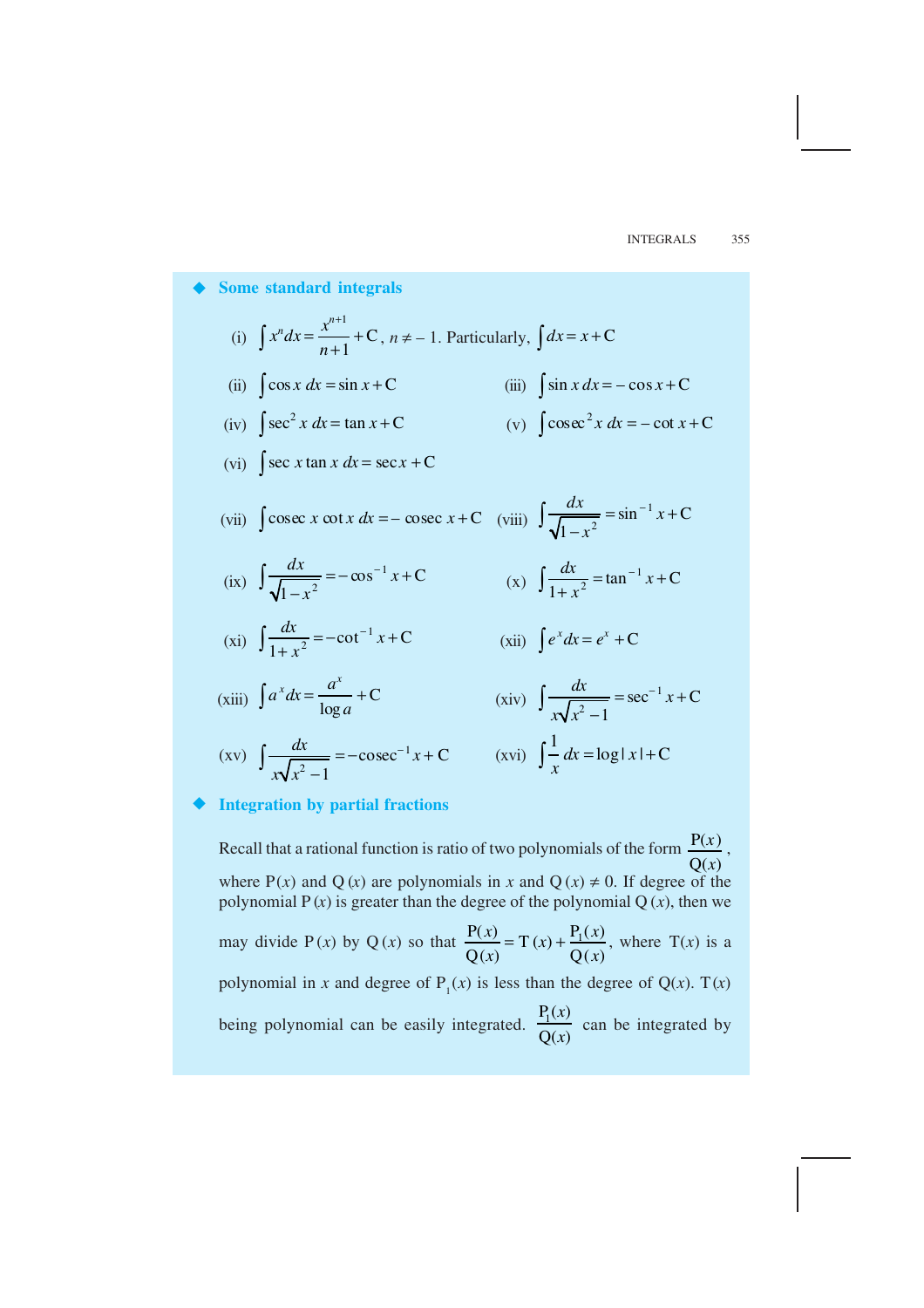## ◆ Some standard integrals

(i) $\int x^n dx = \frac{x^{n+1}}{n+1} + C$, $n \neq -1$. Particularly, $\int dx = x + C$

(ii) $\int \cos x \, dx = \sin x + C$

(iii) $\int \sin x \, dx = -\cos x + C$

(iv) $\int \sec^2 x \, dx = \tan x + C$

(v) $\int \text{cosec}^2 x \, dx = -\cot x + C$

(vi) $\int \sec x \tan x \, dx = \sec x + C$

(vii) $\int \text{cosec } x \cot x \, dx = -\text{cosec } x + C$

(viii) $\int \frac{dx}{\sqrt{1-x^2}} = \sin^{-1} x + C$

(ix) $\int \frac{dx}{\sqrt{1-x^2}} = -\cos^{-1} x + C$

(x) $\int \frac{dx}{1+x^2} = \tan^{-1} x + C$

(xi) $\int \frac{dx}{1+x^2} = -\cot^{-1} x + C$

(xii) $\int e^x dx = e^x + C$

(xiii) $\int a^x dx = \frac{a^x}{\log a} + C$

(xiv) $\int \frac{dx}{x\sqrt{x^2-1}} = \sec^{-1} x + C$

(xv) $\int \frac{dx}{x\sqrt{x^2-1}} = -\text{cosec}^{-1} x + C$

(xvi) $\int \frac{1}{x} dx = \log |x| + C$

## ◆ Integration by partial fractions

Recall that a rational function is ratio of two polynomials of the form $\frac{P(x)}{Q(x)}$, where $P(x)$ and $Q(x)$ are polynomials in $x$ and $Q(x) \neq 0$. If degree of the polynomial $P(x)$ is greater than the degree of the polynomial $Q(x)$, then we may divide $P(x)$ by $Q(x)$ so that $\frac{P(x)}{Q(x)} = T(x) + \frac{P_1(x)}{Q(x)}$, where $T(x)$ is a polynomial in $x$ and degree of $P_1(x)$ is less than the degree of $Q(x)$. $T(x)$ being polynomial can be easily integrated. $\frac{P_1(x)}{Q(x)}$ can be integrated by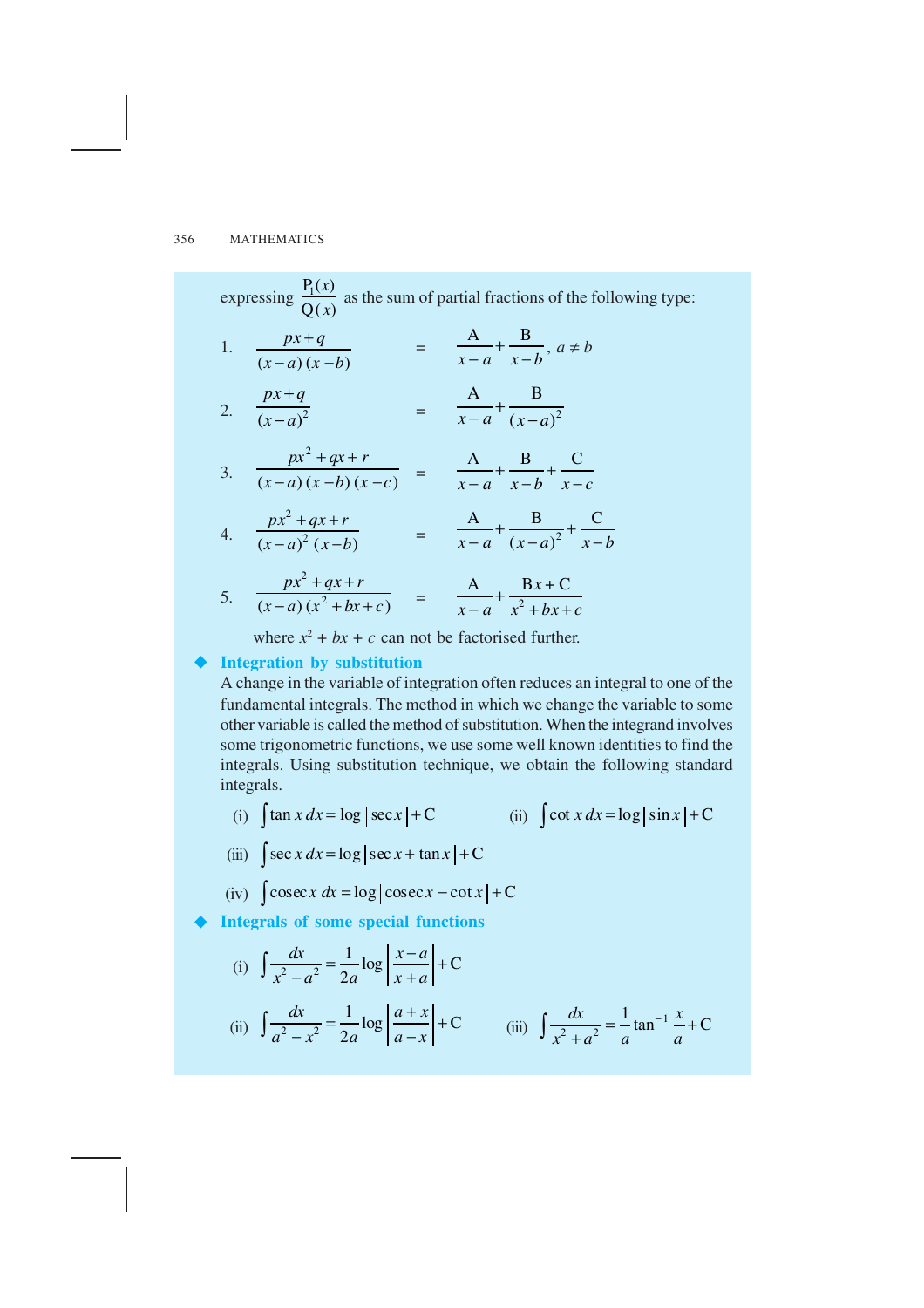expressing $\dfrac{P_1(x)}{Q(x)}$ as the sum of partial fractions of the following type:

1. $\dfrac{px+q}{(x-a)(x-b)} = \dfrac{A}{x-a} + \dfrac{B}{x-b}$, $a \neq b$

2. $\dfrac{px+q}{(x-a)^2} = \dfrac{A}{x-a} + \dfrac{B}{(x-a)^2}$

3. $\dfrac{px^2+qx+r}{(x-a)(x-b)(x-c)} = \dfrac{A}{x-a} + \dfrac{B}{x-b} + \dfrac{C}{x-c}$

4. $\dfrac{px^2+qx+r}{(x-a)^2(x-b)} = \dfrac{A}{x-a} + \dfrac{B}{(x-a)^2} + \dfrac{C}{x-b}$

5. $\dfrac{px^2+qx+r}{(x-a)(x^2+bx+c)} = \dfrac{A}{x-a} + \dfrac{Bx+C}{x^2+bx+c}$

   where $x^2 + bx + c$ can not be factorised further.

◆ **Integration by substitution**

A change in the variable of integration often reduces an integral to one of the fundamental integrals. The method in which we change the variable to some other variable is called the method of substitution. When the integrand involves some trigonometric functions, we use some well known identities to find the integrals. Using substitution technique, we obtain the following standard integrals.

(i) $\int \tan x \, dx = \log |\sec x| + C$  (ii) $\int \cot x \, dx = \log |\sin x| + C$

(iii) $\int \sec x \, dx = \log |\sec x + \tan x| + C$

(iv) $\int \operatorname{cosec} x \, dx = \log |\operatorname{cosec} x - \cot x| + C$

◆ **Integrals of some special functions**

(i) $\displaystyle\int \frac{dx}{x^2 - a^2} = \frac{1}{2a} \log \left| \frac{x-a}{x+a} \right| + C$

(ii) $\displaystyle\int \frac{dx}{a^2 - x^2} = \frac{1}{2a} \log \left| \frac{a+x}{a-x} \right| + C$  (iii) $\displaystyle\int \frac{dx}{x^2 + a^2} = \frac{1}{a} \tan^{-1} \frac{x}{a} + C$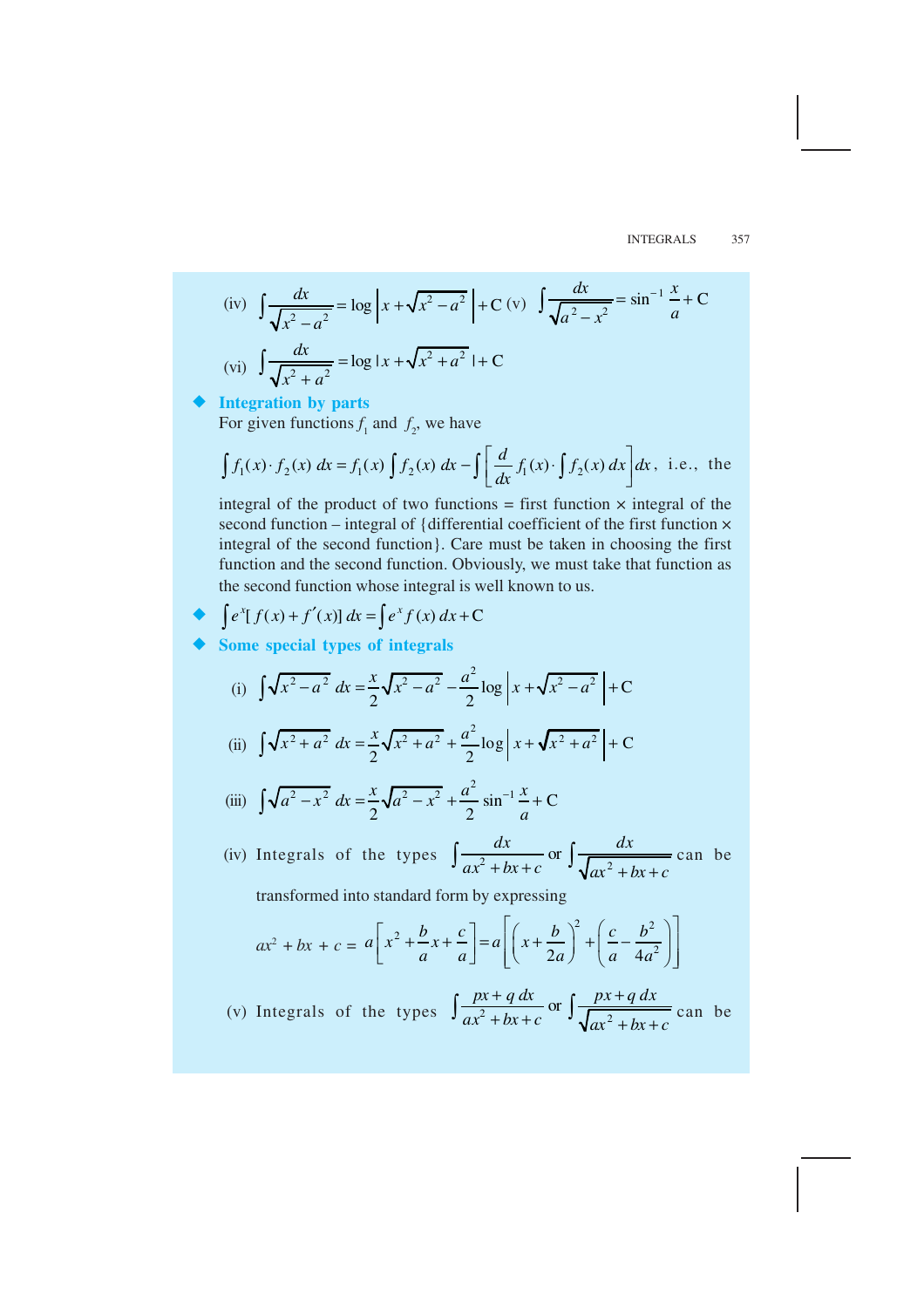(iv) $\int \frac{dx}{\sqrt{x^2 - a^2}} = \log \left| x + \sqrt{x^2 - a^2} \right| + C$ (v) $\int \frac{dx}{\sqrt{a^2 - x^2}} = \sin^{-1} \frac{x}{a} + C$

(vi) $\int \frac{dx}{\sqrt{x^2 + a^2}} = \log | x + \sqrt{x^2 + a^2} | + C$

- **Integration by parts**

  For given functions $f_1$ and $f_2$, we have

  $$\int f_1(x) \cdot f_2(x)\, dx = f_1(x) \int f_2(x)\, dx - \int \left[ \frac{d}{dx} f_1(x) \cdot \int f_2(x)\, dx \right] dx,$$ i.e., the

  integral of the product of two functions = first function × integral of the second function – integral of {differential coefficient of the first function × integral of the second function}. Care must be taken in choosing the first function and the second function. Obviously, we must take that function as the second function whose integral is well known to us.

- $\int e^x [f(x) + f'(x)]\, dx = \int e^x f(x)\, dx + C$

- **Some special types of integrals**

  (i) $\int \sqrt{x^2 - a^2}\, dx = \frac{x}{2} \sqrt{x^2 - a^2} - \frac{a^2}{2} \log \left| x + \sqrt{x^2 - a^2} \right| + C$

  (ii) $\int \sqrt{x^2 + a^2}\, dx = \frac{x}{2} \sqrt{x^2 + a^2} + \frac{a^2}{2} \log \left| x + \sqrt{x^2 + a^2} \right| + C$

  (iii) $\int \sqrt{a^2 - x^2}\, dx = \frac{x}{2} \sqrt{a^2 - x^2} + \frac{a^2}{2} \sin^{-1} \frac{x}{a} + C$

  (iv) Integrals of the types $\int \frac{dx}{ax^2 + bx + c}$ or $\int \frac{dx}{\sqrt{ax^2 + bx + c}}$ can be transformed into standard form by expressing

  $$ax^2 + bx + c = a \left[ x^2 + \frac{b}{a} x + \frac{c}{a} \right] = a \left[ \left( x + \frac{b}{2a} \right)^2 + \left( \frac{c}{a} - \frac{b^2}{4a^2} \right) \right]$$

  (v) Integrals of the types $\int \frac{px + q\, dx}{ax^2 + bx + c}$ or $\int \frac{px + q\, dx}{\sqrt{ax^2 + bx + c}}$ can be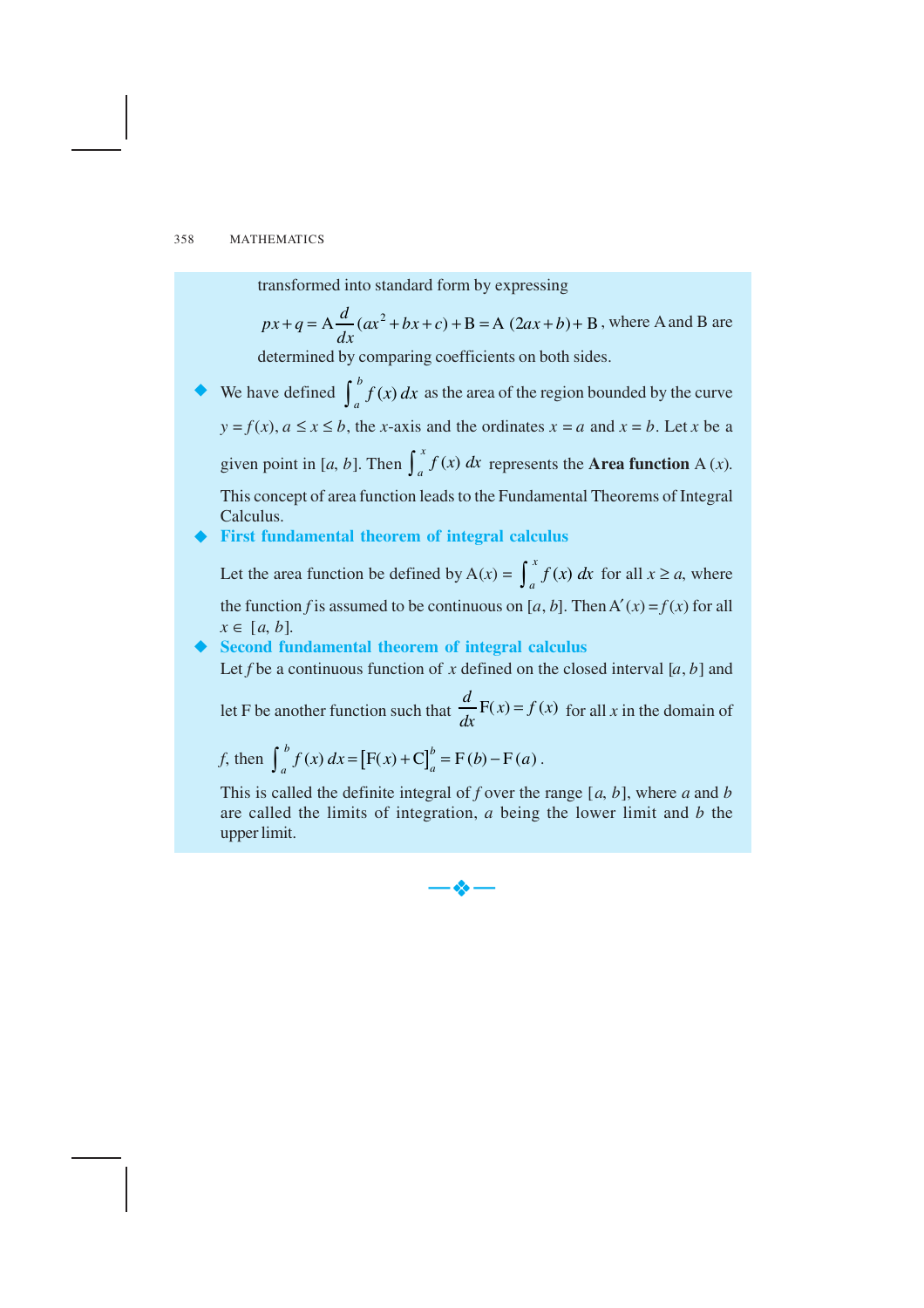transformed into standard form by expressing

$$px + q = A\frac{d}{dx}(ax^2 + bx + c) + B = A\,(2ax + b) + B$$, where A and B are determined by comparing coefficients on both sides.

- We have defined $\int_a^b f(x)\,dx$ as the area of the region bounded by the curve $y = f(x)$, $a \le x \le b$, the $x$-axis and the ordinates $x = a$ and $x = b$. Let $x$ be a given point in $[a, b]$. Then $\int_a^x f(x)\,dx$ represents the **Area function** A $(x)$. This concept of area function leads to the Fundamental Theorems of Integral Calculus.

- **First fundamental theorem of integral calculus**

  Let the area function be defined by $A(x) = \int_a^x f(x)\,dx$ for all $x \ge a$, where the function $f$ is assumed to be continuous on $[a, b]$. Then $A'(x) = f(x)$ for all $x \in [a, b]$.

- **Second fundamental theorem of integral calculus**

  Let $f$ be a continuous function of $x$ defined on the closed interval $[a, b]$ and let F be another function such that $\frac{d}{dx}F(x) = f(x)$ for all $x$ in the domain of $f$, then $\int_a^b f(x)\,dx = [F(x) + C]_a^b = F(b) - F(a)$.

  This is called the definite integral of $f$ over the range $[a, b]$, where $a$ and $b$ are called the limits of integration, $a$ being the lower limit and $b$ the upper limit.